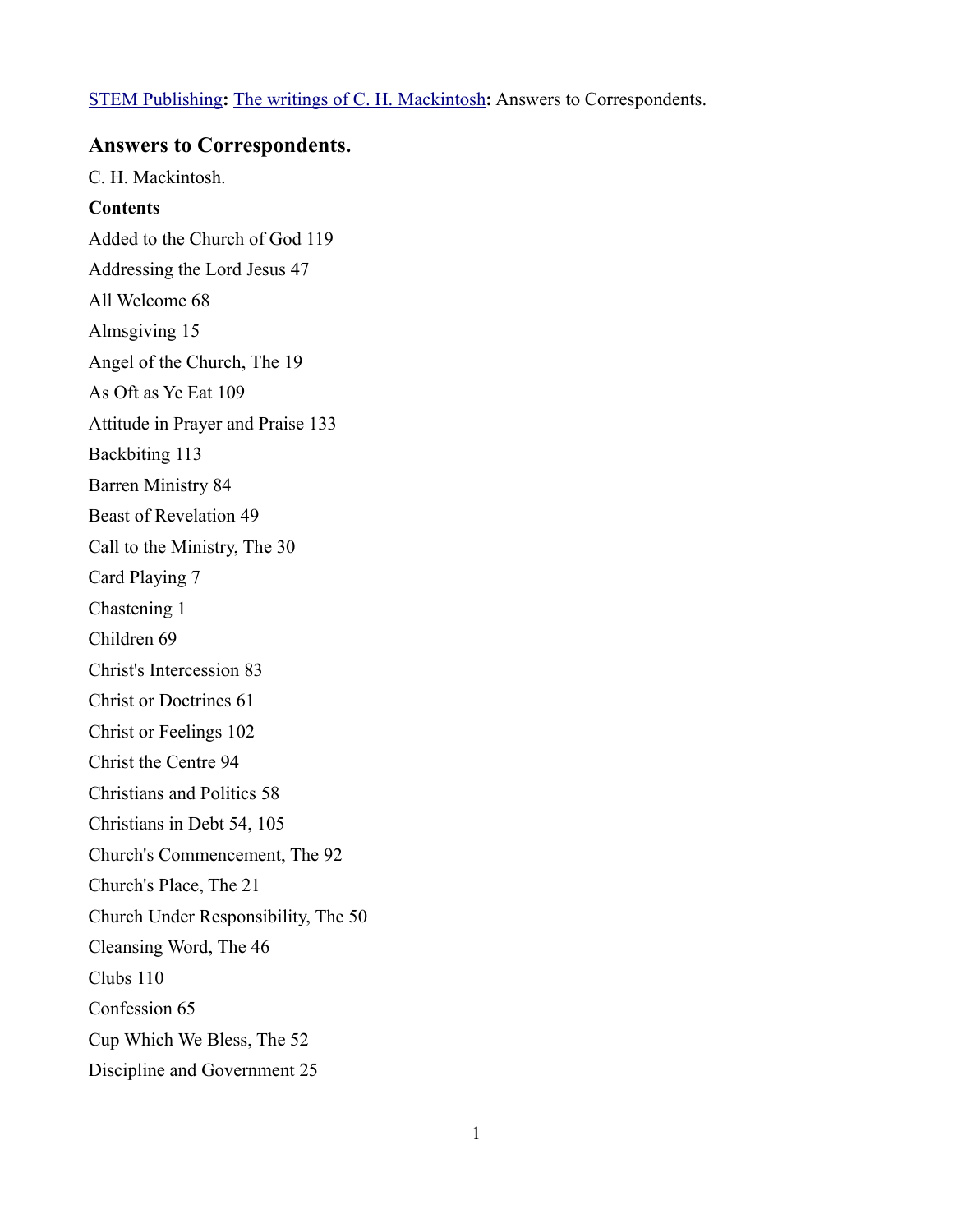STEM Publishing: The writings of C. H. Mackintosh: Answers to Correspondents.

## Answers to Correspondents.

C. H. Mackintosh.

**Contents**

Added to the Church of God 119

Addressing the Lord Jesus 47

All Welcome 68

Almsgiving 15

Angel of the Church, The 19

As Oft as Ye Eat 109

Attitude in Prayer and Praise 133

Backbiting 113

Barren Ministry 84

Beast of Revelation 49

Call to the Ministry, The 30

Card Playing 7

Chastening 1

Children 69

Christ's Intercession 83

Christ or Doctrines 61

Christ or Feelings 102

Christ the Centre 94

Christians and Politics 58

Christians in Debt 54, 105

Church's Commencement, The 92

Church's Place, The 21

Church Under Responsibility, The 50

Cleansing Word, The 46

Clubs 110

Confession 65

Cup Which We Bless, The 52

Discipline and Government 25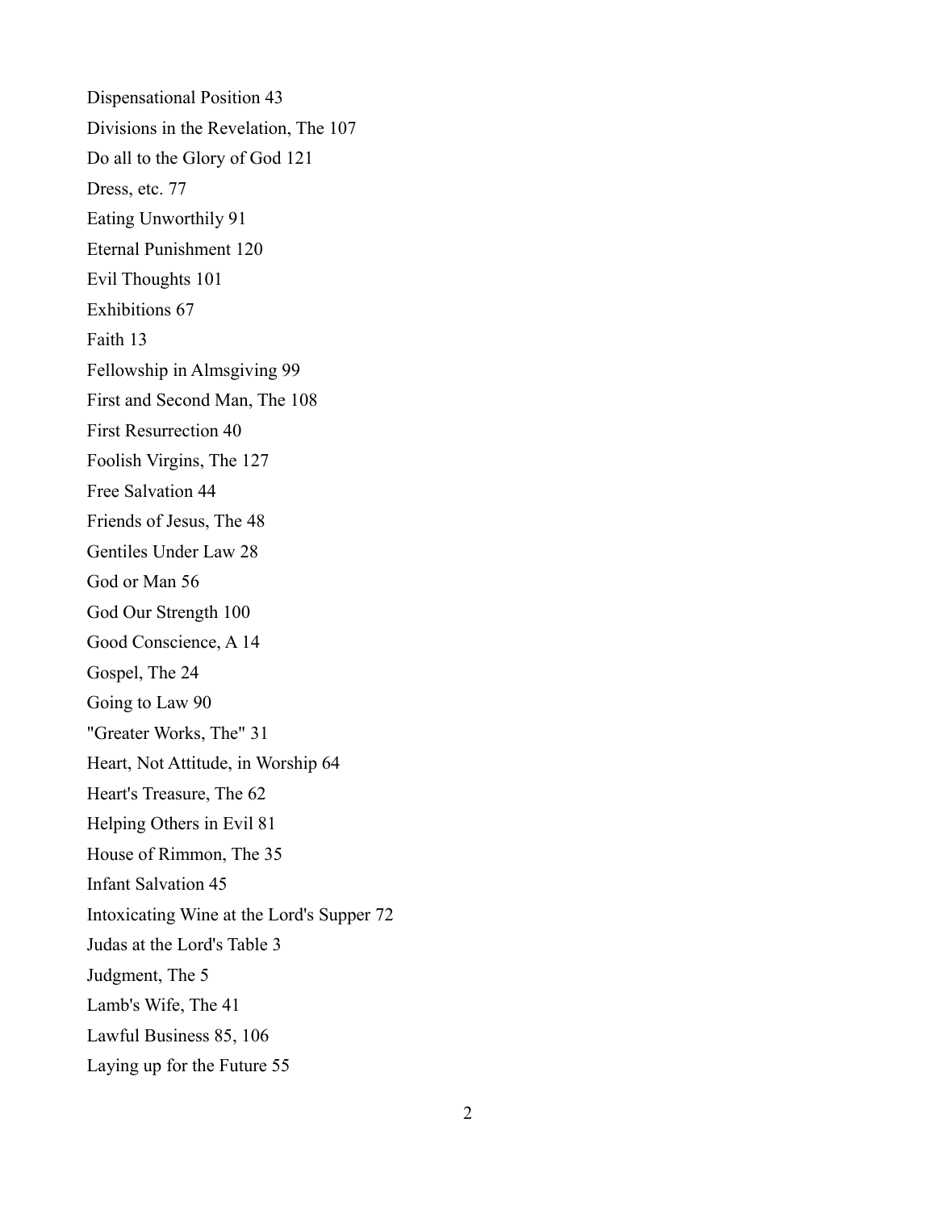Dispensational Position 43

Divisions in the Revelation, The 107

Do all to the Glory of God 121

Dress, etc. 77

Eating Unworthily 91

Eternal Punishment 120

Evil Thoughts 101

Exhibitions 67

Faith 13

Fellowship in Almsgiving 99

First and Second Man, The 108

First Resurrection 40

Foolish Virgins, The 127

Free Salvation 44

Friends of Jesus, The 48

Gentiles Under Law 28

God or Man 56

God Our Strength 100

Good Conscience, A 14

Gospel, The 24

Going to Law 90

"Greater Works, The" 31

Heart, Not Attitude, in Worship 64

Heart's Treasure, The 62

Helping Others in Evil 81

House of Rimmon, The 35

Infant Salvation 45

Intoxicating Wine at the Lord's Supper 72

Judas at the Lord's Table 3

Judgment, The 5

Lamb's Wife, The 41

Lawful Business 85, 106

Laying up for the Future 55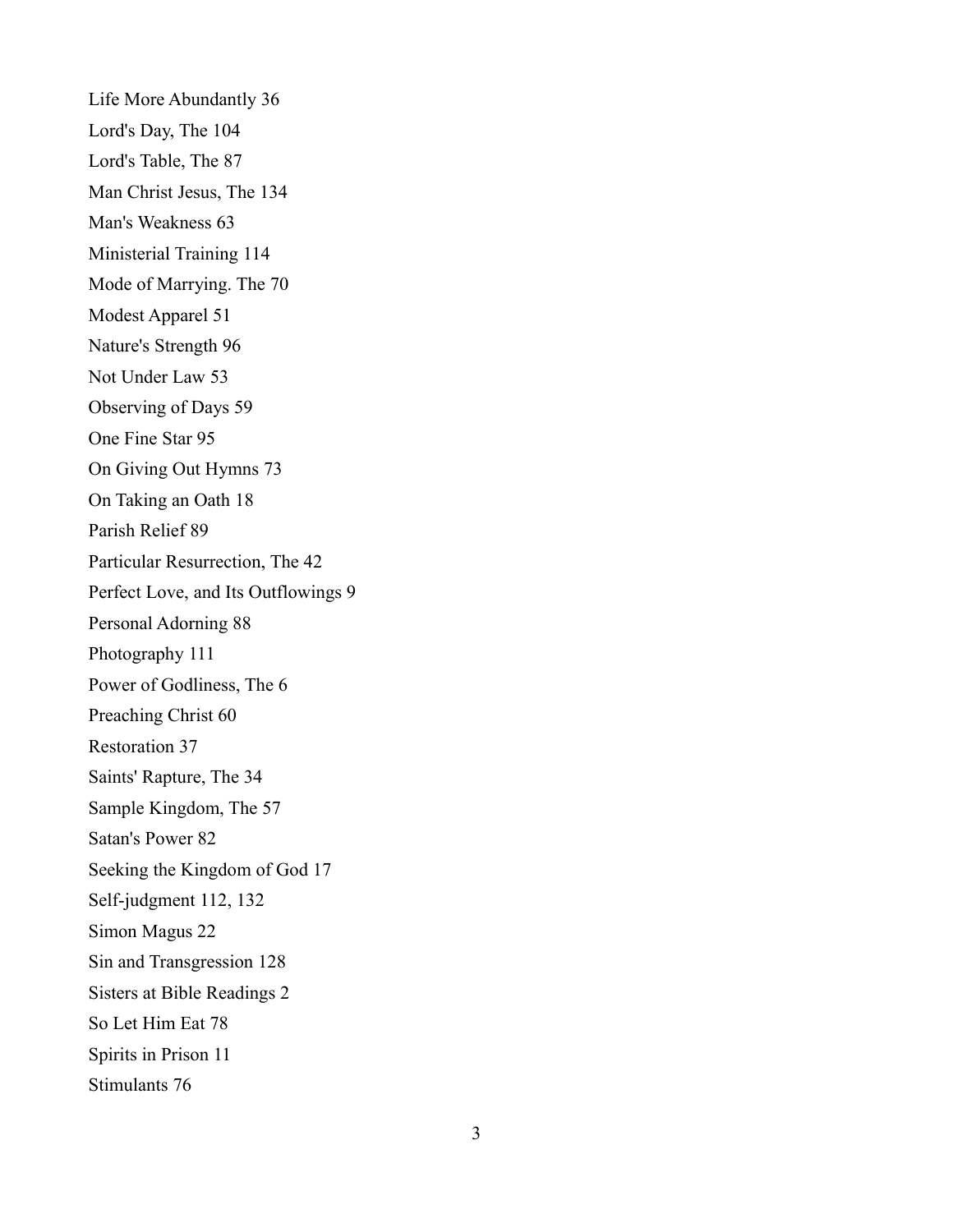Life More Abundantly 36

Lord's Day, The 104

Lord's Table, The 87

Man Christ Jesus, The 134

Man's Weakness 63

Ministerial Training 114

Mode of Marrying. The 70

Modest Apparel 51

Nature's Strength 96

Not Under Law 53

Observing of Days 59

One Fine Star 95

On Giving Out Hymns 73

On Taking an Oath 18

Parish Relief 89

Particular Resurrection, The 42

Perfect Love, and Its Outflowings 9

Personal Adorning 88

Photography 111

Power of Godliness, The 6

Preaching Christ 60

Restoration 37

Saints' Rapture, The 34

Sample Kingdom, The 57

Satan's Power 82

Seeking the Kingdom of God 17

Self-judgment 112, 132

Simon Magus 22

Sin and Transgression 128

Sisters at Bible Readings 2

So Let Him Eat 78

Spirits in Prison 11

Stimulants 76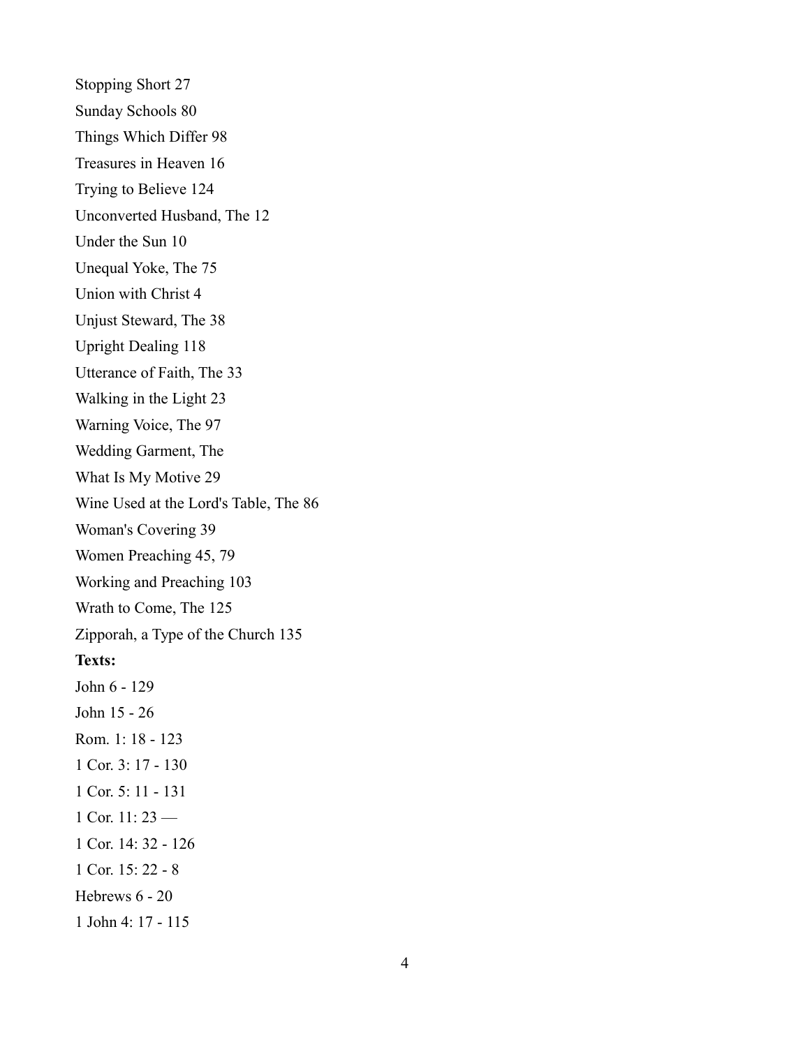Stopping Short 27

Sunday Schools 80

Things Which Differ 98

Treasures in Heaven 16

Trying to Believe 124

Unconverted Husband, The 12

Under the Sun 10

Unequal Yoke, The 75

Union with Christ 4

Unjust Steward, The 38

Upright Dealing 118

Utterance of Faith, The 33

Walking in the Light 23

Warning Voice, The 97

Wedding Garment, The

What Is My Motive 29

Wine Used at the Lord's Table, The 86

Woman's Covering 39

Women Preaching 45, 79

Working and Preaching 103

Wrath to Come, The 125

Zipporah, a Type of the Church 135

**Texts:**

John 6 - 129

John 15 - 26

Rom. 1: 18 - 123

1 Cor. 3: 17 - 130

1 Cor. 5: 11 - 131

1 Cor. 11: 23 —

1 Cor. 14: 32 - 126

1 Cor. 15: 22 - 8

Hebrews 6 - 20

1 John 4: 17 - 115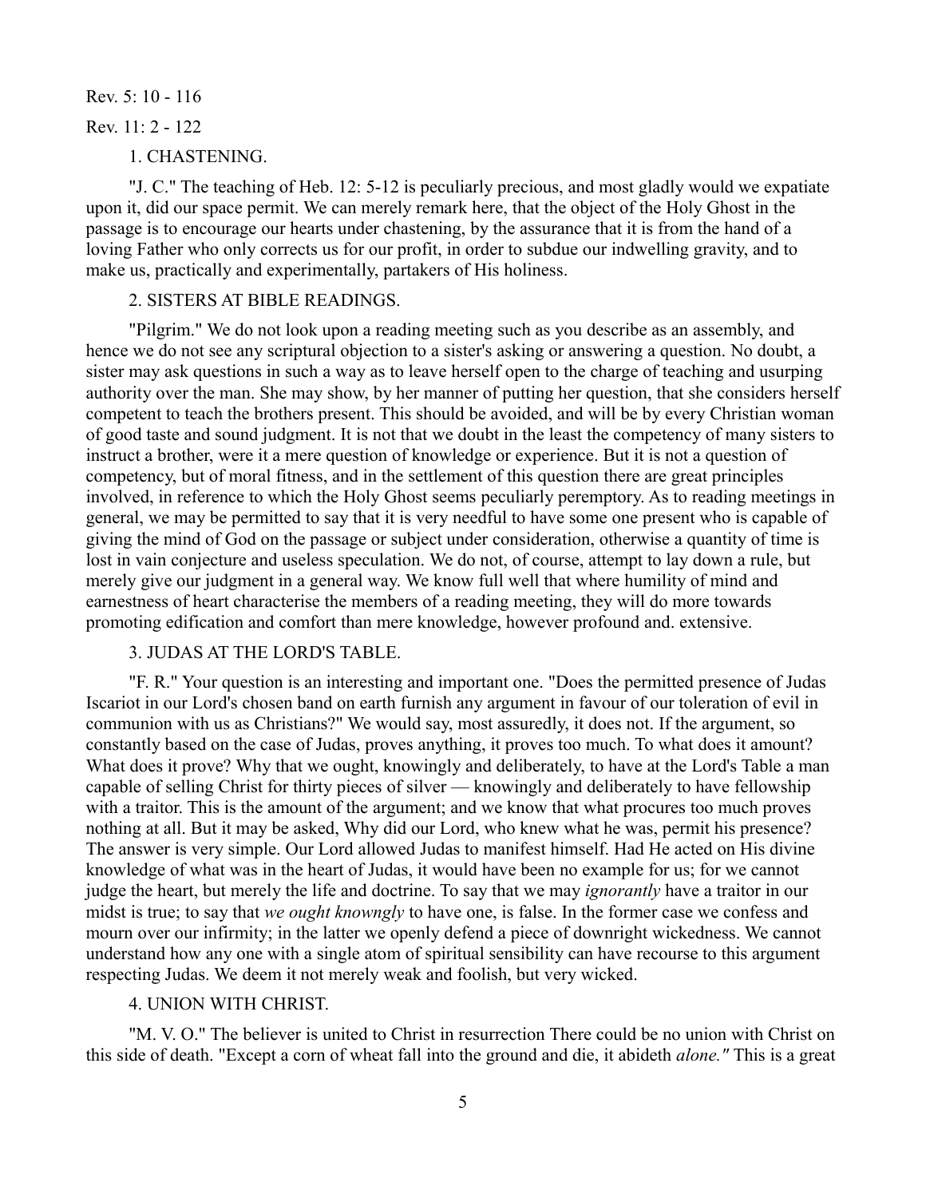Rev. 5: 10 - 116

Rev. 11: 2 - 122

1. CHASTENING.

"J. C." The teaching of Heb. 12: 5-12 is peculiarly precious, and most gladly would we expatiate upon it, did our space permit. We can merely remark here, that the object of the Holy Ghost in the passage is to encourage our hearts under chastening, by the assurance that it is from the hand of a loving Father who only corrects us for our profit, in order to subdue our indwelling gravity, and to make us, practically and experimentally, partakers of His holiness.

2. SISTERS AT BIBLE READINGS.

"Pilgrim." We do not look upon a reading meeting such as you describe as an assembly, and hence we do not see any scriptural objection to a sister's asking or answering a question. No doubt, a sister may ask questions in such a way as to leave herself open to the charge of teaching and usurping authority over the man. She may show, by her manner of putting her question, that she considers herself competent to teach the brothers present. This should be avoided, and will be by every Christian woman of good taste and sound judgment. It is not that we doubt in the least the competency of many sisters to instruct a brother, were it a mere question of knowledge or experience. But it is not a question of competency, but of moral fitness, and in the settlement of this question there are great principles involved, in reference to which the Holy Ghost seems peculiarly peremptory. As to reading meetings in general, we may be permitted to say that it is very needful to have some one present who is capable of giving the mind of God on the passage or subject under consideration, otherwise a quantity of time is lost in vain conjecture and useless speculation. We do not, of course, attempt to lay down a rule, but merely give our judgment in a general way. We know full well that where humility of mind and earnestness of heart characterise the members of a reading meeting, they will do more towards promoting edification and comfort than mere knowledge, however profound and. extensive.

3. JUDAS AT THE LORD'S TABLE.

"F. R." Your question is an interesting and important one. "Does the permitted presence of Judas Iscariot in our Lord's chosen band on earth furnish any argument in favour of our toleration of evil in communion with us as Christians?" We would say, most assuredly, it does not. If the argument, so constantly based on the case of Judas, proves anything, it proves too much. To what does it amount? What does it prove? Why that we ought, knowingly and deliberately, to have at the Lord's Table a man capable of selling Christ for thirty pieces of silver — knowingly and deliberately to have fellowship with a traitor. This is the amount of the argument; and we know that what procures too much proves nothing at all. But it may be asked, Why did our Lord, who knew what he was, permit his presence? The answer is very simple. Our Lord allowed Judas to manifest himself. Had He acted on His divine knowledge of what was in the heart of Judas, it would have been no example for us; for we cannot judge the heart, but merely the life and doctrine. To say that we may *ignorantly* have a traitor in our midst is true; to say that *we ought knowngly* to have one, is false. In the former case we confess and mourn over our infirmity; in the latter we openly defend a piece of downright wickedness. We cannot understand how any one with a single atom of spiritual sensibility can have recourse to this argument respecting Judas. We deem it not merely weak and foolish, but very wicked.

4. UNION WITH CHRIST.

"M. V. O." The believer is united to Christ in resurrection There could be no union with Christ on this side of death. "Except a corn of wheat fall into the ground and die, it abideth *alone."* This is a great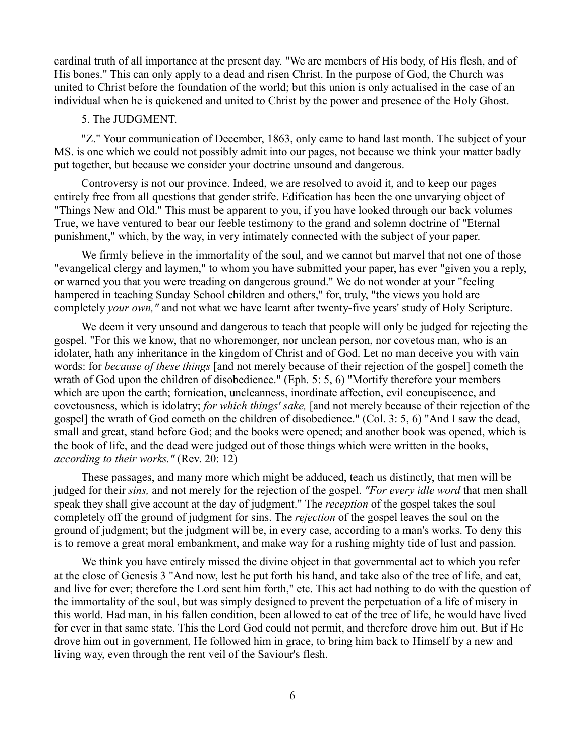cardinal truth of all importance at the present day. "We are members of His body, of His flesh, and of His bones." This can only apply to a dead and risen Christ. In the purpose of God, the Church was united to Christ before the foundation of the world; but this union is only actualised in the case of an individual when he is quickened and united to Christ by the power and presence of the Holy Ghost.

5. The JUDGMENT.

"Z." Your communication of December, 1863, only came to hand last month. The subject of your MS. is one which we could not possibly admit into our pages, not because we think your matter badly put together, but because we consider your doctrine unsound and dangerous.

Controversy is not our province. Indeed, we are resolved to avoid it, and to keep our pages entirely free from all questions that gender strife. Edification has been the one unvarying object of "Things New and Old." This must be apparent to you, if you have looked through our back volumes True, we have ventured to bear our feeble testimony to the grand and solemn doctrine of "Eternal punishment," which, by the way, in very intimately connected with the subject of your paper.

We firmly believe in the immortality of the soul, and we cannot but marvel that not one of those "evangelical clergy and laymen," to whom you have submitted your paper, has ever "given you a reply, or warned you that you were treading on dangerous ground." We do not wonder at your "feeling hampered in teaching Sunday School children and others," for, truly, "the views you hold are completely *your own,"* and not what we have learnt after twenty-five years' study of Holy Scripture.

We deem it very unsound and dangerous to teach that people will only be judged for rejecting the gospel. "For this we know, that no whoremonger, nor unclean person, nor covetous man, who is an idolater, hath any inheritance in the kingdom of Christ and of God. Let no man deceive you with vain words: for *because of these things* [and not merely because of their rejection of the gospel] cometh the wrath of God upon the children of disobedience." (Eph. 5: 5, 6) "Mortify therefore your members which are upon the earth; fornication, uncleanness, inordinate affection, evil concupiscence, and covetousness, which is idolatry; *for which things' sake,* [and not merely because of their rejection of the gospel] the wrath of God cometh on the children of disobedience." (Col. 3: 5, 6) "And I saw the dead, small and great, stand before God; and the books were opened; and another book was opened, which is the book of life, and the dead were judged out of those things which were written in the books, *according to their works."* (Rev. 20: 12)

These passages, and many more which might be adduced, teach us distinctly, that men will be judged for their *sins,* and not merely for the rejection of the gospel. *"For every idle word* that men shall speak they shall give account at the day of judgment." The *reception* of the gospel takes the soul completely off the ground of judgment for sins. The *rejection* of the gospel leaves the soul on the ground of judgment; but the judgment will be, in every case, according to a man's works. To deny this is to remove a great moral embankment, and make way for a rushing mighty tide of lust and passion.

We think you have entirely missed the divine object in that governmental act to which you refer at the close of Genesis 3 "And now, lest he put forth his hand, and take also of the tree of life, and eat, and live for ever; therefore the Lord sent him forth," etc. This act had nothing to do with the question of the immortality of the soul, but was simply designed to prevent the perpetuation of a life of misery in this world. Had man, in his fallen condition, been allowed to eat of the tree of life, he would have lived for ever in that same state. This the Lord God could not permit, and therefore drove him out. But if He drove him out in government, He followed him in grace, to bring him back to Himself by a new and living way, even through the rent veil of the Saviour's flesh.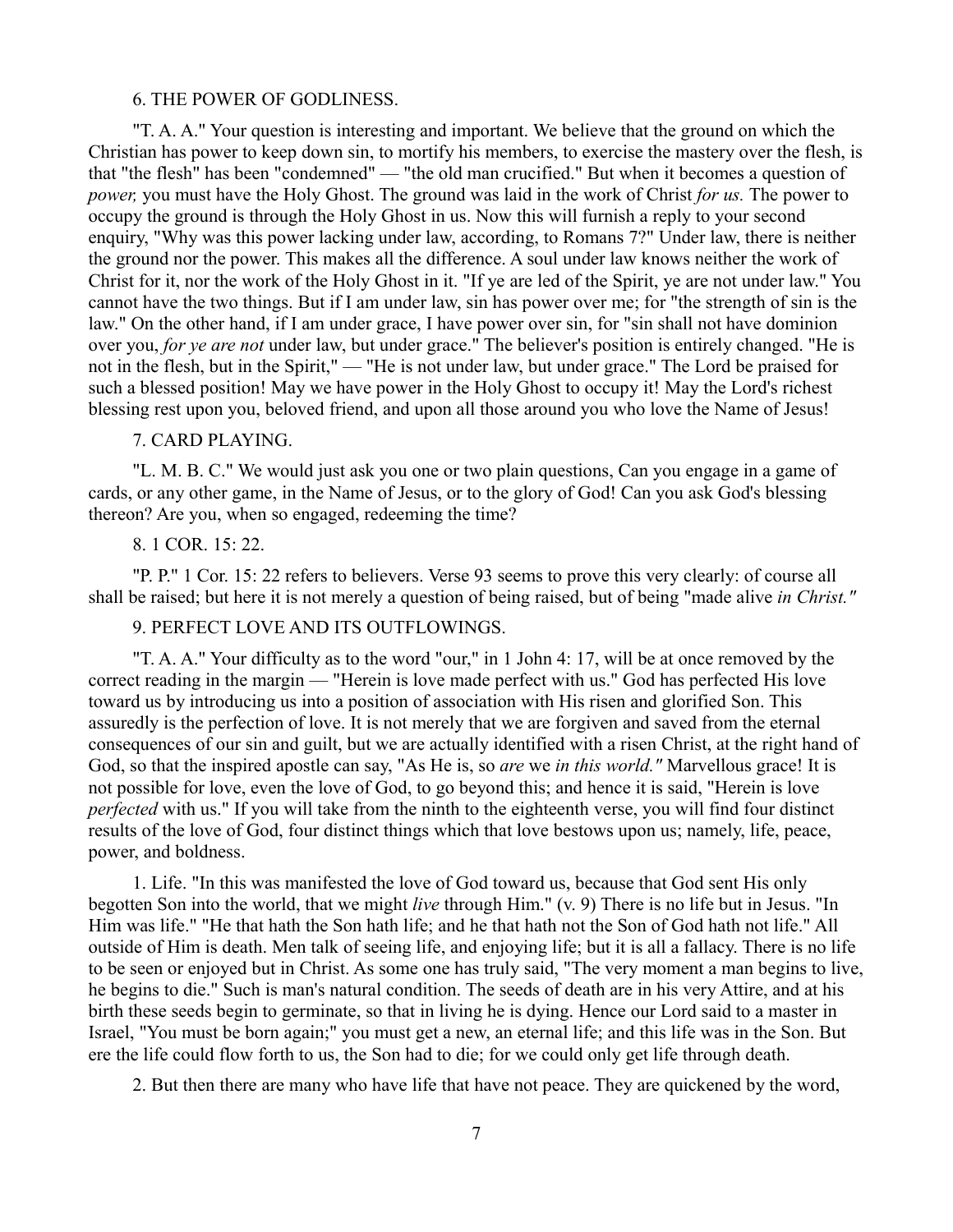### 6. THE POWER OF GODLINESS.

"T. A. A." Your question is interesting and important. We believe that the ground on which the Christian has power to keep down sin, to mortify his members, to exercise the mastery over the flesh, is that "the flesh" has been "condemned" — "the old man crucified." But when it becomes a question of *power,* you must have the Holy Ghost. The ground was laid in the work of Christ *for us.* The power to occupy the ground is through the Holy Ghost in us. Now this will furnish a reply to your second enquiry, "Why was this power lacking under law, according, to Romans 7?" Under law, there is neither the ground nor the power. This makes all the difference. A soul under law knows neither the work of Christ for it, nor the work of the Holy Ghost in it. "If ye are led of the Spirit, ye are not under law." You cannot have the two things. But if I am under law, sin has power over me; for "the strength of sin is the law." On the other hand, if I am under grace, I have power over sin, for "sin shall not have dominion over you, *for ye are not* under law, but under grace." The believer's position is entirely changed. "He is not in the flesh, but in the Spirit," — "He is not under law, but under grace." The Lord be praised for such a blessed position! May we have power in the Holy Ghost to occupy it! May the Lord's richest blessing rest upon you, beloved friend, and upon all those around you who love the Name of Jesus!

### 7. CARD PLAYING.

"L. M. B. C." We would just ask you one or two plain questions, Can you engage in a game of cards, or any other game, in the Name of Jesus, or to the glory of God! Can you ask God's blessing thereon? Are you, when so engaged, redeeming the time?

### 8. 1 COR. 15: 22.

"P. P." 1 Cor. 15: 22 refers to believers. Verse 93 seems to prove this very clearly: of course all shall be raised; but here it is not merely a question of being raised, but of being "made alive *in Christ."*

### 9. PERFECT LOVE AND ITS OUTFLOWINGS.

"T. A. A." Your difficulty as to the word "our," in 1 John 4: 17, will be at once removed by the correct reading in the margin — "Herein is love made perfect with us." God has perfected His love toward us by introducing us into a position of association with His risen and glorified Son. This assuredly is the perfection of love. It is not merely that we are forgiven and saved from the eternal consequences of our sin and guilt, but we are actually identified with a risen Christ, at the right hand of God, so that the inspired apostle can say, "As He is, so *are* we *in this world."* Marvellous grace! It is not possible for love, even the love of God, to go beyond this; and hence it is said, "Herein is love *perfected* with us." If you will take from the ninth to the eighteenth verse, you will find four distinct results of the love of God, four distinct things which that love bestows upon us; namely, life, peace, power, and boldness.

1. Life. "In this was manifested the love of God toward us, because that God sent His only begotten Son into the world, that we might *live* through Him." (v. 9) There is no life but in Jesus. "In Him was life." "He that hath the Son hath life; and he that hath not the Son of God hath not life." All outside of Him is death. Men talk of seeing life, and enjoying life; but it is all a fallacy. There is no life to be seen or enjoyed but in Christ. As some one has truly said, "The very moment a man begins to live, he begins to die." Such is man's natural condition. The seeds of death are in his very Attire, and at his birth these seeds begin to germinate, so that in living he is dying. Hence our Lord said to a master in Israel, "You must be born again;" you must get a new, an eternal life; and this life was in the Son. But ere the life could flow forth to us, the Son had to die; for we could only get life through death.

2. But then there are many who have life that have not peace. They are quickened by the word,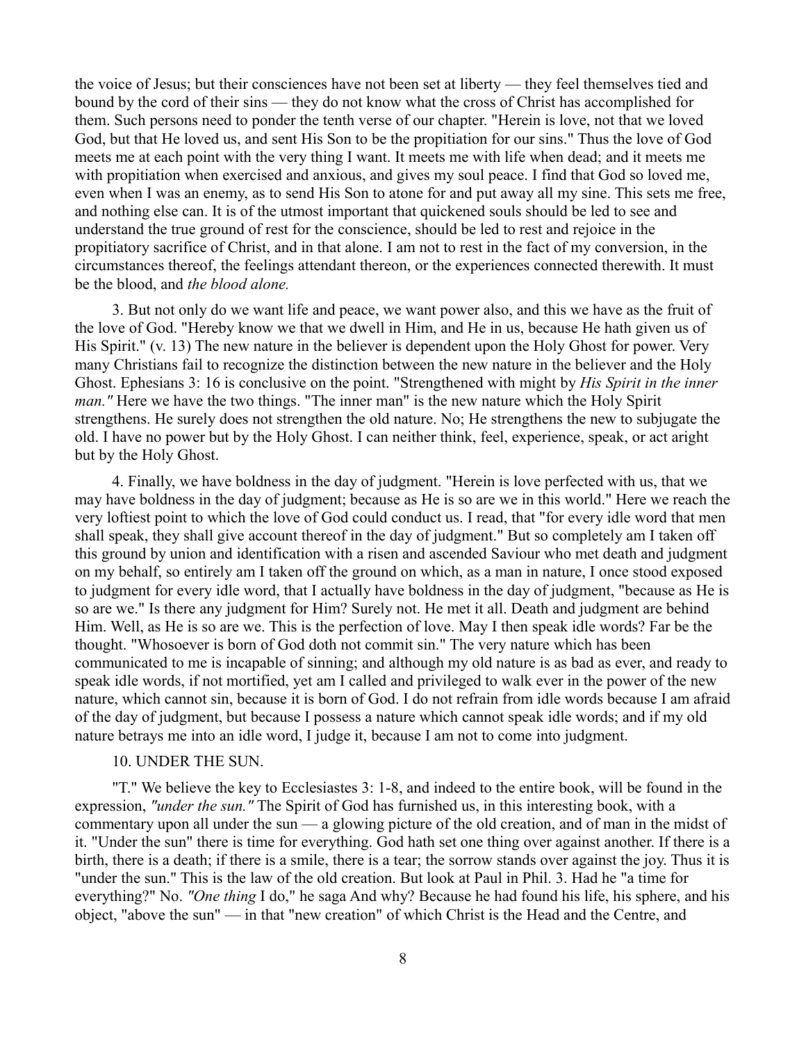the voice of Jesus; but their consciences have not been set at liberty — they feel themselves tied and bound by the cord of their sins — they do not know what the cross of Christ has accomplished for them. Such persons need to ponder the tenth verse of our chapter. "Herein is love, not that we loved God, but that He loved us, and sent His Son to be the propitiation for our sins." Thus the love of God meets me at each point with the very thing I want. It meets me with life when dead; and it meets me with propitiation when exercised and anxious, and gives my soul peace. I find that God so loved me, even when I was an enemy, as to send His Son to atone for and put away all my sine. This sets me free, and nothing else can. It is of the utmost important that quickened souls should be led to see and understand the true ground of rest for the conscience, should be led to rest and rejoice in the propitiatory sacrifice of Christ, and in that alone. I am not to rest in the fact of my conversion, in the circumstances thereof, the feelings attendant thereon, or the experiences connected therewith. It must be the blood, and *the blood alone.*

3. But not only do we want life and peace, we want power also, and this we have as the fruit of the love of God. "Hereby know we that we dwell in Him, and He in us, because He hath given us of His Spirit." (v. 13) The new nature in the believer is dependent upon the Holy Ghost for power. Very many Christians fail to recognize the distinction between the new nature in the believer and the Holy Ghost. Ephesians 3: 16 is conclusive on the point. "Strengthened with might by *His Spirit in the inner man."* Here we have the two things. "The inner man" is the new nature which the Holy Spirit strengthens. He surely does not strengthen the old nature. No; He strengthens the new to subjugate the old. I have no power but by the Holy Ghost. I can neither think, feel, experience, speak, or act aright but by the Holy Ghost.

4. Finally, we have boldness in the day of judgment. "Herein is love perfected with us, that we may have boldness in the day of judgment; because as He is so are we in this world." Here we reach the very loftiest point to which the love of God could conduct us. I read, that "for every idle word that men shall speak, they shall give account thereof in the day of judgment." But so completely am I taken off this ground by union and identification with a risen and ascended Saviour who met death and judgment on my behalf, so entirely am I taken off the ground on which, as a man in nature, I once stood exposed to judgment for every idle word, that I actually have boldness in the day of judgment, "because as He is so are we." Is there any judgment for Him? Surely not. He met it all. Death and judgment are behind Him. Well, as He is so are we. This is the perfection of love. May I then speak idle words? Far be the thought. "Whosoever is born of God doth not commit sin." The very nature which has been communicated to me is incapable of sinning; and although my old nature is as bad as ever, and ready to speak idle words, if not mortified, yet am I called and privileged to walk ever in the power of the new nature, which cannot sin, because it is born of God. I do not refrain from idle words because I am afraid of the day of judgment, but because I possess a nature which cannot speak idle words; and if my old nature betrays me into an idle word, I judge it, because I am not to come into judgment.

## 10. UNDER THE SUN.

"T." We believe the key to Ecclesiastes 3: 1-8, and indeed to the entire book, will be found in the expression, *"under the sun."* The Spirit of God has furnished us, in this interesting book, with a commentary upon all under the sun — a glowing picture of the old creation, and of man in the midst of it. "Under the sun" there is time for everything. God hath set one thing over against another. If there is a birth, there is a death; if there is a smile, there is a tear; the sorrow stands over against the joy. Thus it is "under the sun." This is the law of the old creation. But look at Paul in Phil. 3. Had he "a time for everything?" No. *"One thing* I do," he saga And why? Because he had found his life, his sphere, and his object, "above the sun" — in that "new creation" of which Christ is the Head and the Centre, and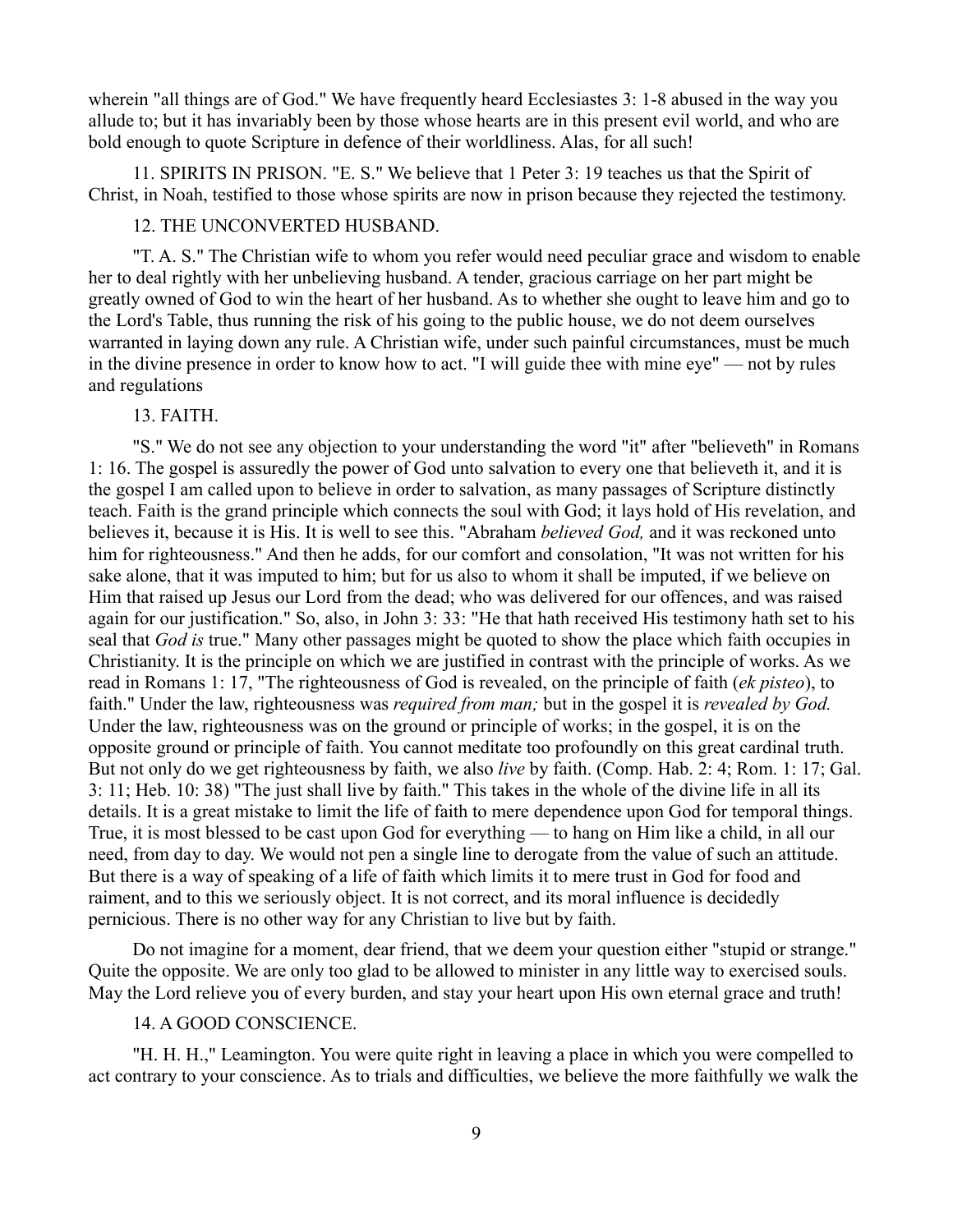wherein "all things are of God." We have frequently heard Ecclesiastes 3: 1-8 abused in the way you allude to; but it has invariably been by those whose hearts are in this present evil world, and who are bold enough to quote Scripture in defence of their worldliness. Alas, for all such!

11. SPIRITS IN PRISON. "E. S." We believe that 1 Peter 3: 19 teaches us that the Spirit of Christ, in Noah, testified to those whose spirits are now in prison because they rejected the testimony.

12. THE UNCONVERTED HUSBAND.

"T. A. S." The Christian wife to whom you refer would need peculiar grace and wisdom to enable her to deal rightly with her unbelieving husband. A tender, gracious carriage on her part might be greatly owned of God to win the heart of her husband. As to whether she ought to leave him and go to the Lord's Table, thus running the risk of his going to the public house, we do not deem ourselves warranted in laying down any rule. A Christian wife, under such painful circumstances, must be much in the divine presence in order to know how to act. "I will guide thee with mine eye" — not by rules and regulations

13. FAITH.

"S." We do not see any objection to your understanding the word "it" after "believeth" in Romans 1: 16. The gospel is assuredly the power of God unto salvation to every one that believeth it, and it is the gospel I am called upon to believe in order to salvation, as many passages of Scripture distinctly teach. Faith is the grand principle which connects the soul with God; it lays hold of His revelation, and believes it, because it is His. It is well to see this. "Abraham *believed God,* and it was reckoned unto him for righteousness." And then he adds, for our comfort and consolation, "It was not written for his sake alone, that it was imputed to him; but for us also to whom it shall be imputed, if we believe on Him that raised up Jesus our Lord from the dead; who was delivered for our offences, and was raised again for our justification." So, also, in John 3: 33: "He that hath received His testimony hath set to his seal that *God is* true." Many other passages might be quoted to show the place which faith occupies in Christianity. It is the principle on which we are justified in contrast with the principle of works. As we read in Romans 1: 17, "The righteousness of God is revealed, on the principle of faith (*ek pisteo*), to faith." Under the law, righteousness was *required from man;* but in the gospel it is *revealed by God.* Under the law, righteousness was on the ground or principle of works; in the gospel, it is on the opposite ground or principle of faith. You cannot meditate too profoundly on this great cardinal truth. But not only do we get righteousness by faith, we also *live* by faith. (Comp. Hab. 2: 4; Rom. 1: 17; Gal. 3: 11; Heb. 10: 38) "The just shall live by faith." This takes in the whole of the divine life in all its details. It is a great mistake to limit the life of faith to mere dependence upon God for temporal things. True, it is most blessed to be cast upon God for everything — to hang on Him like a child, in all our need, from day to day. We would not pen a single line to derogate from the value of such an attitude. But there is a way of speaking of a life of faith which limits it to mere trust in God for food and raiment, and to this we seriously object. It is not correct, and its moral influence is decidedly pernicious. There is no other way for any Christian to live but by faith.

Do not imagine for a moment, dear friend, that we deem your question either "stupid or strange." Quite the opposite. We are only too glad to be allowed to minister in any little way to exercised souls. May the Lord relieve you of every burden, and stay your heart upon His own eternal grace and truth!

14. A GOOD CONSCIENCE.

"H. H. H.," Leamington. You were quite right in leaving a place in which you were compelled to act contrary to your conscience. As to trials and difficulties, we believe the more faithfully we walk the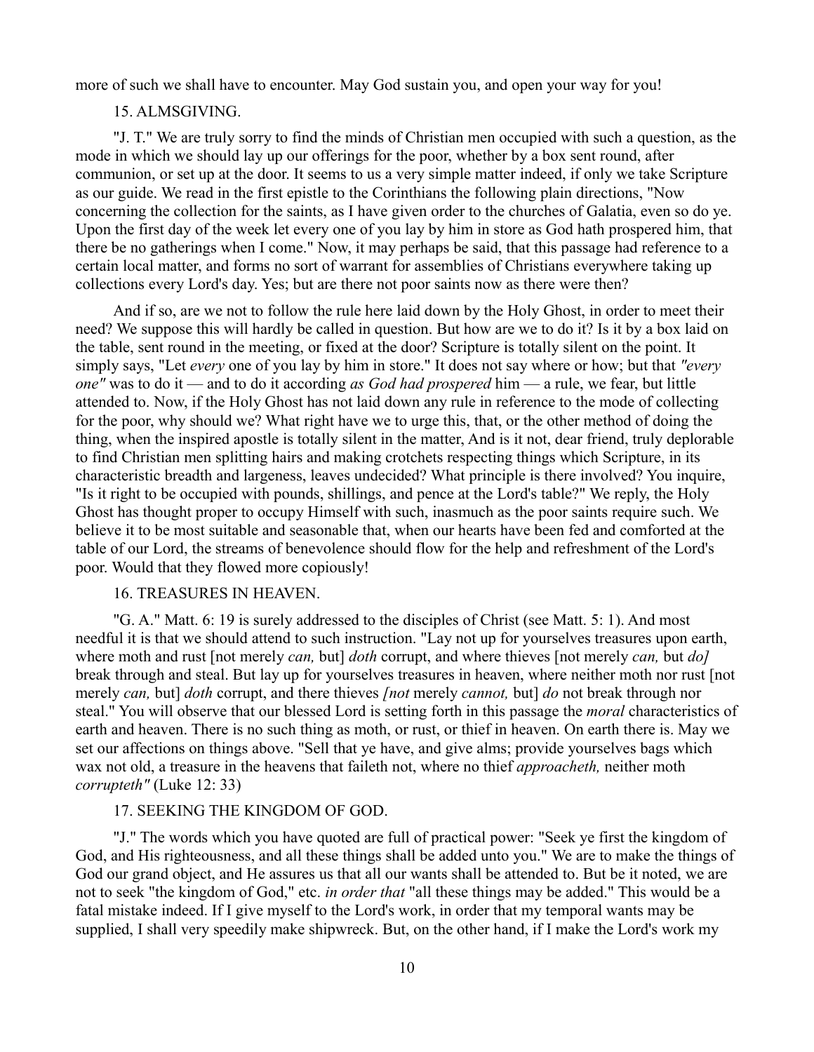more of such we shall have to encounter. May God sustain you, and open your way for you!

15. ALMSGIVING.

"J. T." We are truly sorry to find the minds of Christian men occupied with such a question, as the mode in which we should lay up our offerings for the poor, whether by a box sent round, after communion, or set up at the door. It seems to us a very simple matter indeed, if only we take Scripture as our guide. We read in the first epistle to the Corinthians the following plain directions, "Now concerning the collection for the saints, as I have given order to the churches of Galatia, even so do ye. Upon the first day of the week let every one of you lay by him in store as God hath prospered him, that there be no gatherings when I come." Now, it may perhaps be said, that this passage had reference to a certain local matter, and forms no sort of warrant for assemblies of Christians everywhere taking up collections every Lord's day. Yes; but are there not poor saints now as there were then?

And if so, are we not to follow the rule here laid down by the Holy Ghost, in order to meet their need? We suppose this will hardly be called in question. But how are we to do it? Is it by a box laid on the table, sent round in the meeting, or fixed at the door? Scripture is totally silent on the point. It simply says, "Let *every* one of you lay by him in store." It does not say where or how; but that *"every one"* was to do it — and to do it according *as God had prospered* him — a rule, we fear, but little attended to. Now, if the Holy Ghost has not laid down any rule in reference to the mode of collecting for the poor, why should we? What right have we to urge this, that, or the other method of doing the thing, when the inspired apostle is totally silent in the matter, And is it not, dear friend, truly deplorable to find Christian men splitting hairs and making crotchets respecting things which Scripture, in its characteristic breadth and largeness, leaves undecided? What principle is there involved? You inquire, "Is it right to be occupied with pounds, shillings, and pence at the Lord's table?" We reply, the Holy Ghost has thought proper to occupy Himself with such, inasmuch as the poor saints require such. We believe it to be most suitable and seasonable that, when our hearts have been fed and comforted at the table of our Lord, the streams of benevolence should flow for the help and refreshment of the Lord's poor. Would that they flowed more copiously!

16. TREASURES IN HEAVEN.

"G. A." Matt. 6: 19 is surely addressed to the disciples of Christ (see Matt. 5: 1). And most needful it is that we should attend to such instruction. "Lay not up for yourselves treasures upon earth, where moth and rust [not merely *can,* but] *doth* corrupt, and where thieves [not merely *can,* but *do]* break through and steal. But lay up for yourselves treasures in heaven, where neither moth nor rust [not merely *can,* but] *doth* corrupt, and there thieves *[not* merely *cannot,* but] *do* not break through nor steal." You will observe that our blessed Lord is setting forth in this passage the *moral* characteristics of earth and heaven. There is no such thing as moth, or rust, or thief in heaven. On earth there is. May we set our affections on things above. "Sell that ye have, and give alms; provide yourselves bags which wax not old, a treasure in the heavens that faileth not, where no thief *approacheth,* neither moth *corrupteth"* (Luke 12: 33)

17. SEEKING THE KINGDOM OF GOD.

"J." The words which you have quoted are full of practical power: "Seek ye first the kingdom of God, and His righteousness, and all these things shall be added unto you." We are to make the things of God our grand object, and He assures us that all our wants shall be attended to. But be it noted, we are not to seek "the kingdom of God," etc. *in order that* "all these things may be added." This would be a fatal mistake indeed. If I give myself to the Lord's work, in order that my temporal wants may be supplied, I shall very speedily make shipwreck. But, on the other hand, if I make the Lord's work my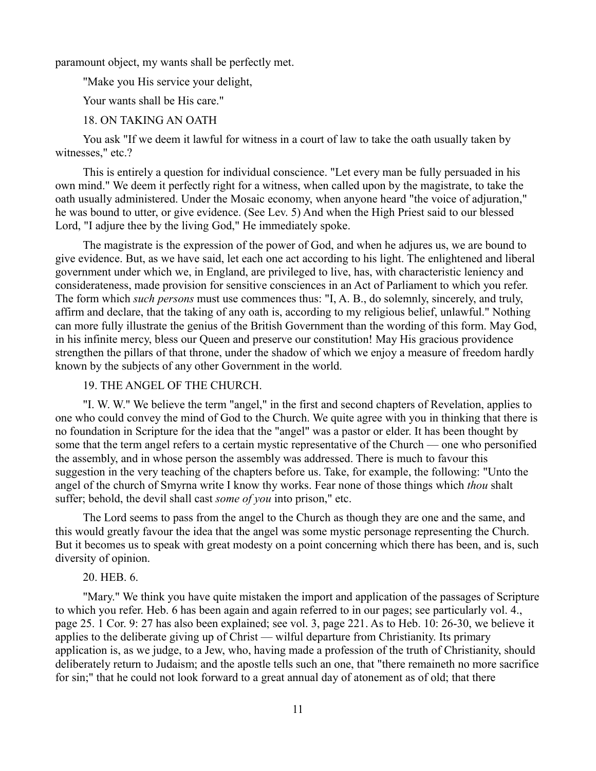paramount object, my wants shall be perfectly met.

"Make you His service your delight,

Your wants shall be His care."

## 18. ON TAKING AN OATH

You ask "If we deem it lawful for witness in a court of law to take the oath usually taken by witnesses," etc.?

This is entirely a question for individual conscience. "Let every man be fully persuaded in his own mind." We deem it perfectly right for a witness, when called upon by the magistrate, to take the oath usually administered. Under the Mosaic economy, when anyone heard "the voice of adjuration," he was bound to utter, or give evidence. (See Lev. 5) And when the High Priest said to our blessed Lord, "I adjure thee by the living God," He immediately spoke.

The magistrate is the expression of the power of God, and when he adjures us, we are bound to give evidence. But, as we have said, let each one act according to his light. The enlightened and liberal government under which we, in England, are privileged to live, has, with characteristic leniency and considerateness, made provision for sensitive consciences in an Act of Parliament to which you refer. The form which *such persons* must use commences thus: "I, A. B., do solemnly, sincerely, and truly, affirm and declare, that the taking of any oath is, according to my religious belief, unlawful." Nothing can more fully illustrate the genius of the British Government than the wording of this form. May God, in his infinite mercy, bless our Queen and preserve our constitution! May His gracious providence strengthen the pillars of that throne, under the shadow of which we enjoy a measure of freedom hardly known by the subjects of any other Government in the world.

## 19. THE ANGEL OF THE CHURCH.

"I. W. W." We believe the term "angel," in the first and second chapters of Revelation, applies to one who could convey the mind of God to the Church. We quite agree with you in thinking that there is no foundation in Scripture for the idea that the "angel" was a pastor or elder. It has been thought by some that the term angel refers to a certain mystic representative of the Church — one who personified the assembly, and in whose person the assembly was addressed. There is much to favour this suggestion in the very teaching of the chapters before us. Take, for example, the following: "Unto the angel of the church of Smyrna write I know thy works. Fear none of those things which *thou* shalt suffer; behold, the devil shall cast *some of you* into prison," etc.

The Lord seems to pass from the angel to the Church as though they are one and the same, and this would greatly favour the idea that the angel was some mystic personage representing the Church. But it becomes us to speak with great modesty on a point concerning which there has been, and is, such diversity of opinion.

## 20. HEB. 6.

"Mary." We think you have quite mistaken the import and application of the passages of Scripture to which you refer. Heb. 6 has been again and again referred to in our pages; see particularly vol. 4., page 25. 1 Cor. 9: 27 has also been explained; see vol. 3, page 221. As to Heb. 10: 26-30, we believe it applies to the deliberate giving up of Christ — wilful departure from Christianity. Its primary application is, as we judge, to a Jew, who, having made a profession of the truth of Christianity, should deliberately return to Judaism; and the apostle tells such an one, that "there remaineth no more sacrifice for sin;" that he could not look forward to a great annual day of atonement as of old; that there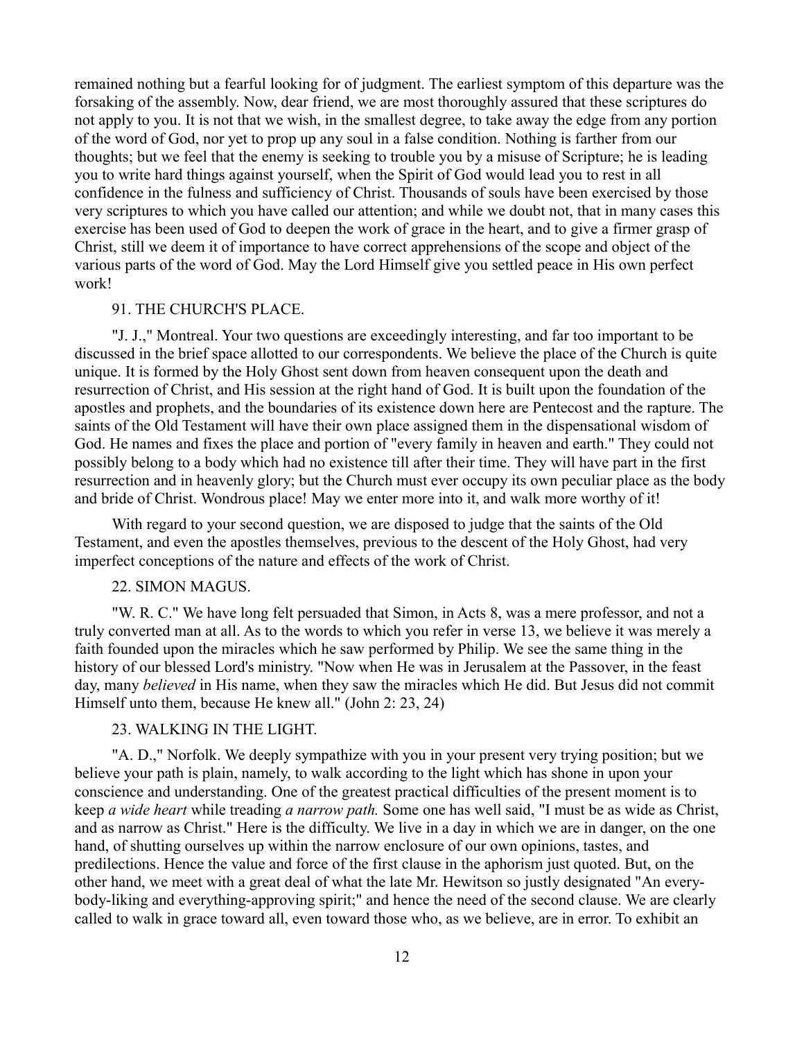remained nothing but a fearful looking for of judgment. The earliest symptom of this departure was the forsaking of the assembly. Now, dear friend, we are most thoroughly assured that these scriptures do not apply to you. It is not that we wish, in the smallest degree, to take away the edge from any portion of the word of God, nor yet to prop up any soul in a false condition. Nothing is farther from our thoughts; but we feel that the enemy is seeking to trouble you by a misuse of Scripture; he is leading you to write hard things against yourself, when the Spirit of God would lead you to rest in all confidence in the fulness and sufficiency of Christ. Thousands of souls have been exercised by those very scriptures to which you have called our attention; and while we doubt not, that in many cases this exercise has been used of God to deepen the work of grace in the heart, and to give a firmer grasp of Christ, still we deem it of importance to have correct apprehensions of the scope and object of the various parts of the word of God. May the Lord Himself give you settled peace in His own perfect work!

### 91. THE CHURCH'S PLACE.

"J. J.," Montreal. Your two questions are exceedingly interesting, and far too important to be discussed in the brief space allotted to our correspondents. We believe the place of the Church is quite unique. It is formed by the Holy Ghost sent down from heaven consequent upon the death and resurrection of Christ, and His session at the right hand of God. It is built upon the foundation of the apostles and prophets, and the boundaries of its existence down here are Pentecost and the rapture. The saints of the Old Testament will have their own place assigned them in the dispensational wisdom of God. He names and fixes the place and portion of "every family in heaven and earth." They could not possibly belong to a body which had no existence till after their time. They will have part in the first resurrection and in heavenly glory; but the Church must ever occupy its own peculiar place as the body and bride of Christ. Wondrous place! May we enter more into it, and walk more worthy of it!

With regard to your second question, we are disposed to judge that the saints of the Old Testament, and even the apostles themselves, previous to the descent of the Holy Ghost, had very imperfect conceptions of the nature and effects of the work of Christ.

### 22. SIMON MAGUS.

"W. R. C." We have long felt persuaded that Simon, in Acts 8, was a mere professor, and not a truly converted man at all. As to the words to which you refer in verse 13, we believe it was merely a faith founded upon the miracles which he saw performed by Philip. We see the same thing in the history of our blessed Lord's ministry. "Now when He was in Jerusalem at the Passover, in the feast day, many *believed* in His name, when they saw the miracles which He did. But Jesus did not commit Himself unto them, because He knew all." (John 2: 23, 24)

### 23. WALKING IN THE LIGHT.

"A. D.," Norfolk. We deeply sympathize with you in your present very trying position; but we believe your path is plain, namely, to walk according to the light which has shone in upon your conscience and understanding. One of the greatest practical difficulties of the present moment is to keep *a wide heart* while treading *a narrow path.* Some one has well said, "I must be as wide as Christ, and as narrow as Christ." Here is the difficulty. We live in a day in which we are in danger, on the one hand, of shutting ourselves up within the narrow enclosure of our own opinions, tastes, and predilections. Hence the value and force of the first clause in the aphorism just quoted. But, on the other hand, we meet with a great deal of what the late Mr. Hewitson so justly designated "An every-body-liking and everything-approving spirit;" and hence the need of the second clause. We are clearly called to walk in grace toward all, even toward those who, as we believe, are in error. To exhibit an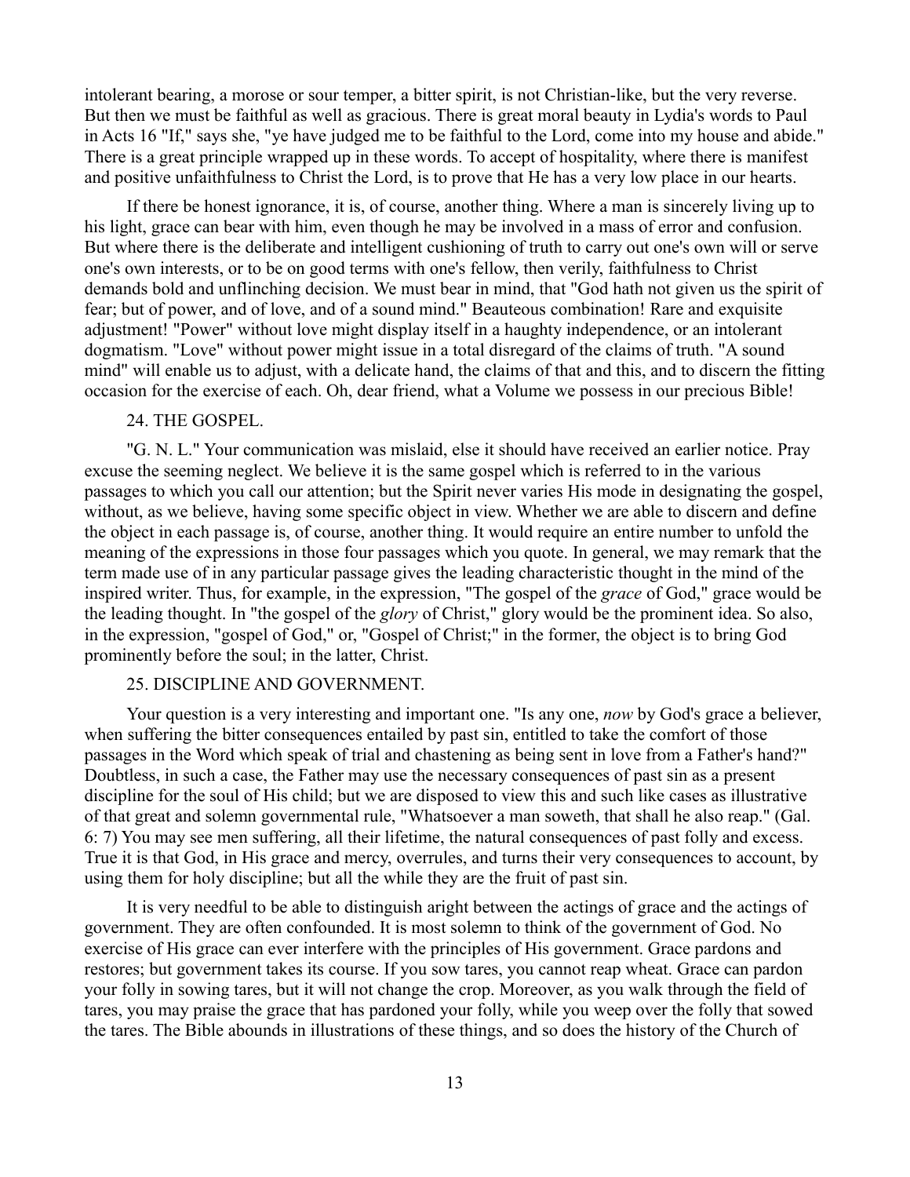intolerant bearing, a morose or sour temper, a bitter spirit, is not Christian-like, but the very reverse. But then we must be faithful as well as gracious. There is great moral beauty in Lydia's words to Paul in Acts 16 "If," says she, "ye have judged me to be faithful to the Lord, come into my house and abide." There is a great principle wrapped up in these words. To accept of hospitality, where there is manifest and positive unfaithfulness to Christ the Lord, is to prove that He has a very low place in our hearts.

If there be honest ignorance, it is, of course, another thing. Where a man is sincerely living up to his light, grace can bear with him, even though he may be involved in a mass of error and confusion. But where there is the deliberate and intelligent cushioning of truth to carry out one's own will or serve one's own interests, or to be on good terms with one's fellow, then verily, faithfulness to Christ demands bold and unflinching decision. We must bear in mind, that "God hath not given us the spirit of fear; but of power, and of love, and of a sound mind." Beauteous combination! Rare and exquisite adjustment! "Power" without love might display itself in a haughty independence, or an intolerant dogmatism. "Love" without power might issue in a total disregard of the claims of truth. "A sound mind" will enable us to adjust, with a delicate hand, the claims of that and this, and to discern the fitting occasion for the exercise of each. Oh, dear friend, what a Volume we possess in our precious Bible!

## 24. THE GOSPEL.

"G. N. L." Your communication was mislaid, else it should have received an earlier notice. Pray excuse the seeming neglect. We believe it is the same gospel which is referred to in the various passages to which you call our attention; but the Spirit never varies His mode in designating the gospel, without, as we believe, having some specific object in view. Whether we are able to discern and define the object in each passage is, of course, another thing. It would require an entire number to unfold the meaning of the expressions in those four passages which you quote. In general, we may remark that the term made use of in any particular passage gives the leading characteristic thought in the mind of the inspired writer. Thus, for example, in the expression, "The gospel of the *grace* of God," grace would be the leading thought. In "the gospel of the *glory* of Christ," glory would be the prominent idea. So also, in the expression, "gospel of God," or, "Gospel of Christ;" in the former, the object is to bring God prominently before the soul; in the latter, Christ.

## 25. DISCIPLINE AND GOVERNMENT.

Your question is a very interesting and important one. "Is any one, *now* by God's grace a believer, when suffering the bitter consequences entailed by past sin, entitled to take the comfort of those passages in the Word which speak of trial and chastening as being sent in love from a Father's hand?" Doubtless, in such a case, the Father may use the necessary consequences of past sin as a present discipline for the soul of His child; but we are disposed to view this and such like cases as illustrative of that great and solemn governmental rule, "Whatsoever a man soweth, that shall he also reap." (Gal. 6: 7) You may see men suffering, all their lifetime, the natural consequences of past folly and excess. True it is that God, in His grace and mercy, overrules, and turns their very consequences to account, by using them for holy discipline; but all the while they are the fruit of past sin.

It is very needful to be able to distinguish aright between the actings of grace and the actings of government. They are often confounded. It is most solemn to think of the government of God. No exercise of His grace can ever interfere with the principles of His government. Grace pardons and restores; but government takes its course. If you sow tares, you cannot reap wheat. Grace can pardon your folly in sowing tares, but it will not change the crop. Moreover, as you walk through the field of tares, you may praise the grace that has pardoned your folly, while you weep over the folly that sowed the tares. The Bible abounds in illustrations of these things, and so does the history of the Church of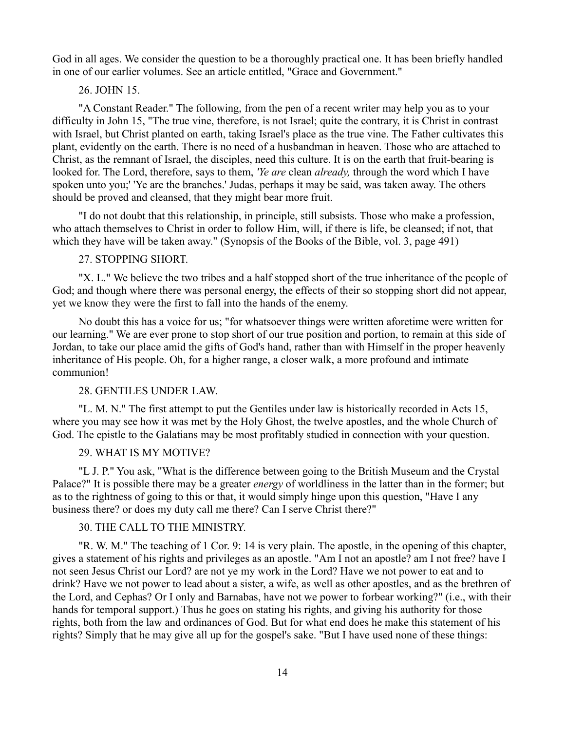God in all ages. We consider the question to be a thoroughly practical one. It has been briefly handled in one of our earlier volumes. See an article entitled, "Grace and Government."

## 26. JOHN 15.

"A Constant Reader." The following, from the pen of a recent writer may help you as to your difficulty in John 15, "The true vine, therefore, is not Israel; quite the contrary, it is Christ in contrast with Israel, but Christ planted on earth, taking Israel's place as the true vine. The Father cultivates this plant, evidently on the earth. There is no need of a husbandman in heaven. Those who are attached to Christ, as the remnant of Israel, the disciples, need this culture. It is on the earth that fruit-bearing is looked for. The Lord, therefore, says to them, *'Ye are* clean *already,* through the word which I have spoken unto you;' 'Ye are the branches.' Judas, perhaps it may be said, was taken away. The others should be proved and cleansed, that they might bear more fruit.

"I do not doubt that this relationship, in principle, still subsists. Those who make a profession, who attach themselves to Christ in order to follow Him, will, if there is life, be cleansed; if not, that which they have will be taken away." (Synopsis of the Books of the Bible, vol. 3, page 491)

## 27. STOPPING SHORT.

"X. L." We believe the two tribes and a half stopped short of the true inheritance of the people of God; and though where there was personal energy, the effects of their so stopping short did not appear, yet we know they were the first to fall into the hands of the enemy.

No doubt this has a voice for us; "for whatsoever things were written aforetime were written for our learning." We are ever prone to stop short of our true position and portion, to remain at this side of Jordan, to take our place amid the gifts of God's hand, rather than with Himself in the proper heavenly inheritance of His people. Oh, for a higher range, a closer walk, a more profound and intimate communion!

## 28. GENTILES UNDER LAW.

"L. M. N." The first attempt to put the Gentiles under law is historically recorded in Acts 15, where you may see how it was met by the Holy Ghost, the twelve apostles, and the whole Church of God. The epistle to the Galatians may be most profitably studied in connection with your question.

## 29. WHAT IS MY MOTIVE?

"L J. P." You ask, "What is the difference between going to the British Museum and the Crystal Palace?" It is possible there may be a greater *energy* of worldliness in the latter than in the former; but as to the rightness of going to this or that, it would simply hinge upon this question, "Have I any business there? or does my duty call me there? Can I serve Christ there?"

## 30. THE CALL TO THE MINISTRY.

"R. W. M." The teaching of 1 Cor. 9: 14 is very plain. The apostle, in the opening of this chapter, gives a statement of his rights and privileges as an apostle. "Am I not an apostle? am I not free? have I not seen Jesus Christ our Lord? are not ye my work in the Lord? Have we not power to eat and to drink? Have we not power to lead about a sister, a wife, as well as other apostles, and as the brethren of the Lord, and Cephas? Or I only and Barnabas, have not we power to forbear working?" (i.e., with their hands for temporal support.) Thus he goes on stating his rights, and giving his authority for those rights, both from the law and ordinances of God. But for what end does he make this statement of his rights? Simply that he may give all up for the gospel's sake. "But I have used none of these things: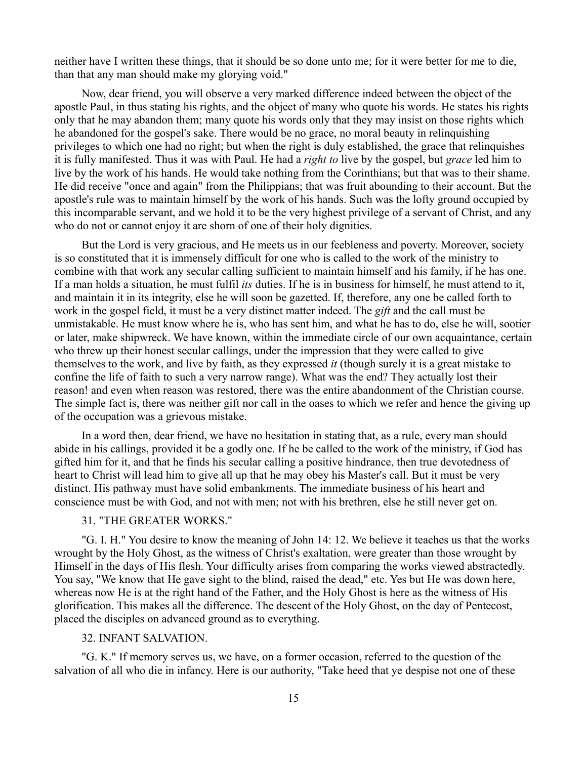neither have I written these things, that it should be so done unto me; for it were better for me to die, than that any man should make my glorying void."

Now, dear friend, you will observe a very marked difference indeed between the object of the apostle Paul, in thus stating his rights, and the object of many who quote his words. He states his rights only that he may abandon them; many quote his words only that they may insist on those rights which he abandoned for the gospel's sake. There would be no grace, no moral beauty in relinquishing privileges to which one had no right; but when the right is duly established, the grace that relinquishes it is fully manifested. Thus it was with Paul. He had a *right to* live by the gospel, but *grace* led him to live by the work of his hands. He would take nothing from the Corinthians; but that was to their shame. He did receive "once and again" from the Philippians; that was fruit abounding to their account. But the apostle's rule was to maintain himself by the work of his hands. Such was the lofty ground occupied by this incomparable servant, and we hold it to be the very highest privilege of a servant of Christ, and any who do not or cannot enjoy it are shorn of one of their holy dignities.

But the Lord is very gracious, and He meets us in our feebleness and poverty. Moreover, society is so constituted that it is immensely difficult for one who is called to the work of the ministry to combine with that work any secular calling sufficient to maintain himself and his family, if he has one. If a man holds a situation, he must fulfil *its* duties. If he is in business for himself, he must attend to it, and maintain it in its integrity, else he will soon be gazetted. If, therefore, any one be called forth to work in the gospel field, it must be a very distinct matter indeed. The *gift* and the call must be unmistakable. He must know where he is, who has sent him, and what he has to do, else he will, sootier or later, make shipwreck. We have known, within the immediate circle of our own acquaintance, certain who threw up their honest secular callings, under the impression that they were called to give themselves to the work, and live by faith, as they expressed *it* (though surely it is a great mistake to confine the life of faith to such a very narrow range). What was the end? They actually lost their reason! and even when reason was restored, there was the entire abandonment of the Christian course. The simple fact is, there was neither gift nor call in the oases to which we refer and hence the giving up of the occupation was a grievous mistake.

In a word then, dear friend, we have no hesitation in stating that, as a rule, every man should abide in his callings, provided it be a godly one. If he be called to the work of the ministry, if God has gifted him for it, and that he finds his secular calling a positive hindrance, then true devotedness of heart to Christ will lead him to give all up that he may obey his Master's call. But it must be very distinct. His pathway must have solid embankments. The immediate business of his heart and conscience must be with God, and not with men; not with his brethren, else he still never get on.

## 31. "THE GREATER WORKS."

"G. I. H." You desire to know the meaning of John 14: 12. We believe it teaches us that the works wrought by the Holy Ghost, as the witness of Christ's exaltation, were greater than those wrought by Himself in the days of His flesh. Your difficulty arises from comparing the works viewed abstractedly. You say, "We know that He gave sight to the blind, raised the dead," etc. Yes but He was down here, whereas now He is at the right hand of the Father, and the Holy Ghost is here as the witness of His glorification. This makes all the difference. The descent of the Holy Ghost, on the day of Pentecost, placed the disciples on advanced ground as to everything.

## 32. INFANT SALVATION.

"G. K." If memory serves us, we have, on a former occasion, referred to the question of the salvation of all who die in infancy. Here is our authority, "Take heed that ye despise not one of these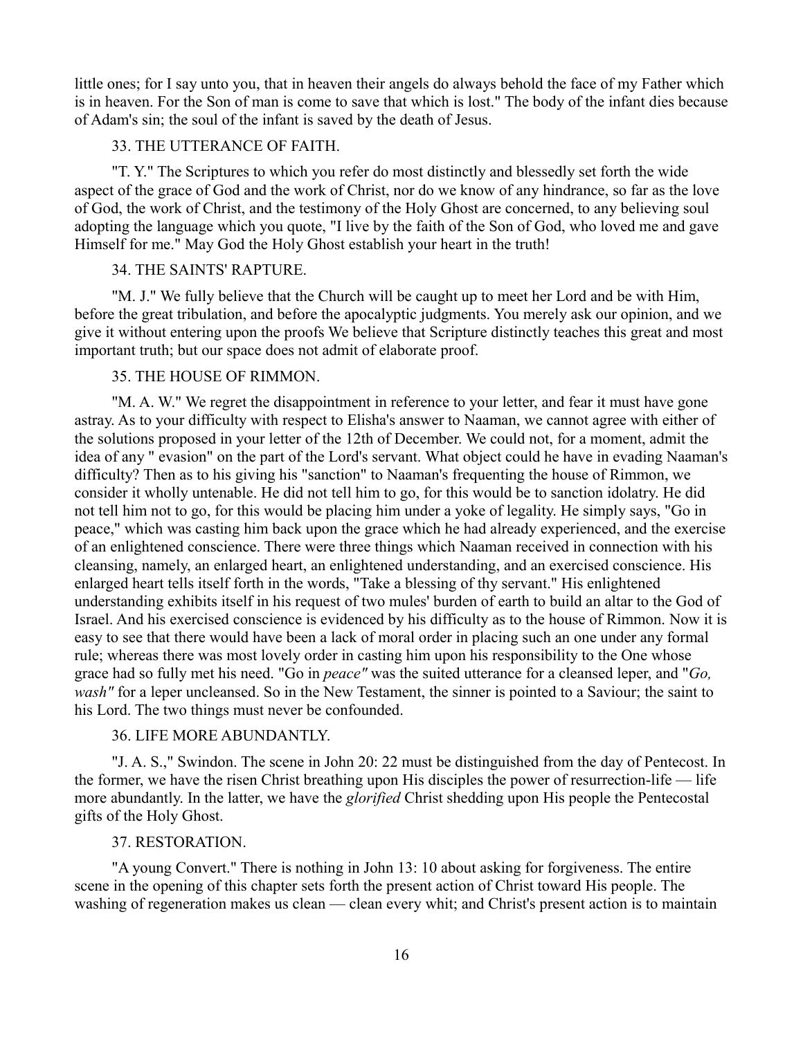little ones; for I say unto you, that in heaven their angels do always behold the face of my Father which is in heaven. For the Son of man is come to save that which is lost." The body of the infant dies because of Adam's sin; the soul of the infant is saved by the death of Jesus.

### 33. THE UTTERANCE OF FAITH.

"T. Y." The Scriptures to which you refer do most distinctly and blessedly set forth the wide aspect of the grace of God and the work of Christ, nor do we know of any hindrance, so far as the love of God, the work of Christ, and the testimony of the Holy Ghost are concerned, to any believing soul adopting the language which you quote, "I live by the faith of the Son of God, who loved me and gave Himself for me." May God the Holy Ghost establish your heart in the truth!

### 34. THE SAINTS' RAPTURE.

"M. J." We fully believe that the Church will be caught up to meet her Lord and be with Him, before the great tribulation, and before the apocalyptic judgments. You merely ask our opinion, and we give it without entering upon the proofs We believe that Scripture distinctly teaches this great and most important truth; but our space does not admit of elaborate proof.

### 35. THE HOUSE OF RIMMON.

"M. A. W." We regret the disappointment in reference to your letter, and fear it must have gone astray. As to your difficulty with respect to Elisha's answer to Naaman, we cannot agree with either of the solutions proposed in your letter of the 12th of December. We could not, for a moment, admit the idea of any " evasion" on the part of the Lord's servant. What object could he have in evading Naaman's difficulty? Then as to his giving his "sanction" to Naaman's frequenting the house of Rimmon, we consider it wholly untenable. He did not tell him to go, for this would be to sanction idolatry. He did not tell him not to go, for this would be placing him under a yoke of legality. He simply says, "Go in peace," which was casting him back upon the grace which he had already experienced, and the exercise of an enlightened conscience. There were three things which Naaman received in connection with his cleansing, namely, an enlarged heart, an enlightened understanding, and an exercised conscience. His enlarged heart tells itself forth in the words, "Take a blessing of thy servant." His enlightened understanding exhibits itself in his request of two mules' burden of earth to build an altar to the God of Israel. And his exercised conscience is evidenced by his difficulty as to the house of Rimmon. Now it is easy to see that there would have been a lack of moral order in placing such an one under any formal rule; whereas there was most lovely order in casting him upon his responsibility to the One whose grace had so fully met his need. "Go in *peace"* was the suited utterance for a cleansed leper, and "*Go, wash"* for a leper uncleansed. So in the New Testament, the sinner is pointed to a Saviour; the saint to his Lord. The two things must never be confounded.

### 36. LIFE MORE ABUNDANTLY.

"J. A. S.," Swindon. The scene in John 20: 22 must be distinguished from the day of Pentecost. In the former, we have the risen Christ breathing upon His disciples the power of resurrection-life — life more abundantly. In the latter, we have the *glorified* Christ shedding upon His people the Pentecostal gifts of the Holy Ghost.

### 37. RESTORATION.

"A young Convert." There is nothing in John 13: 10 about asking for forgiveness. The entire scene in the opening of this chapter sets forth the present action of Christ toward His people. The washing of regeneration makes us clean — clean every whit; and Christ's present action is to maintain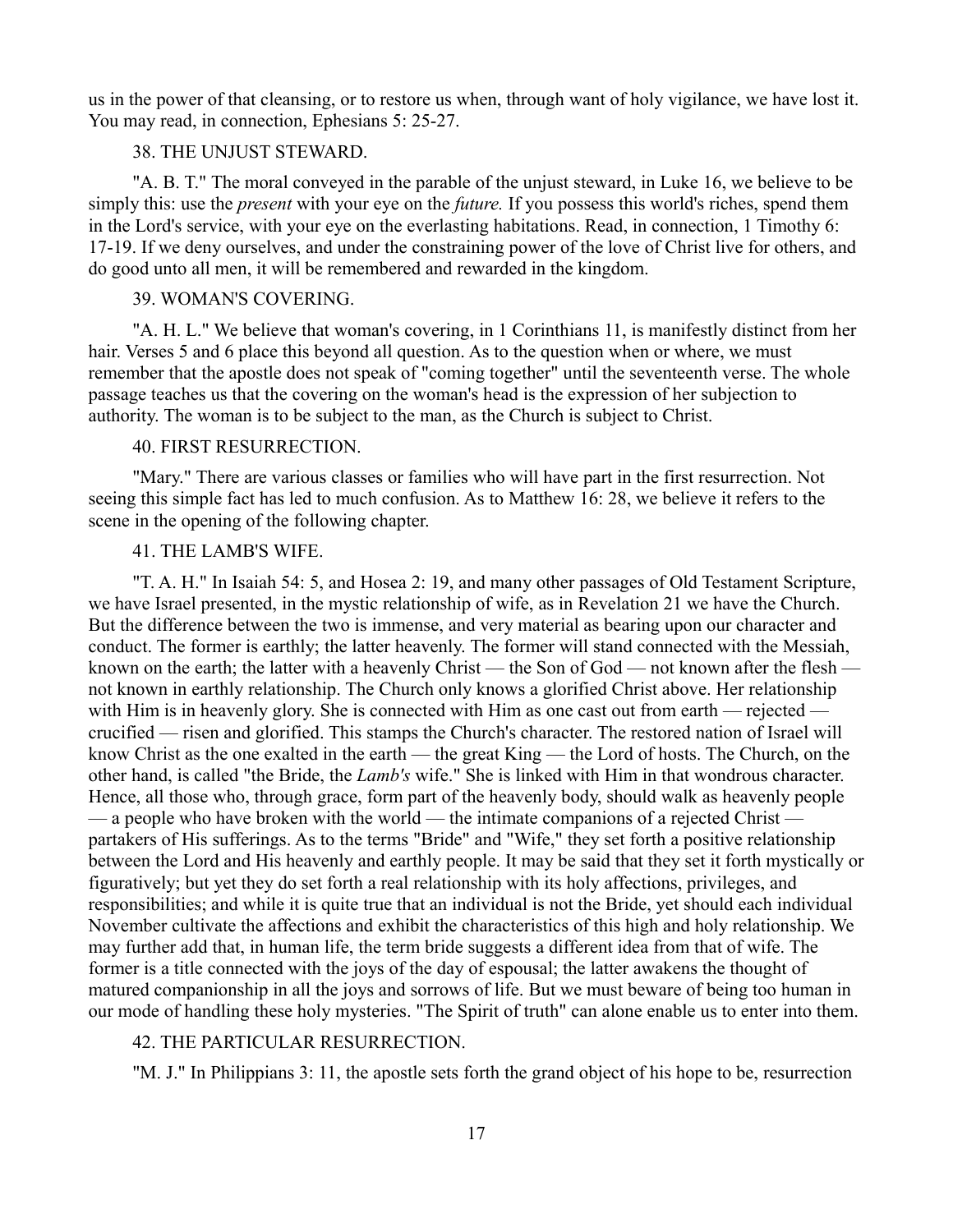us in the power of that cleansing, or to restore us when, through want of holy vigilance, we have lost it. You may read, in connection, Ephesians 5: 25-27.

## 38. THE UNJUST STEWARD.

"A. B. T." The moral conveyed in the parable of the unjust steward, in Luke 16, we believe to be simply this: use the *present* with your eye on the *future.* If you possess this world's riches, spend them in the Lord's service, with your eye on the everlasting habitations. Read, in connection, 1 Timothy 6: 17-19. If we deny ourselves, and under the constraining power of the love of Christ live for others, and do good unto all men, it will be remembered and rewarded in the kingdom.

## 39. WOMAN'S COVERING.

"A. H. L." We believe that woman's covering, in 1 Corinthians 11, is manifestly distinct from her hair. Verses 5 and 6 place this beyond all question. As to the question when or where, we must remember that the apostle does not speak of "coming together" until the seventeenth verse. The whole passage teaches us that the covering on the woman's head is the expression of her subjection to authority. The woman is to be subject to the man, as the Church is subject to Christ.

## 40. FIRST RESURRECTION.

"Mary." There are various classes or families who will have part in the first resurrection. Not seeing this simple fact has led to much confusion. As to Matthew 16: 28, we believe it refers to the scene in the opening of the following chapter.

## 41. THE LAMB'S WIFE.

"T. A. H." In Isaiah 54: 5, and Hosea 2: 19, and many other passages of Old Testament Scripture, we have Israel presented, in the mystic relationship of wife, as in Revelation 21 we have the Church. But the difference between the two is immense, and very material as bearing upon our character and conduct. The former is earthly; the latter heavenly. The former will stand connected with the Messiah, known on the earth; the latter with a heavenly Christ — the Son of God — not known after the flesh — not known in earthly relationship. The Church only knows a glorified Christ above. Her relationship with Him is in heavenly glory. She is connected with Him as one cast out from earth — rejected — crucified — risen and glorified. This stamps the Church's character. The restored nation of Israel will know Christ as the one exalted in the earth — the great King — the Lord of hosts. The Church, on the other hand, is called "the Bride, the *Lamb's* wife." She is linked with Him in that wondrous character. Hence, all those who, through grace, form part of the heavenly body, should walk as heavenly people — a people who have broken with the world — the intimate companions of a rejected Christ — partakers of His sufferings. As to the terms "Bride" and "Wife," they set forth a positive relationship between the Lord and His heavenly and earthly people. It may be said that they set it forth mystically or figuratively; but yet they do set forth a real relationship with its holy affections, privileges, and responsibilities; and while it is quite true that an individual is not the Bride, yet should each individual November cultivate the affections and exhibit the characteristics of this high and holy relationship. We may further add that, in human life, the term bride suggests a different idea from that of wife. The former is a title connected with the joys of the day of espousal; the latter awakens the thought of matured companionship in all the joys and sorrows of life. But we must beware of being too human in our mode of handling these holy mysteries. "The Spirit of truth" can alone enable us to enter into them.

## 42. THE PARTICULAR RESURRECTION.

"M. J." In Philippians 3: 11, the apostle sets forth the grand object of his hope to be, resurrection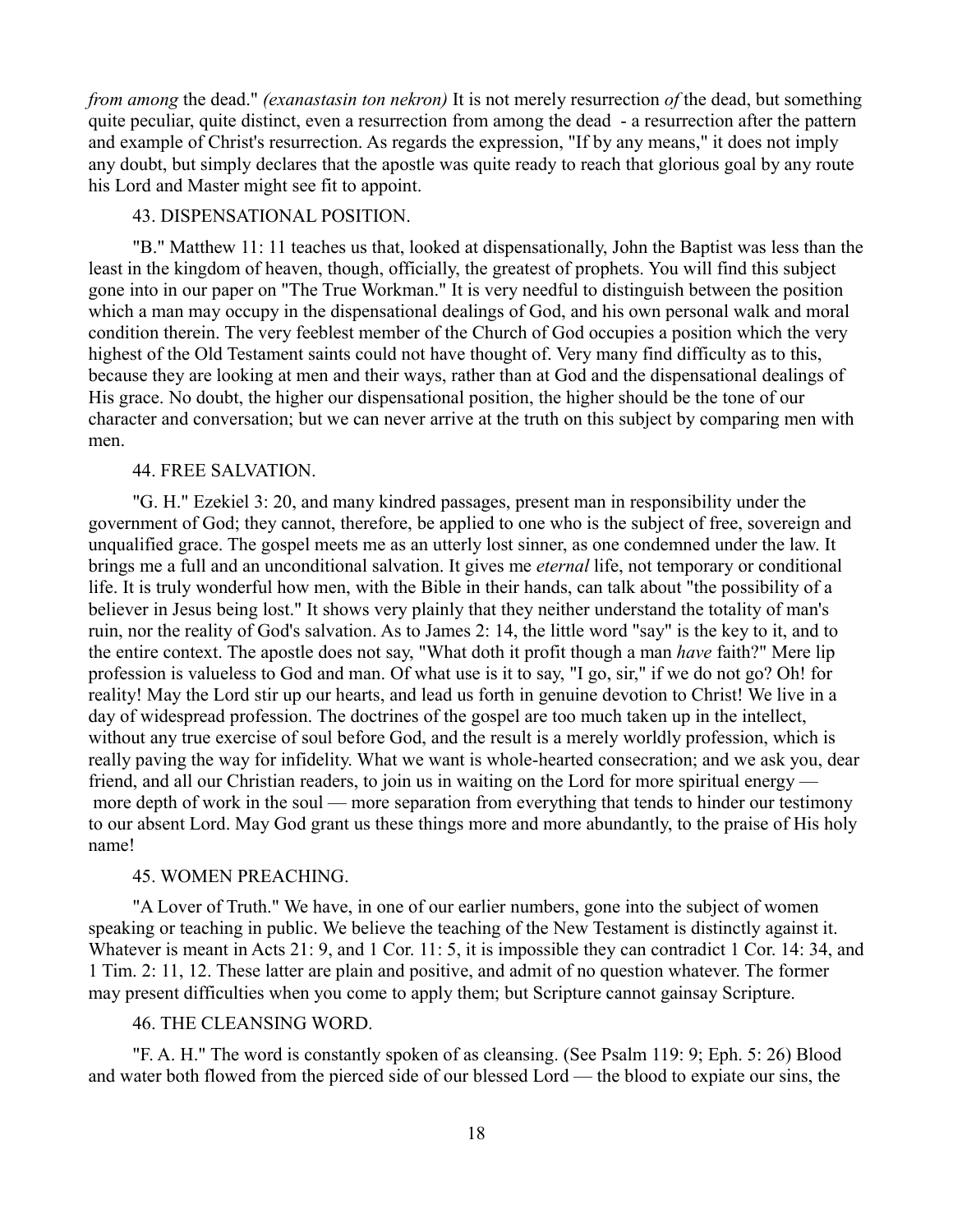*from among* the dead." *(exanastasin ton nekron)* It is not merely resurrection *of* the dead, but something quite peculiar, quite distinct, even a resurrection from among the dead - a resurrection after the pattern and example of Christ's resurrection. As regards the expression, "If by any means," it does not imply any doubt, but simply declares that the apostle was quite ready to reach that glorious goal by any route his Lord and Master might see fit to appoint.

43. DISPENSATIONAL POSITION.

"B." Matthew 11: 11 teaches us that, looked at dispensationally, John the Baptist was less than the least in the kingdom of heaven, though, officially, the greatest of prophets. You will find this subject gone into in our paper on "The True Workman." It is very needful to distinguish between the position which a man may occupy in the dispensational dealings of God, and his own personal walk and moral condition therein. The very feeblest member of the Church of God occupies a position which the very highest of the Old Testament saints could not have thought of. Very many find difficulty as to this, because they are looking at men and their ways, rather than at God and the dispensational dealings of His grace. No doubt, the higher our dispensational position, the higher should be the tone of our character and conversation; but we can never arrive at the truth on this subject by comparing men with men.

44. FREE SALVATION.

"G. H." Ezekiel 3: 20, and many kindred passages, present man in responsibility under the government of God; they cannot, therefore, be applied to one who is the subject of free, sovereign and unqualified grace. The gospel meets me as an utterly lost sinner, as one condemned under the law. It brings me a full and an unconditional salvation. It gives me *eternal* life, not temporary or conditional life. It is truly wonderful how men, with the Bible in their hands, can talk about "the possibility of a believer in Jesus being lost." It shows very plainly that they neither understand the totality of man's ruin, nor the reality of God's salvation. As to James 2: 14, the little word "say" is the key to it, and to the entire context. The apostle does not say, "What doth it profit though a man *have* faith?" Mere lip profession is valueless to God and man. Of what use is it to say, "I go, sir," if we do not go? Oh! for reality! May the Lord stir up our hearts, and lead us forth in genuine devotion to Christ! We live in a day of widespread profession. The doctrines of the gospel are too much taken up in the intellect, without any true exercise of soul before God, and the result is a merely worldly profession, which is really paving the way for infidelity. What we want is whole-hearted consecration; and we ask you, dear friend, and all our Christian readers, to join us in waiting on the Lord for more spiritual energy — more depth of work in the soul — more separation from everything that tends to hinder our testimony to our absent Lord. May God grant us these things more and more abundantly, to the praise of His holy name!

45. WOMEN PREACHING.

"A Lover of Truth." We have, in one of our earlier numbers, gone into the subject of women speaking or teaching in public. We believe the teaching of the New Testament is distinctly against it. Whatever is meant in Acts 21: 9, and 1 Cor. 11: 5, it is impossible they can contradict 1 Cor. 14: 34, and 1 Tim. 2: 11, 12. These latter are plain and positive, and admit of no question whatever. The former may present difficulties when you come to apply them; but Scripture cannot gainsay Scripture.

46. THE CLEANSING WORD.

"F. A. H." The word is constantly spoken of as cleansing. (See Psalm 119: 9; Eph. 5: 26) Blood and water both flowed from the pierced side of our blessed Lord — the blood to expiate our sins, the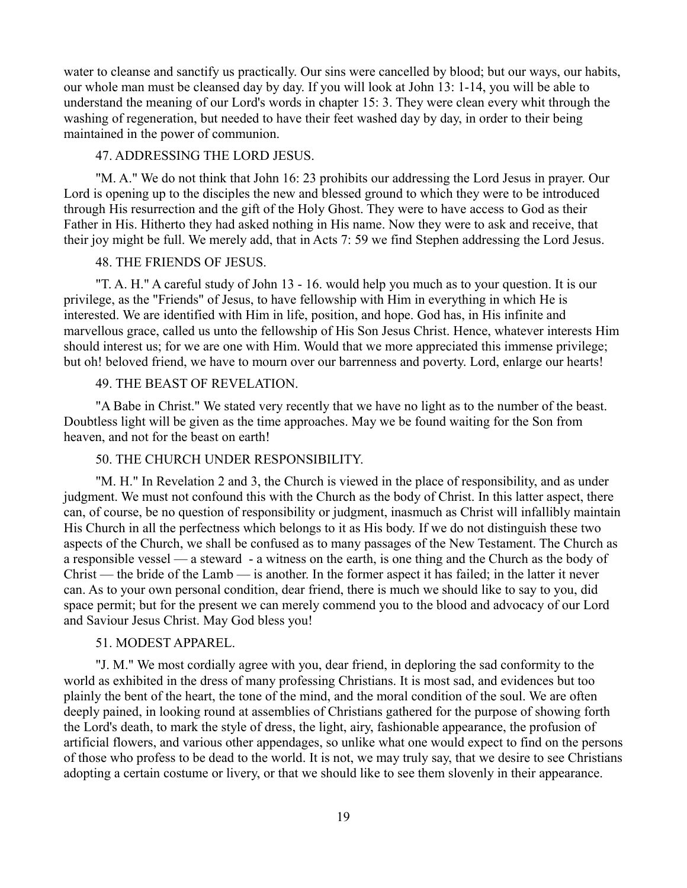water to cleanse and sanctify us practically. Our sins were cancelled by blood; but our ways, our habits, our whole man must be cleansed day by day. If you will look at John 13: 1-14, you will be able to understand the meaning of our Lord's words in chapter 15: 3. They were clean every whit through the washing of regeneration, but needed to have their feet washed day by day, in order to their being maintained in the power of communion.

### 47. ADDRESSING THE LORD JESUS.

"M. A." We do not think that John 16: 23 prohibits our addressing the Lord Jesus in prayer. Our Lord is opening up to the disciples the new and blessed ground to which they were to be introduced through His resurrection and the gift of the Holy Ghost. They were to have access to God as their Father in His. Hitherto they had asked nothing in His name. Now they were to ask and receive, that their joy might be full. We merely add, that in Acts 7: 59 we find Stephen addressing the Lord Jesus.

### 48. THE FRIENDS OF JESUS.

"T. A. H." A careful study of John 13 - 16. would help you much as to your question. It is our privilege, as the "Friends" of Jesus, to have fellowship with Him in everything in which He is interested. We are identified with Him in life, position, and hope. God has, in His infinite and marvellous grace, called us unto the fellowship of His Son Jesus Christ. Hence, whatever interests Him should interest us; for we are one with Him. Would that we more appreciated this immense privilege; but oh! beloved friend, we have to mourn over our barrenness and poverty. Lord, enlarge our hearts!

### 49. THE BEAST OF REVELATION.

"A Babe in Christ." We stated very recently that we have no light as to the number of the beast. Doubtless light will be given as the time approaches. May we be found waiting for the Son from heaven, and not for the beast on earth!

### 50. THE CHURCH UNDER RESPONSIBILITY.

"M. H." In Revelation 2 and 3, the Church is viewed in the place of responsibility, and as under judgment. We must not confound this with the Church as the body of Christ. In this latter aspect, there can, of course, be no question of responsibility or judgment, inasmuch as Christ will infallibly maintain His Church in all the perfectness which belongs to it as His body. If we do not distinguish these two aspects of the Church, we shall be confused as to many passages of the New Testament. The Church as a responsible vessel — a steward - a witness on the earth, is one thing and the Church as the body of Christ — the bride of the Lamb — is another. In the former aspect it has failed; in the latter it never can. As to your own personal condition, dear friend, there is much we should like to say to you, did space permit; but for the present we can merely commend you to the blood and advocacy of our Lord and Saviour Jesus Christ. May God bless you!

### 51. MODEST APPAREL.

"J. M." We most cordially agree with you, dear friend, in deploring the sad conformity to the world as exhibited in the dress of many professing Christians. It is most sad, and evidences but too plainly the bent of the heart, the tone of the mind, and the moral condition of the soul. We are often deeply pained, in looking round at assemblies of Christians gathered for the purpose of showing forth the Lord's death, to mark the style of dress, the light, airy, fashionable appearance, the profusion of artificial flowers, and various other appendages, so unlike what one would expect to find on the persons of those who profess to be dead to the world. It is not, we may truly say, that we desire to see Christians adopting a certain costume or livery, or that we should like to see them slovenly in their appearance.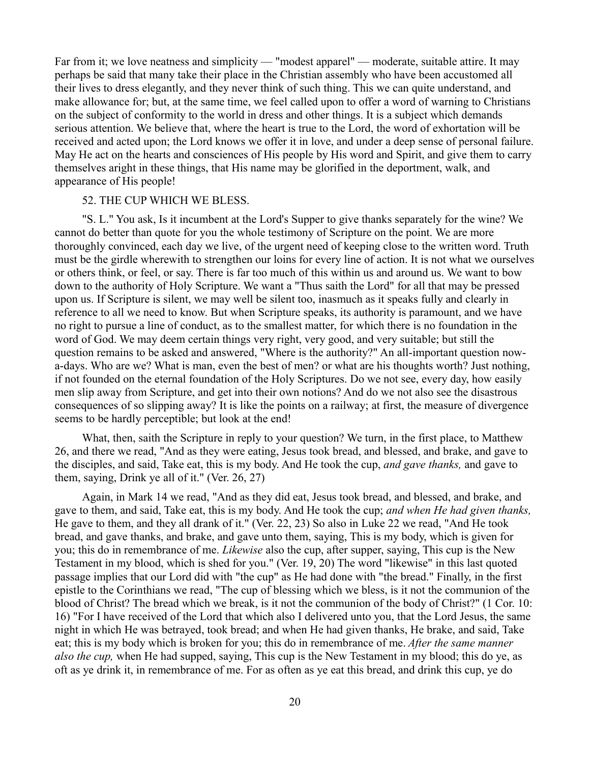Far from it; we love neatness and simplicity — "modest apparel" — moderate, suitable attire. It may perhaps be said that many take their place in the Christian assembly who have been accustomed all their lives to dress elegantly, and they never think of such thing. This we can quite understand, and make allowance for; but, at the same time, we feel called upon to offer a word of warning to Christians on the subject of conformity to the world in dress and other things. It is a subject which demands serious attention. We believe that, where the heart is true to the Lord, the word of exhortation will be received and acted upon; the Lord knows we offer it in love, and under a deep sense of personal failure. May He act on the hearts and consciences of His people by His word and Spirit, and give them to carry themselves aright in these things, that His name may be glorified in the deportment, walk, and appearance of His people!

## 52. THE CUP WHICH WE BLESS.

"S. L." You ask, Is it incumbent at the Lord's Supper to give thanks separately for the wine? We cannot do better than quote for you the whole testimony of Scripture on the point. We are more thoroughly convinced, each day we live, of the urgent need of keeping close to the written word. Truth must be the girdle wherewith to strengthen our loins for every line of action. It is not what we ourselves or others think, or feel, or say. There is far too much of this within us and around us. We want to bow down to the authority of Holy Scripture. We want a "Thus saith the Lord" for all that may be pressed upon us. If Scripture is silent, we may well be silent too, inasmuch as it speaks fully and clearly in reference to all we need to know. But when Scripture speaks, its authority is paramount, and we have no right to pursue a line of conduct, as to the smallest matter, for which there is no foundation in the word of God. We may deem certain things very right, very good, and very suitable; but still the question remains to be asked and answered, "Where is the authority?" An all-important question now-a-days. Who are we? What is man, even the best of men? or what are his thoughts worth? Just nothing, if not founded on the eternal foundation of the Holy Scriptures. Do we not see, every day, how easily men slip away from Scripture, and get into their own notions? And do we not also see the disastrous consequences of so slipping away? It is like the points on a railway; at first, the measure of divergence seems to be hardly perceptible; but look at the end!

What, then, saith the Scripture in reply to your question? We turn, in the first place, to Matthew 26, and there we read, "And as they were eating, Jesus took bread, and blessed, and brake, and gave to the disciples, and said, Take eat, this is my body. And He took the cup, *and gave thanks,* and gave to them, saying, Drink ye all of it." (Ver. 26, 27)

Again, in Mark 14 we read, "And as they did eat, Jesus took bread, and blessed, and brake, and gave to them, and said, Take eat, this is my body. And He took the cup; *and when He had given thanks,* He gave to them, and they all drank of it." (Ver. 22, 23) So also in Luke 22 we read, "And He took bread, and gave thanks, and brake, and gave unto them, saying, This is my body, which is given for you; this do in remembrance of me. *Likewise* also the cup, after supper, saying, This cup is the New Testament in my blood, which is shed for you." (Ver. 19, 20) The word "likewise" in this last quoted passage implies that our Lord did with "the cup" as He had done with "the bread." Finally, in the first epistle to the Corinthians we read, "The cup of blessing which we bless, is it not the communion of the blood of Christ? The bread which we break, is it not the communion of the body of Christ?" (1 Cor. 10: 16) "For I have received of the Lord that which also I delivered unto you, that the Lord Jesus, the same night in which He was betrayed, took bread; and when He had given thanks, He brake, and said, Take eat; this is my body which is broken for you; this do in remembrance of me. *After the same manner also the cup,* when He had supped, saying, This cup is the New Testament in my blood; this do ye, as oft as ye drink it, in remembrance of me. For as often as ye eat this bread, and drink this cup, ye do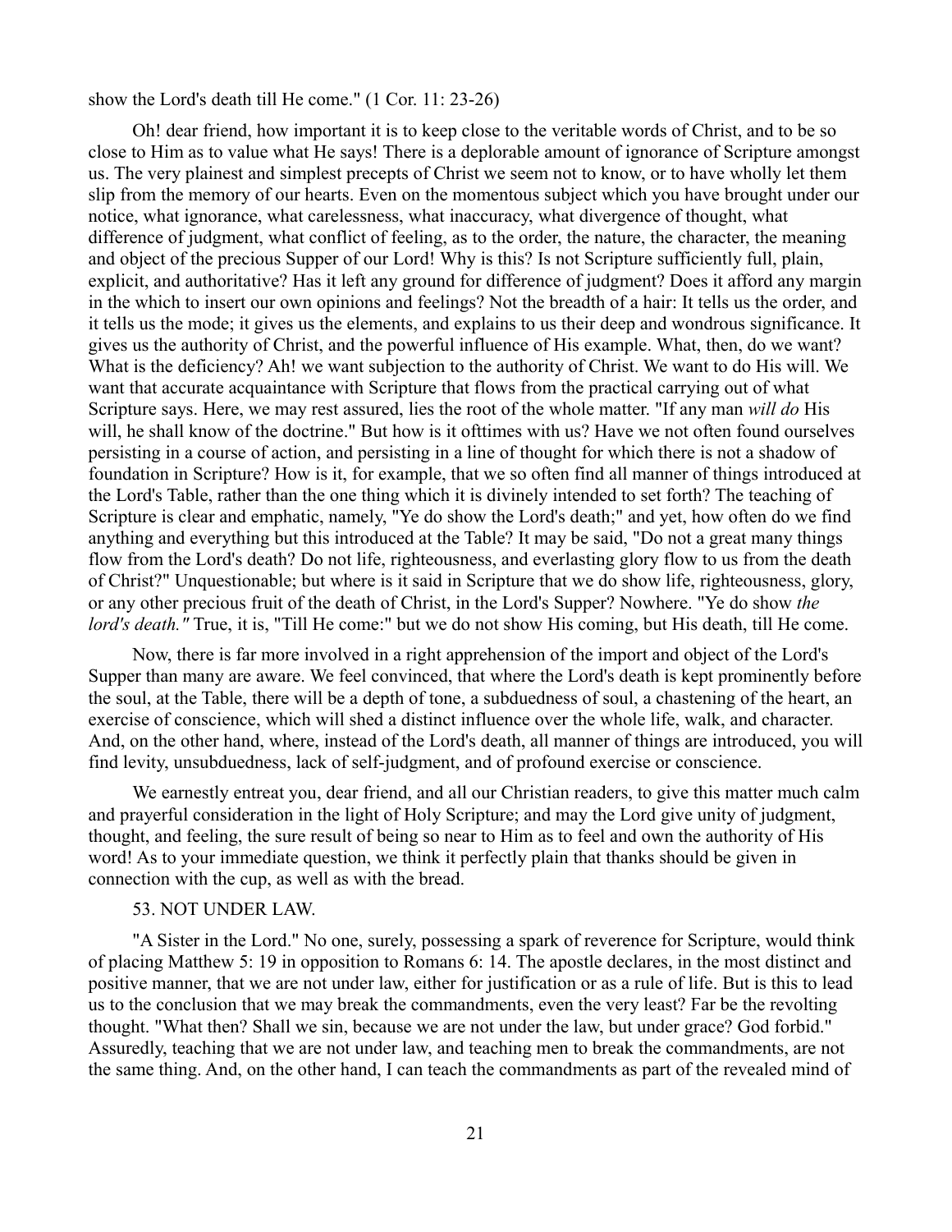show the Lord's death till He come." (1 Cor. 11: 23-26)

Oh! dear friend, how important it is to keep close to the veritable words of Christ, and to be so close to Him as to value what He says! There is a deplorable amount of ignorance of Scripture amongst us. The very plainest and simplest precepts of Christ we seem not to know, or to have wholly let them slip from the memory of our hearts. Even on the momentous subject which you have brought under our notice, what ignorance, what carelessness, what inaccuracy, what divergence of thought, what difference of judgment, what conflict of feeling, as to the order, the nature, the character, the meaning and object of the precious Supper of our Lord! Why is this? Is not Scripture sufficiently full, plain, explicit, and authoritative? Has it left any ground for difference of judgment? Does it afford any margin in the which to insert our own opinions and feelings? Not the breadth of a hair: It tells us the order, and it tells us the mode; it gives us the elements, and explains to us their deep and wondrous significance. It gives us the authority of Christ, and the powerful influence of His example. What, then, do we want? What is the deficiency? Ah! we want subjection to the authority of Christ. We want to do His will. We want that accurate acquaintance with Scripture that flows from the practical carrying out of what Scripture says. Here, we may rest assured, lies the root of the whole matter. "If any man *will do* His will, he shall know of the doctrine." But how is it ofttimes with us? Have we not often found ourselves persisting in a course of action, and persisting in a line of thought for which there is not a shadow of foundation in Scripture? How is it, for example, that we so often find all manner of things introduced at the Lord's Table, rather than the one thing which it is divinely intended to set forth? The teaching of Scripture is clear and emphatic, namely, "Ye do show the Lord's death;" and yet, how often do we find anything and everything but this introduced at the Table? It may be said, "Do not a great many things flow from the Lord's death? Do not life, righteousness, and everlasting glory flow to us from the death of Christ?" Unquestionable; but where is it said in Scripture that we do show life, righteousness, glory, or any other precious fruit of the death of Christ, in the Lord's Supper? Nowhere. "Ye do show *the lord's death."* True, it is, "Till He come:" but we do not show His coming, but His death, till He come.

Now, there is far more involved in a right apprehension of the import and object of the Lord's Supper than many are aware. We feel convinced, that where the Lord's death is kept prominently before the soul, at the Table, there will be a depth of tone, a subduedness of soul, a chastening of the heart, an exercise of conscience, which will shed a distinct influence over the whole life, walk, and character. And, on the other hand, where, instead of the Lord's death, all manner of things are introduced, you will find levity, unsubduedness, lack of self-judgment, and of profound exercise or conscience.

We earnestly entreat you, dear friend, and all our Christian readers, to give this matter much calm and prayerful consideration in the light of Holy Scripture; and may the Lord give unity of judgment, thought, and feeling, the sure result of being so near to Him as to feel and own the authority of His word! As to your immediate question, we think it perfectly plain that thanks should be given in connection with the cup, as well as with the bread.

## 53. NOT UNDER LAW.

"A Sister in the Lord." No one, surely, possessing a spark of reverence for Scripture, would think of placing Matthew 5: 19 in opposition to Romans 6: 14. The apostle declares, in the most distinct and positive manner, that we are not under law, either for justification or as a rule of life. But is this to lead us to the conclusion that we may break the commandments, even the very least? Far be the revolting thought. "What then? Shall we sin, because we are not under the law, but under grace? God forbid." Assuredly, teaching that we are not under law, and teaching men to break the commandments, are not the same thing. And, on the other hand, I can teach the commandments as part of the revealed mind of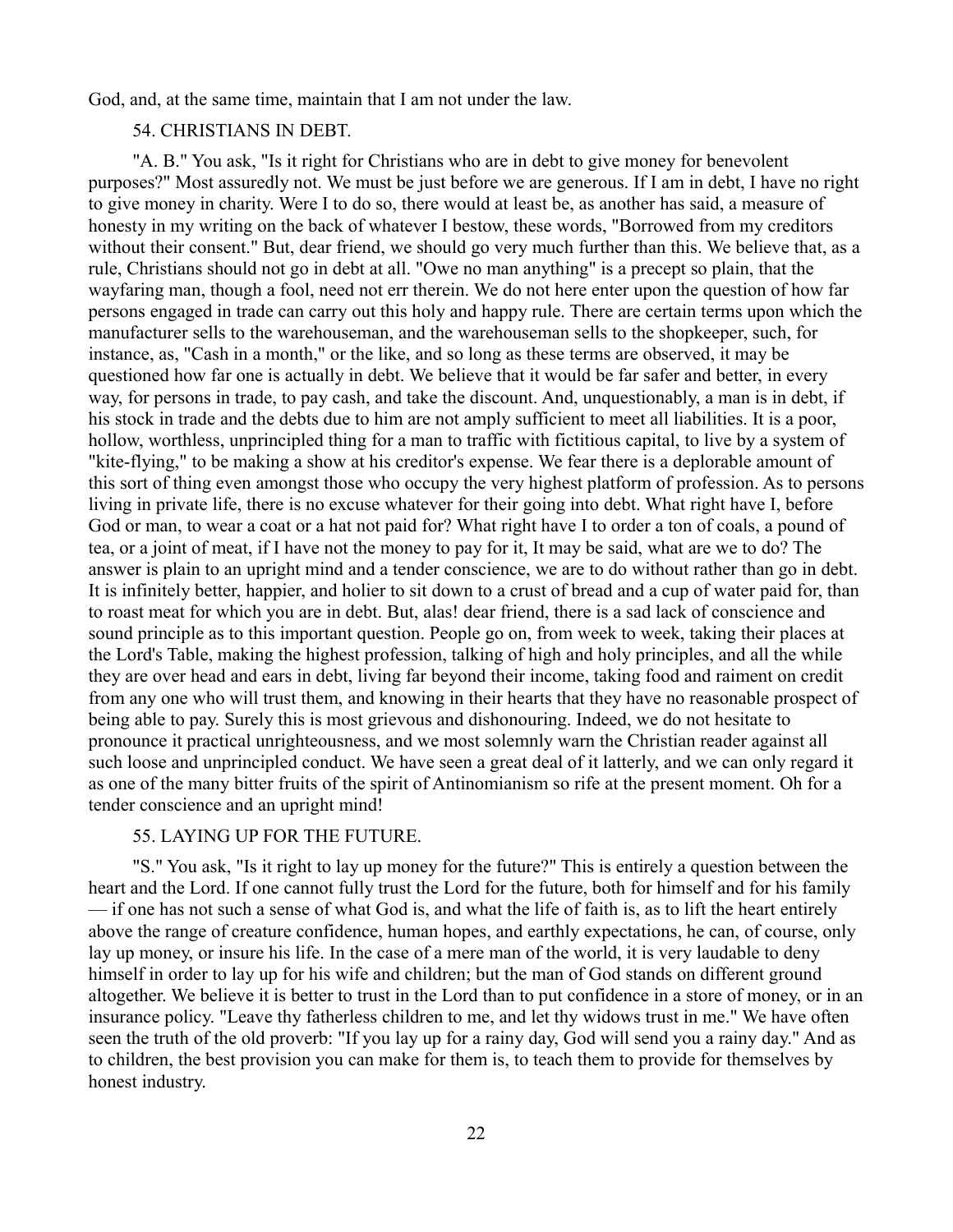God, and, at the same time, maintain that I am not under the law.

## 54. CHRISTIANS IN DEBT.

"A. B." You ask, "Is it right for Christians who are in debt to give money for benevolent purposes?" Most assuredly not. We must be just before we are generous. If I am in debt, I have no right to give money in charity. Were I to do so, there would at least be, as another has said, a measure of honesty in my writing on the back of whatever I bestow, these words, "Borrowed from my creditors without their consent." But, dear friend, we should go very much further than this. We believe that, as a rule, Christians should not go in debt at all. "Owe no man anything" is a precept so plain, that the wayfaring man, though a fool, need not err therein. We do not here enter upon the question of how far persons engaged in trade can carry out this holy and happy rule. There are certain terms upon which the manufacturer sells to the warehouseman, and the warehouseman sells to the shopkeeper, such, for instance, as, "Cash in a month," or the like, and so long as these terms are observed, it may be questioned how far one is actually in debt. We believe that it would be far safer and better, in every way, for persons in trade, to pay cash, and take the discount. And, unquestionably, a man is in debt, if his stock in trade and the debts due to him are not amply sufficient to meet all liabilities. It is a poor, hollow, worthless, unprincipled thing for a man to traffic with fictitious capital, to live by a system of "kite-flying," to be making a show at his creditor's expense. We fear there is a deplorable amount of this sort of thing even amongst those who occupy the very highest platform of profession. As to persons living in private life, there is no excuse whatever for their going into debt. What right have I, before God or man, to wear a coat or a hat not paid for? What right have I to order a ton of coals, a pound of tea, or a joint of meat, if I have not the money to pay for it, It may be said, what are we to do? The answer is plain to an upright mind and a tender conscience, we are to do without rather than go in debt. It is infinitely better, happier, and holier to sit down to a crust of bread and a cup of water paid for, than to roast meat for which you are in debt. But, alas! dear friend, there is a sad lack of conscience and sound principle as to this important question. People go on, from week to week, taking their places at the Lord's Table, making the highest profession, talking of high and holy principles, and all the while they are over head and ears in debt, living far beyond their income, taking food and raiment on credit from any one who will trust them, and knowing in their hearts that they have no reasonable prospect of being able to pay. Surely this is most grievous and dishonouring. Indeed, we do not hesitate to pronounce it practical unrighteousness, and we most solemnly warn the Christian reader against all such loose and unprincipled conduct. We have seen a great deal of it latterly, and we can only regard it as one of the many bitter fruits of the spirit of Antinomianism so rife at the present moment. Oh for a tender conscience and an upright mind!

## 55. LAYING UP FOR THE FUTURE.

"S." You ask, "Is it right to lay up money for the future?" This is entirely a question between the heart and the Lord. If one cannot fully trust the Lord for the future, both for himself and for his family — if one has not such a sense of what God is, and what the life of faith is, as to lift the heart entirely above the range of creature confidence, human hopes, and earthly expectations, he can, of course, only lay up money, or insure his life. In the case of a mere man of the world, it is very laudable to deny himself in order to lay up for his wife and children; but the man of God stands on different ground altogether. We believe it is better to trust in the Lord than to put confidence in a store of money, or in an insurance policy. "Leave thy fatherless children to me, and let thy widows trust in me." We have often seen the truth of the old proverb: "If you lay up for a rainy day, God will send you a rainy day." And as to children, the best provision you can make for them is, to teach them to provide for themselves by honest industry.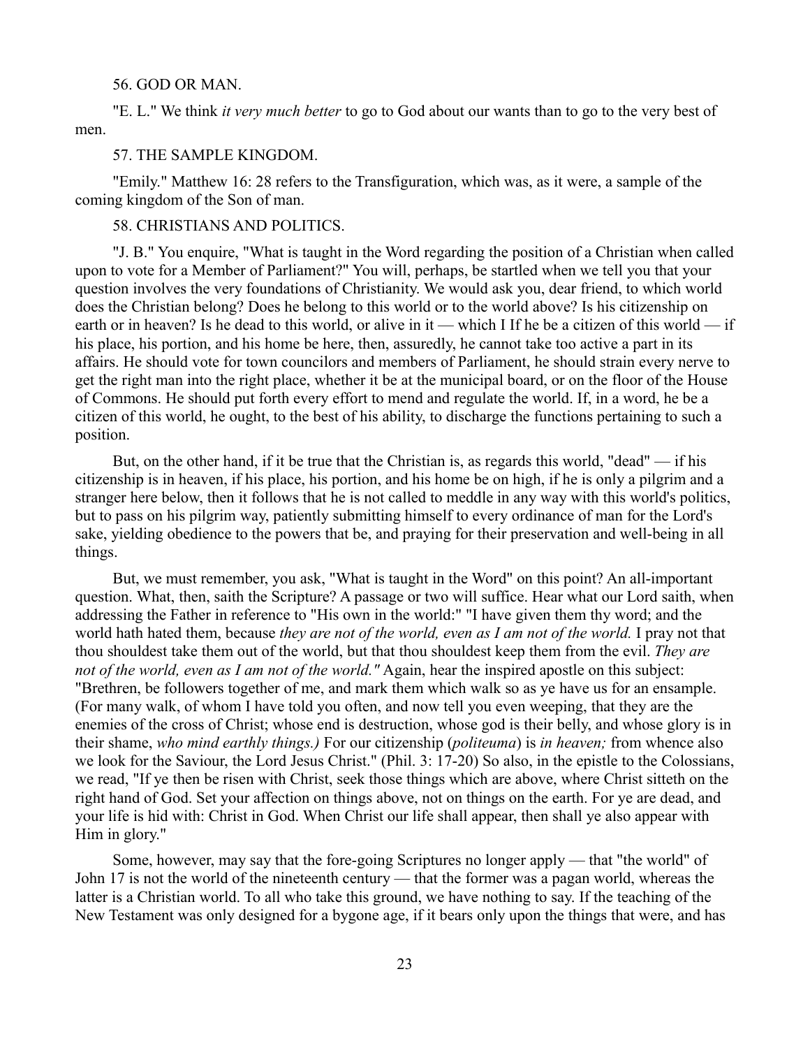56. GOD OR MAN.

"E. L." We think *it very much better* to go to God about our wants than to go to the very best of men.

57. THE SAMPLE KINGDOM.

"Emily." Matthew 16: 28 refers to the Transfiguration, which was, as it were, a sample of the coming kingdom of the Son of man.

58. CHRISTIANS AND POLITICS.

"J. B." You enquire, "What is taught in the Word regarding the position of a Christian when called upon to vote for a Member of Parliament?" You will, perhaps, be startled when we tell you that your question involves the very foundations of Christianity. We would ask you, dear friend, to which world does the Christian belong? Does he belong to this world or to the world above? Is his citizenship on earth or in heaven? Is he dead to this world, or alive in it — which I If he be a citizen of this world — if his place, his portion, and his home be here, then, assuredly, he cannot take too active a part in its affairs. He should vote for town councilors and members of Parliament, he should strain every nerve to get the right man into the right place, whether it be at the municipal board, or on the floor of the House of Commons. He should put forth every effort to mend and regulate the world. If, in a word, he be a citizen of this world, he ought, to the best of his ability, to discharge the functions pertaining to such a position.

But, on the other hand, if it be true that the Christian is, as regards this world, "dead" — if his citizenship is in heaven, if his place, his portion, and his home be on high, if he is only a pilgrim and a stranger here below, then it follows that he is not called to meddle in any way with this world's politics, but to pass on his pilgrim way, patiently submitting himself to every ordinance of man for the Lord's sake, yielding obedience to the powers that be, and praying for their preservation and well-being in all things.

But, we must remember, you ask, "What is taught in the Word" on this point? An all-important question. What, then, saith the Scripture? A passage or two will suffice. Hear what our Lord saith, when addressing the Father in reference to "His own in the world:" "I have given them thy word; and the world hath hated them, because *they are not of the world, even as I am not of the world.* I pray not that thou shouldest take them out of the world, but that thou shouldest keep them from the evil. *They are not of the world, even as I am not of the world."* Again, hear the inspired apostle on this subject: "Brethren, be followers together of me, and mark them which walk so as ye have us for an ensample. (For many walk, of whom I have told you often, and now tell you even weeping, that they are the enemies of the cross of Christ; whose end is destruction, whose god is their belly, and whose glory is in their shame, *who mind earthly things.)* For our citizenship (*politeuma*) is *in heaven;* from whence also we look for the Saviour, the Lord Jesus Christ." (Phil. 3: 17-20) So also, in the epistle to the Colossians, we read, "If ye then be risen with Christ, seek those things which are above, where Christ sitteth on the right hand of God. Set your affection on things above, not on things on the earth. For ye are dead, and your life is hid with: Christ in God. When Christ our life shall appear, then shall ye also appear with Him in glory."

Some, however, may say that the fore-going Scriptures no longer apply — that "the world" of John 17 is not the world of the nineteenth century — that the former was a pagan world, whereas the latter is a Christian world. To all who take this ground, we have nothing to say. If the teaching of the New Testament was only designed for a bygone age, if it bears only upon the things that were, and has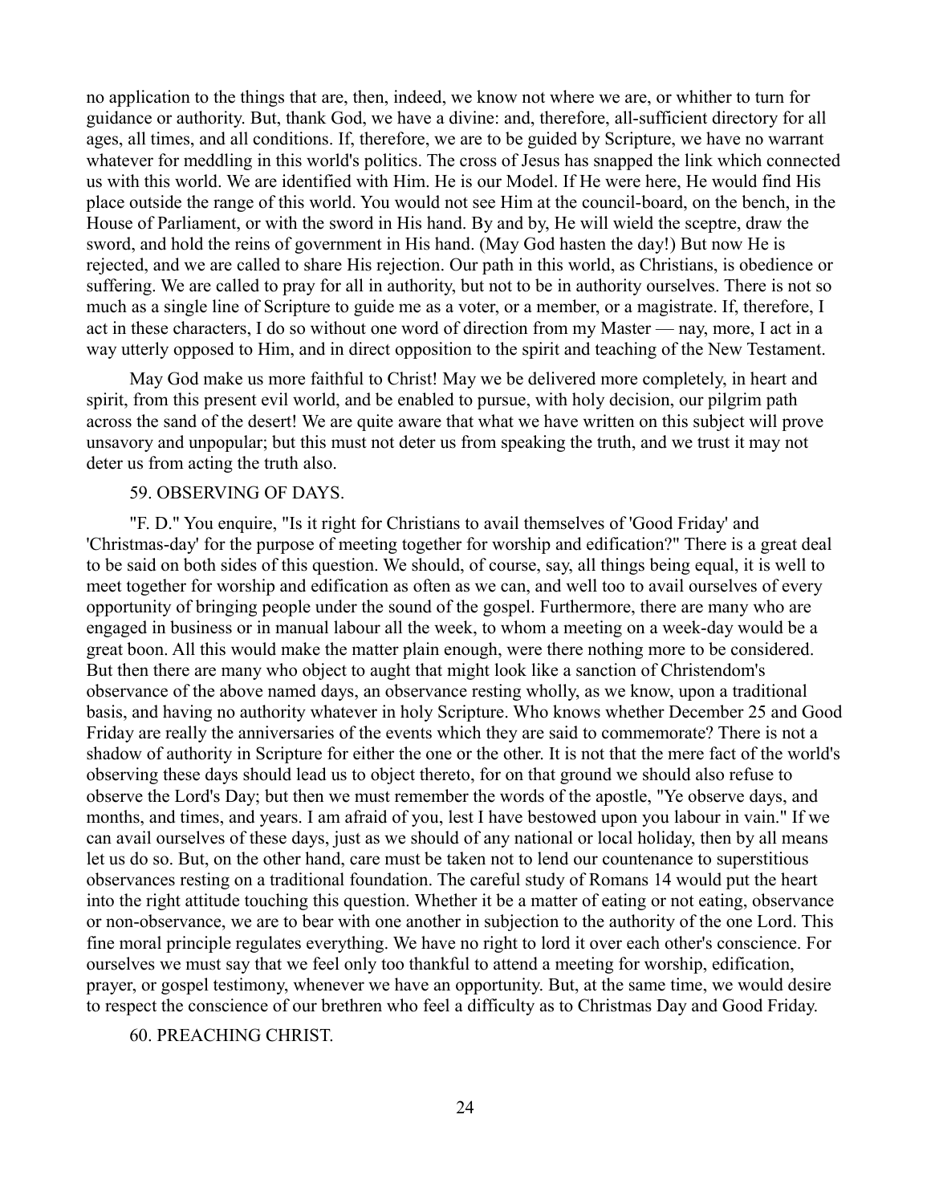no application to the things that are, then, indeed, we know not where we are, or whither to turn for guidance or authority. But, thank God, we have a divine: and, therefore, all-sufficient directory for all ages, all times, and all conditions. If, therefore, we are to be guided by Scripture, we have no warrant whatever for meddling in this world's politics. The cross of Jesus has snapped the link which connected us with this world. We are identified with Him. He is our Model. If He were here, He would find His place outside the range of this world. You would not see Him at the council-board, on the bench, in the House of Parliament, or with the sword in His hand. By and by, He will wield the sceptre, draw the sword, and hold the reins of government in His hand. (May God hasten the day!) But now He is rejected, and we are called to share His rejection. Our path in this world, as Christians, is obedience or suffering. We are called to pray for all in authority, but not to be in authority ourselves. There is not so much as a single line of Scripture to guide me as a voter, or a member, or a magistrate. If, therefore, I act in these characters, I do so without one word of direction from my Master — nay, more, I act in a way utterly opposed to Him, and in direct opposition to the spirit and teaching of the New Testament.

May God make us more faithful to Christ! May we be delivered more completely, in heart and spirit, from this present evil world, and be enabled to pursue, with holy decision, our pilgrim path across the sand of the desert! We are quite aware that what we have written on this subject will prove unsavory and unpopular; but this must not deter us from speaking the truth, and we trust it may not deter us from acting the truth also.

## 59. OBSERVING OF DAYS.

"F. D." You enquire, "Is it right for Christians to avail themselves of 'Good Friday' and 'Christmas-day' for the purpose of meeting together for worship and edification?" There is a great deal to be said on both sides of this question. We should, of course, say, all things being equal, it is well to meet together for worship and edification as often as we can, and well too to avail ourselves of every opportunity of bringing people under the sound of the gospel. Furthermore, there are many who are engaged in business or in manual labour all the week, to whom a meeting on a week-day would be a great boon. All this would make the matter plain enough, were there nothing more to be considered. But then there are many who object to aught that might look like a sanction of Christendom's observance of the above named days, an observance resting wholly, as we know, upon a traditional basis, and having no authority whatever in holy Scripture. Who knows whether December 25 and Good Friday are really the anniversaries of the events which they are said to commemorate? There is not a shadow of authority in Scripture for either the one or the other. It is not that the mere fact of the world's observing these days should lead us to object thereto, for on that ground we should also refuse to observe the Lord's Day; but then we must remember the words of the apostle, "Ye observe days, and months, and times, and years. I am afraid of you, lest I have bestowed upon you labour in vain." If we can avail ourselves of these days, just as we should of any national or local holiday, then by all means let us do so. But, on the other hand, care must be taken not to lend our countenance to superstitious observances resting on a traditional foundation. The careful study of Romans 14 would put the heart into the right attitude touching this question. Whether it be a matter of eating or not eating, observance or non-observance, we are to bear with one another in subjection to the authority of the one Lord. This fine moral principle regulates everything. We have no right to lord it over each other's conscience. For ourselves we must say that we feel only too thankful to attend a meeting for worship, edification, prayer, or gospel testimony, whenever we have an opportunity. But, at the same time, we would desire to respect the conscience of our brethren who feel a difficulty as to Christmas Day and Good Friday.

## 60. PREACHING CHRIST.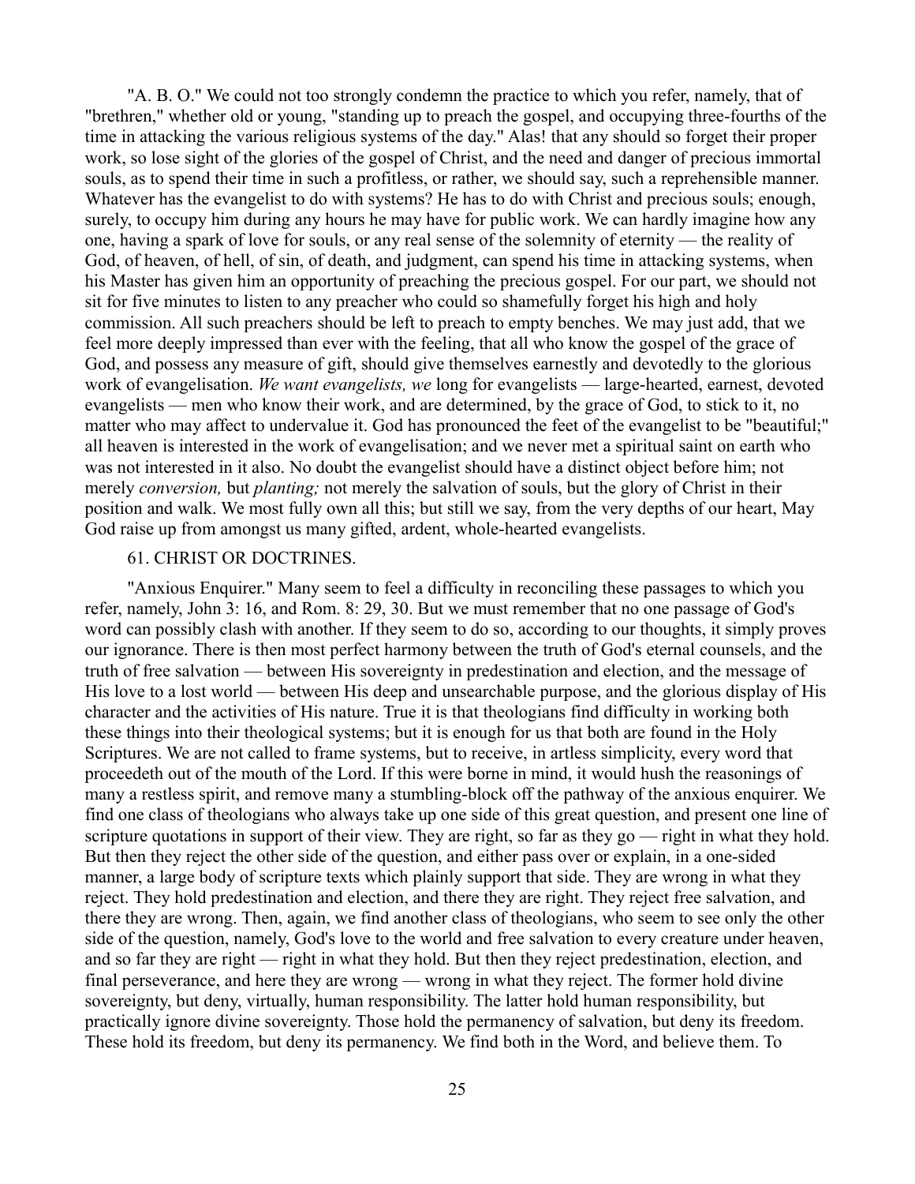"A. B. O." We could not too strongly condemn the practice to which you refer, namely, that of "brethren," whether old or young, "standing up to preach the gospel, and occupying three-fourths of the time in attacking the various religious systems of the day." Alas! that any should so forget their proper work, so lose sight of the glories of the gospel of Christ, and the need and danger of precious immortal souls, as to spend their time in such a profitless, or rather, we should say, such a reprehensible manner. Whatever has the evangelist to do with systems? He has to do with Christ and precious souls; enough, surely, to occupy him during any hours he may have for public work. We can hardly imagine how any one, having a spark of love for souls, or any real sense of the solemnity of eternity — the reality of God, of heaven, of hell, of sin, of death, and judgment, can spend his time in attacking systems, when his Master has given him an opportunity of preaching the precious gospel. For our part, we should not sit for five minutes to listen to any preacher who could so shamefully forget his high and holy commission. All such preachers should be left to preach to empty benches. We may just add, that we feel more deeply impressed than ever with the feeling, that all who know the gospel of the grace of God, and possess any measure of gift, should give themselves earnestly and devotedly to the glorious work of evangelisation. *We want evangelists, we* long for evangelists — large-hearted, earnest, devoted evangelists — men who know their work, and are determined, by the grace of God, to stick to it, no matter who may affect to undervalue it. God has pronounced the feet of the evangelist to be "beautiful;" all heaven is interested in the work of evangelisation; and we never met a spiritual saint on earth who was not interested in it also. No doubt the evangelist should have a distinct object before him; not merely *conversion,* but *planting;* not merely the salvation of souls, but the glory of Christ in their position and walk. We most fully own all this; but still we say, from the very depths of our heart, May God raise up from amongst us many gifted, ardent, whole-hearted evangelists.

## 61. CHRIST OR DOCTRINES.

"Anxious Enquirer." Many seem to feel a difficulty in reconciling these passages to which you refer, namely, John 3: 16, and Rom. 8: 29, 30. But we must remember that no one passage of God's word can possibly clash with another. If they seem to do so, according to our thoughts, it simply proves our ignorance. There is then most perfect harmony between the truth of God's eternal counsels, and the truth of free salvation — between His sovereignty in predestination and election, and the message of His love to a lost world — between His deep and unsearchable purpose, and the glorious display of His character and the activities of His nature. True it is that theologians find difficulty in working both these things into their theological systems; but it is enough for us that both are found in the Holy Scriptures. We are not called to frame systems, but to receive, in artless simplicity, every word that proceedeth out of the mouth of the Lord. If this were borne in mind, it would hush the reasonings of many a restless spirit, and remove many a stumbling-block off the pathway of the anxious enquirer. We find one class of theologians who always take up one side of this great question, and present one line of scripture quotations in support of their view. They are right, so far as they go — right in what they hold. But then they reject the other side of the question, and either pass over or explain, in a one-sided manner, a large body of scripture texts which plainly support that side. They are wrong in what they reject. They hold predestination and election, and there they are right. They reject free salvation, and there they are wrong. Then, again, we find another class of theologians, who seem to see only the other side of the question, namely, God's love to the world and free salvation to every creature under heaven, and so far they are right — right in what they hold. But then they reject predestination, election, and final perseverance, and here they are wrong — wrong in what they reject. The former hold divine sovereignty, but deny, virtually, human responsibility. The latter hold human responsibility, but practically ignore divine sovereignty. Those hold the permanency of salvation, but deny its freedom. These hold its freedom, but deny its permanency. We find both in the Word, and believe them. To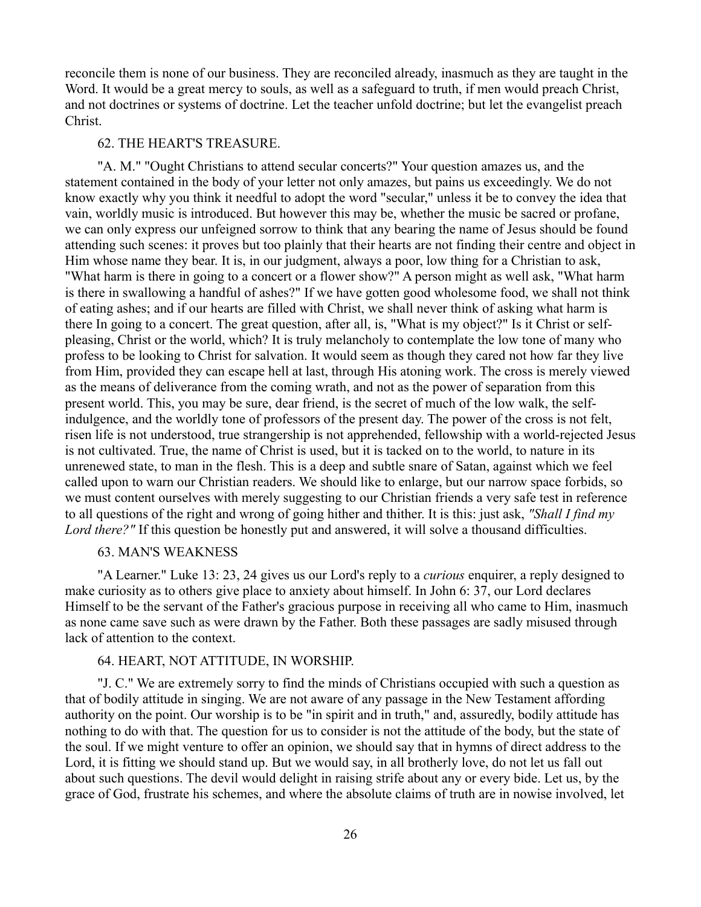reconcile them is none of our business. They are reconciled already, inasmuch as they are taught in the Word. It would be a great mercy to souls, as well as a safeguard to truth, if men would preach Christ, and not doctrines or systems of doctrine. Let the teacher unfold doctrine; but let the evangelist preach Christ.

## 62. THE HEART'S TREASURE.

"A. M." "Ought Christians to attend secular concerts?" Your question amazes us, and the statement contained in the body of your letter not only amazes, but pains us exceedingly. We do not know exactly why you think it needful to adopt the word "secular," unless it be to convey the idea that vain, worldly music is introduced. But however this may be, whether the music be sacred or profane, we can only express our unfeigned sorrow to think that any bearing the name of Jesus should be found attending such scenes: it proves but too plainly that their hearts are not finding their centre and object in Him whose name they bear. It is, in our judgment, always a poor, low thing for a Christian to ask, "What harm is there in going to a concert or a flower show?" A person might as well ask, "What harm is there in swallowing a handful of ashes?" If we have gotten good wholesome food, we shall not think of eating ashes; and if our hearts are filled with Christ, we shall never think of asking what harm is there In going to a concert. The great question, after all, is, "What is my object?" Is it Christ or self-pleasing, Christ or the world, which? It is truly melancholy to contemplate the low tone of many who profess to be looking to Christ for salvation. It would seem as though they cared not how far they live from Him, provided they can escape hell at last, through His atoning work. The cross is merely viewed as the means of deliverance from the coming wrath, and not as the power of separation from this present world. This, you may be sure, dear friend, is the secret of much of the low walk, the self-indulgence, and the worldly tone of professors of the present day. The power of the cross is not felt, risen life is not understood, true strangership is not apprehended, fellowship with a world-rejected Jesus is not cultivated. True, the name of Christ is used, but it is tacked on to the world, to nature in its unrenewed state, to man in the flesh. This is a deep and subtle snare of Satan, against which we feel called upon to warn our Christian readers. We should like to enlarge, but our narrow space forbids, so we must content ourselves with merely suggesting to our Christian friends a very safe test in reference to all questions of the right and wrong of going hither and thither. It is this: just ask, *"Shall I find my Lord there?"* If this question be honestly put and answered, it will solve a thousand difficulties.

## 63. MAN'S WEAKNESS

"A Learner." Luke 13: 23, 24 gives us our Lord's reply to a *curious* enquirer, a reply designed to make curiosity as to others give place to anxiety about himself. In John 6: 37, our Lord declares Himself to be the servant of the Father's gracious purpose in receiving all who came to Him, inasmuch as none came save such as were drawn by the Father. Both these passages are sadly misused through lack of attention to the context.

## 64. HEART, NOT ATTITUDE, IN WORSHIP.

"J. C." We are extremely sorry to find the minds of Christians occupied with such a question as that of bodily attitude in singing. We are not aware of any passage in the New Testament affording authority on the point. Our worship is to be "in spirit and in truth," and, assuredly, bodily attitude has nothing to do with that. The question for us to consider is not the attitude of the body, but the state of the soul. If we might venture to offer an opinion, we should say that in hymns of direct address to the Lord, it is fitting we should stand up. But we would say, in all brotherly love, do not let us fall out about such questions. The devil would delight in raising strife about any or every bide. Let us, by the grace of God, frustrate his schemes, and where the absolute claims of truth are in nowise involved, let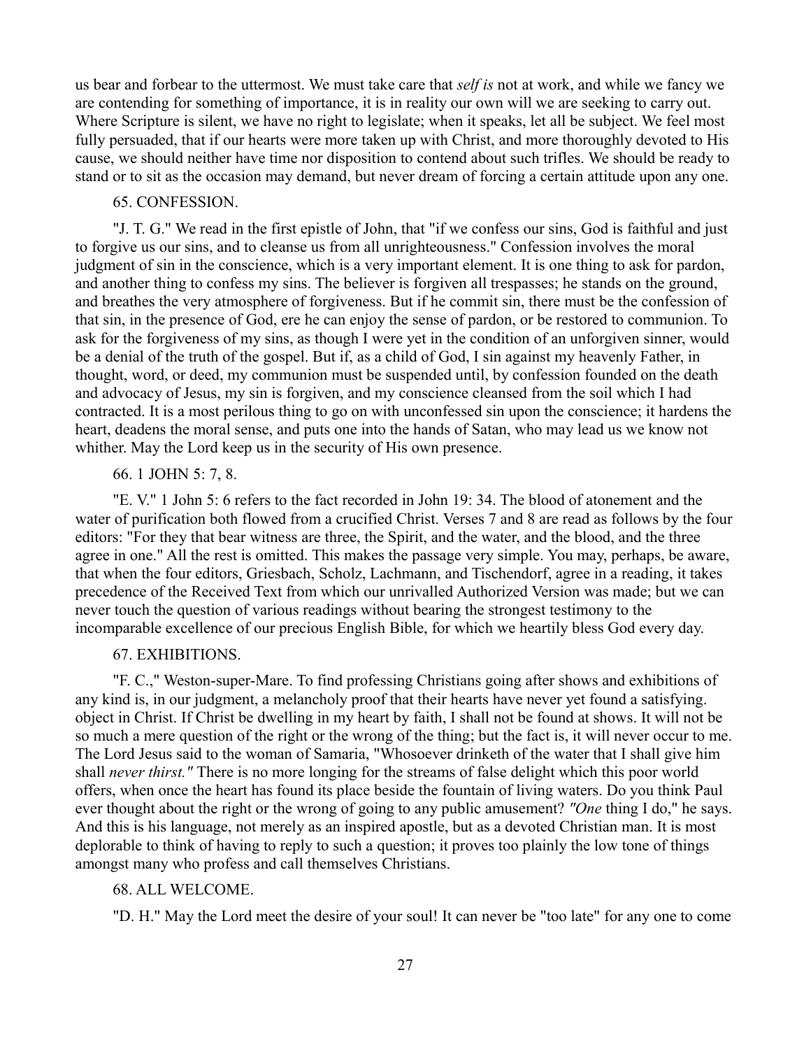us bear and forbear to the uttermost. We must take care that *self is* not at work, and while we fancy we are contending for something of importance, it is in reality our own will we are seeking to carry out. Where Scripture is silent, we have no right to legislate; when it speaks, let all be subject. We feel most fully persuaded, that if our hearts were more taken up with Christ, and more thoroughly devoted to His cause, we should neither have time nor disposition to contend about such trifles. We should be ready to stand or to sit as the occasion may demand, but never dream of forcing a certain attitude upon any one.

### 65. CONFESSION.

"J. T. G." We read in the first epistle of John, that "if we confess our sins, God is faithful and just to forgive us our sins, and to cleanse us from all unrighteousness." Confession involves the moral judgment of sin in the conscience, which is a very important element. It is one thing to ask for pardon, and another thing to confess my sins. The believer is forgiven all trespasses; he stands on the ground, and breathes the very atmosphere of forgiveness. But if he commit sin, there must be the confession of that sin, in the presence of God, ere he can enjoy the sense of pardon, or be restored to communion. To ask for the forgiveness of my sins, as though I were yet in the condition of an unforgiven sinner, would be a denial of the truth of the gospel. But if, as a child of God, I sin against my heavenly Father, in thought, word, or deed, my communion must be suspended until, by confession founded on the death and advocacy of Jesus, my sin is forgiven, and my conscience cleansed from the soil which I had contracted. It is a most perilous thing to go on with unconfessed sin upon the conscience; it hardens the heart, deadens the moral sense, and puts one into the hands of Satan, who may lead us we know not whither. May the Lord keep us in the security of His own presence.

### 66. 1 JOHN 5: 7, 8.

"E. V." 1 John 5: 6 refers to the fact recorded in John 19: 34. The blood of atonement and the water of purification both flowed from a crucified Christ. Verses 7 and 8 are read as follows by the four editors: "For they that bear witness are three, the Spirit, and the water, and the blood, and the three agree in one." All the rest is omitted. This makes the passage very simple. You may, perhaps, be aware, that when the four editors, Griesbach, Scholz, Lachmann, and Tischendorf, agree in a reading, it takes precedence of the Received Text from which our unrivalled Authorized Version was made; but we can never touch the question of various readings without bearing the strongest testimony to the incomparable excellence of our precious English Bible, for which we heartily bless God every day.

### 67. EXHIBITIONS.

"F. C.," Weston-super-Mare. To find professing Christians going after shows and exhibitions of any kind is, in our judgment, a melancholy proof that their hearts have never yet found a satisfying. object in Christ. If Christ be dwelling in my heart by faith, I shall not be found at shows. It will not be so much a mere question of the right or the wrong of the thing; but the fact is, it will never occur to me. The Lord Jesus said to the woman of Samaria, "Whosoever drinketh of the water that I shall give him shall *never thirst."* There is no more longing for the streams of false delight which this poor world offers, when once the heart has found its place beside the fountain of living waters. Do you think Paul ever thought about the right or the wrong of going to any public amusement? *"One* thing I do," he says. And this is his language, not merely as an inspired apostle, but as a devoted Christian man. It is most deplorable to think of having to reply to such a question; it proves too plainly the low tone of things amongst many who profess and call themselves Christians.

### 68. ALL WELCOME.

"D. H." May the Lord meet the desire of your soul! It can never be "too late" for any one to come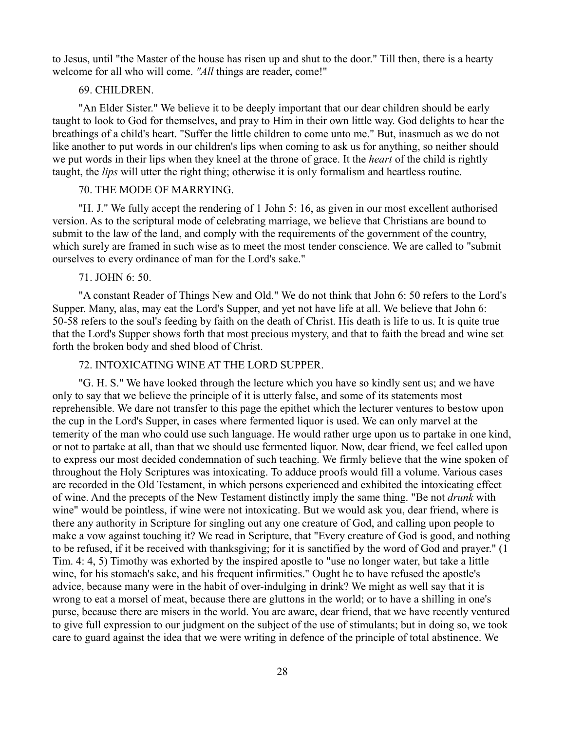to Jesus, until "the Master of the house has risen up and shut to the door." Till then, there is a hearty welcome for all who will come. *"All* things are reader, come!"

69. CHILDREN.

"An Elder Sister." We believe it to be deeply important that our dear children should be early taught to look to God for themselves, and pray to Him in their own little way. God delights to hear the breathings of a child's heart. "Suffer the little children to come unto me." But, inasmuch as we do not like another to put words in our children's lips when coming to ask us for anything, so neither should we put words in their lips when they kneel at the throne of grace. It the *heart* of the child is rightly taught, the *lips* will utter the right thing; otherwise it is only formalism and heartless routine.

70. THE MODE OF MARRYING.

"H. J." We fully accept the rendering of 1 John 5: 16, as given in our most excellent authorised version. As to the scriptural mode of celebrating marriage, we believe that Christians are bound to submit to the law of the land, and comply with the requirements of the government of the country, which surely are framed in such wise as to meet the most tender conscience. We are called to "submit ourselves to every ordinance of man for the Lord's sake."

71. JOHN 6: 50.

"A constant Reader of Things New and Old." We do not think that John 6: 50 refers to the Lord's Supper. Many, alas, may eat the Lord's Supper, and yet not have life at all. We believe that John 6: 50-58 refers to the soul's feeding by faith on the death of Christ. His death is life to us. It is quite true that the Lord's Supper shows forth that most precious mystery, and that to faith the bread and wine set forth the broken body and shed blood of Christ.

72. INTOXICATING WINE AT THE LORD SUPPER.

"G. H. S." We have looked through the lecture which you have so kindly sent us; and we have only to say that we believe the principle of it is utterly false, and some of its statements most reprehensible. We dare not transfer to this page the epithet which the lecturer ventures to bestow upon the cup in the Lord's Supper, in cases where fermented liquor is used. We can only marvel at the temerity of the man who could use such language. He would rather urge upon us to partake in one kind, or not to partake at all, than that we should use fermented liquor. Now, dear friend, we feel called upon to express our most decided condemnation of such teaching. We firmly believe that the wine spoken of throughout the Holy Scriptures was intoxicating. To adduce proofs would fill a volume. Various cases are recorded in the Old Testament, in which persons experienced and exhibited the intoxicating effect of wine. And the precepts of the New Testament distinctly imply the same thing. "Be not *drunk* with wine" would be pointless, if wine were not intoxicating. But we would ask you, dear friend, where is there any authority in Scripture for singling out any one creature of God, and calling upon people to make a vow against touching it? We read in Scripture, that "Every creature of God is good, and nothing to be refused, if it be received with thanksgiving; for it is sanctified by the word of God and prayer." (1 Tim. 4: 4, 5) Timothy was exhorted by the inspired apostle to "use no longer water, but take a little wine, for his stomach's sake, and his frequent infirmities." Ought he to have refused the apostle's advice, because many were in the habit of over-indulging in drink? We might as well say that it is wrong to eat a morsel of meat, because there are gluttons in the world; or to have a shilling in one's purse, because there are misers in the world. You are aware, dear friend, that we have recently ventured to give full expression to our judgment on the subject of the use of stimulants; but in doing so, we took care to guard against the idea that we were writing in defence of the principle of total abstinence. We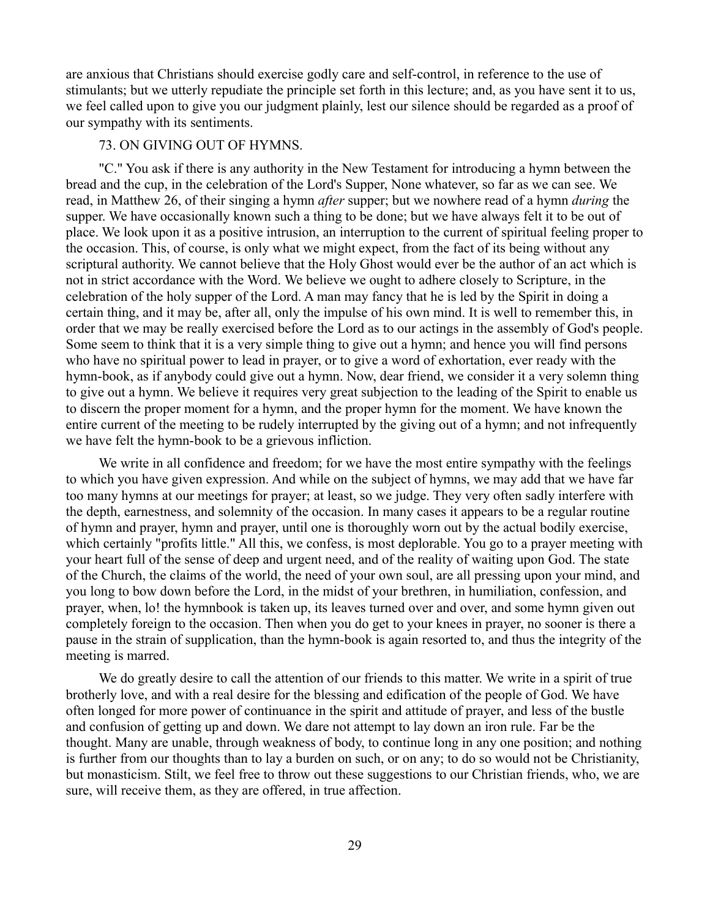are anxious that Christians should exercise godly care and self-control, in reference to the use of stimulants; but we utterly repudiate the principle set forth in this lecture; and, as you have sent it to us, we feel called upon to give you our judgment plainly, lest our silence should be regarded as a proof of our sympathy with its sentiments.

## 73. ON GIVING OUT OF HYMNS.

"C." You ask if there is any authority in the New Testament for introducing a hymn between the bread and the cup, in the celebration of the Lord's Supper, None whatever, so far as we can see. We read, in Matthew 26, of their singing a hymn *after* supper; but we nowhere read of a hymn *during* the supper. We have occasionally known such a thing to be done; but we have always felt it to be out of place. We look upon it as a positive intrusion, an interruption to the current of spiritual feeling proper to the occasion. This, of course, is only what we might expect, from the fact of its being without any scriptural authority. We cannot believe that the Holy Ghost would ever be the author of an act which is not in strict accordance with the Word. We believe we ought to adhere closely to Scripture, in the celebration of the holy supper of the Lord. A man may fancy that he is led by the Spirit in doing a certain thing, and it may be, after all, only the impulse of his own mind. It is well to remember this, in order that we may be really exercised before the Lord as to our actings in the assembly of God's people. Some seem to think that it is a very simple thing to give out a hymn; and hence you will find persons who have no spiritual power to lead in prayer, or to give a word of exhortation, ever ready with the hymn-book, as if anybody could give out a hymn. Now, dear friend, we consider it a very solemn thing to give out a hymn. We believe it requires very great subjection to the leading of the Spirit to enable us to discern the proper moment for a hymn, and the proper hymn for the moment. We have known the entire current of the meeting to be rudely interrupted by the giving out of a hymn; and not infrequently we have felt the hymn-book to be a grievous infliction.

We write in all confidence and freedom; for we have the most entire sympathy with the feelings to which you have given expression. And while on the subject of hymns, we may add that we have far too many hymns at our meetings for prayer; at least, so we judge. They very often sadly interfere with the depth, earnestness, and solemnity of the occasion. In many cases it appears to be a regular routine of hymn and prayer, hymn and prayer, until one is thoroughly worn out by the actual bodily exercise, which certainly "profits little." All this, we confess, is most deplorable. You go to a prayer meeting with your heart full of the sense of deep and urgent need, and of the reality of waiting upon God. The state of the Church, the claims of the world, the need of your own soul, are all pressing upon your mind, and you long to bow down before the Lord, in the midst of your brethren, in humiliation, confession, and prayer, when, lo! the hymnbook is taken up, its leaves turned over and over, and some hymn given out completely foreign to the occasion. Then when you do get to your knees in prayer, no sooner is there a pause in the strain of supplication, than the hymn-book is again resorted to, and thus the integrity of the meeting is marred.

We do greatly desire to call the attention of our friends to this matter. We write in a spirit of true brotherly love, and with a real desire for the blessing and edification of the people of God. We have often longed for more power of continuance in the spirit and attitude of prayer, and less of the bustle and confusion of getting up and down. We dare not attempt to lay down an iron rule. Far be the thought. Many are unable, through weakness of body, to continue long in any one position; and nothing is further from our thoughts than to lay a burden on such, or on any; to do so would not be Christianity, but monasticism. Stilt, we feel free to throw out these suggestions to our Christian friends, who, we are sure, will receive them, as they are offered, in true affection.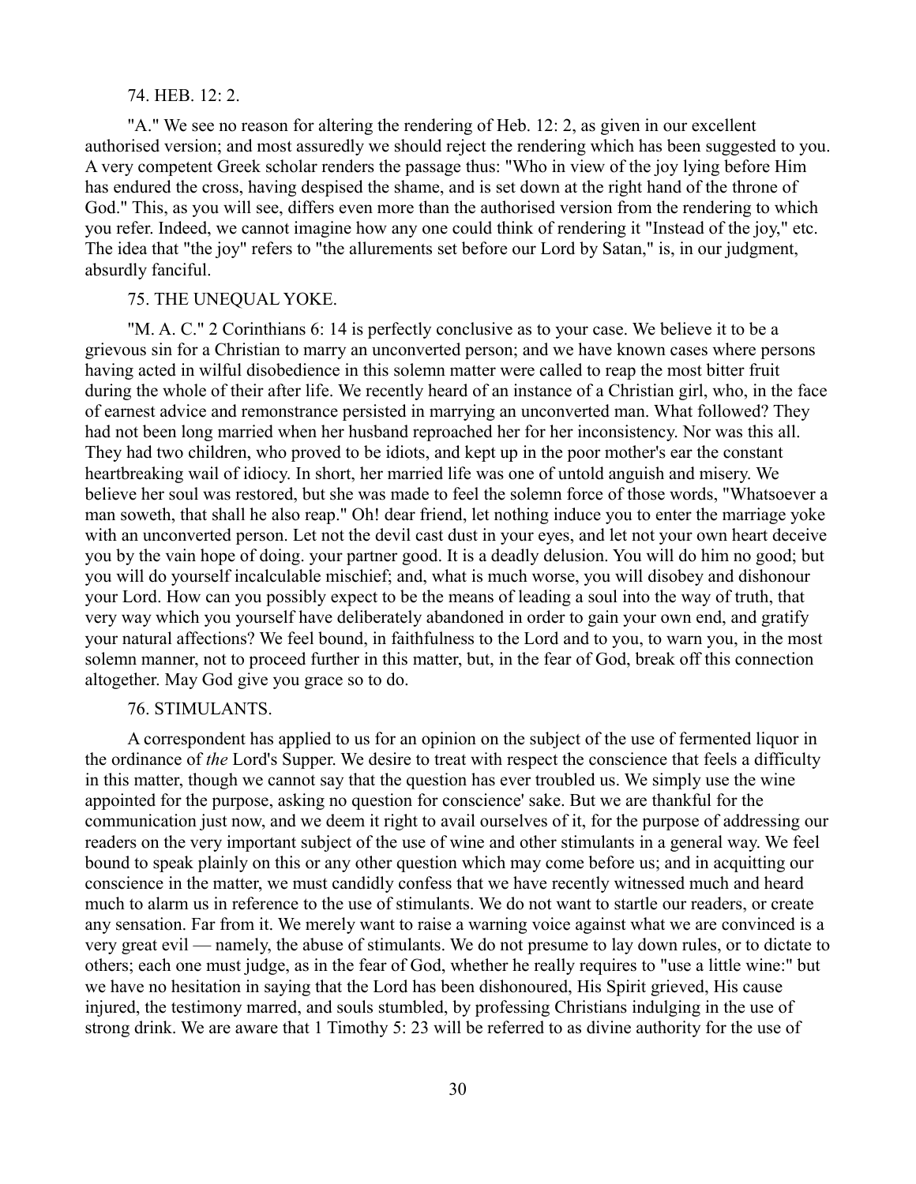### 74. HEB. 12: 2.

"A." We see no reason for altering the rendering of Heb. 12: 2, as given in our excellent authorised version; and most assuredly we should reject the rendering which has been suggested to you. A very competent Greek scholar renders the passage thus: "Who in view of the joy lying before Him has endured the cross, having despised the shame, and is set down at the right hand of the throne of God." This, as you will see, differs even more than the authorised version from the rendering to which you refer. Indeed, we cannot imagine how any one could think of rendering it "Instead of the joy," etc. The idea that "the joy" refers to "the allurements set before our Lord by Satan," is, in our judgment, absurdly fanciful.

### 75. THE UNEQUAL YOKE.

"M. A. C." 2 Corinthians 6: 14 is perfectly conclusive as to your case. We believe it to be a grievous sin for a Christian to marry an unconverted person; and we have known cases where persons having acted in wilful disobedience in this solemn matter were called to reap the most bitter fruit during the whole of their after life. We recently heard of an instance of a Christian girl, who, in the face of earnest advice and remonstrance persisted in marrying an unconverted man. What followed? They had not been long married when her husband reproached her for her inconsistency. Nor was this all. They had two children, who proved to be idiots, and kept up in the poor mother's ear the constant heartbreaking wail of idiocy. In short, her married life was one of untold anguish and misery. We believe her soul was restored, but she was made to feel the solemn force of those words, "Whatsoever a man soweth, that shall he also reap." Oh! dear friend, let nothing induce you to enter the marriage yoke with an unconverted person. Let not the devil cast dust in your eyes, and let not your own heart deceive you by the vain hope of doing. your partner good. It is a deadly delusion. You will do him no good; but you will do yourself incalculable mischief; and, what is much worse, you will disobey and dishonour your Lord. How can you possibly expect to be the means of leading a soul into the way of truth, that very way which you yourself have deliberately abandoned in order to gain your own end, and gratify your natural affections? We feel bound, in faithfulness to the Lord and to you, to warn you, in the most solemn manner, not to proceed further in this matter, but, in the fear of God, break off this connection altogether. May God give you grace so to do.

### 76. STIMULANTS.

A correspondent has applied to us for an opinion on the subject of the use of fermented liquor in the ordinance of *the* Lord's Supper. We desire to treat with respect the conscience that feels a difficulty in this matter, though we cannot say that the question has ever troubled us. We simply use the wine appointed for the purpose, asking no question for conscience' sake. But we are thankful for the communication just now, and we deem it right to avail ourselves of it, for the purpose of addressing our readers on the very important subject of the use of wine and other stimulants in a general way. We feel bound to speak plainly on this or any other question which may come before us; and in acquitting our conscience in the matter, we must candidly confess that we have recently witnessed much and heard much to alarm us in reference to the use of stimulants. We do not want to startle our readers, or create any sensation. Far from it. We merely want to raise a warning voice against what we are convinced is a very great evil — namely, the abuse of stimulants. We do not presume to lay down rules, or to dictate to others; each one must judge, as in the fear of God, whether he really requires to "use a little wine:" but we have no hesitation in saying that the Lord has been dishonoured, His Spirit grieved, His cause injured, the testimony marred, and souls stumbled, by professing Christians indulging in the use of strong drink. We are aware that 1 Timothy 5: 23 will be referred to as divine authority for the use of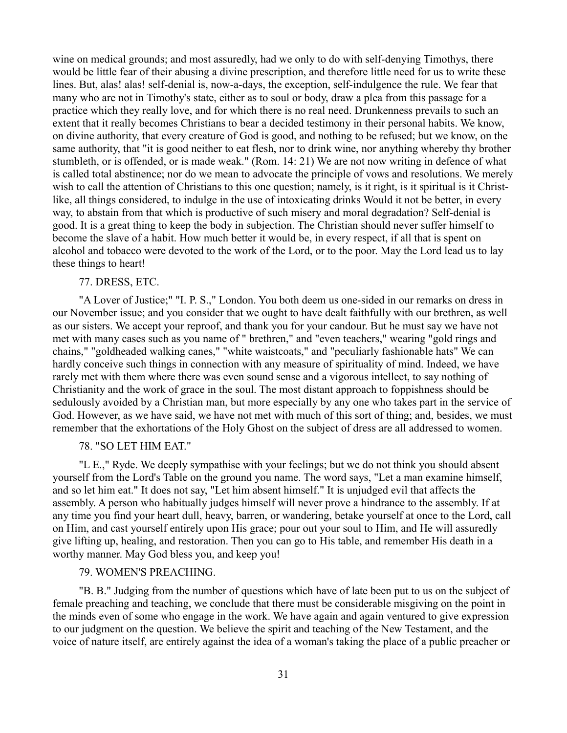wine on medical grounds; and most assuredly, had we only to do with self-denying Timothys, there would be little fear of their abusing a divine prescription, and therefore little need for us to write these lines. But, alas! alas! self-denial is, now-a-days, the exception, self-indulgence the rule. We fear that many who are not in Timothy's state, either as to soul or body, draw a plea from this passage for a practice which they really love, and for which there is no real need. Drunkenness prevails to such an extent that it really becomes Christians to bear a decided testimony in their personal habits. We know, on divine authority, that every creature of God is good, and nothing to be refused; but we know, on the same authority, that "it is good neither to eat flesh, nor to drink wine, nor anything whereby thy brother stumbleth, or is offended, or is made weak." (Rom. 14: 21) We are not now writing in defence of what is called total abstinence; nor do we mean to advocate the principle of vows and resolutions. We merely wish to call the attention of Christians to this one question; namely, is it right, is it spiritual is it Christ-like, all things considered, to indulge in the use of intoxicating drinks Would it not be better, in every way, to abstain from that which is productive of such misery and moral degradation? Self-denial is good. It is a great thing to keep the body in subjection. The Christian should never suffer himself to become the slave of a habit. How much better it would be, in every respect, if all that is spent on alcohol and tobacco were devoted to the work of the Lord, or to the poor. May the Lord lead us to lay these things to heart!

77. DRESS, ETC.

"A Lover of Justice;" "I. P. S.," London. You both deem us one-sided in our remarks on dress in our November issue; and you consider that we ought to have dealt faithfully with our brethren, as well as our sisters. We accept your reproof, and thank you for your candour. But he must say we have not met with many cases such as you name of " brethren," and "even teachers," wearing "gold rings and chains," "goldheaded walking canes," "white waistcoats," and "peculiarly fashionable hats" We can hardly conceive such things in connection with any measure of spirituality of mind. Indeed, we have rarely met with them where there was even sound sense and a vigorous intellect, to say nothing of Christianity and the work of grace in the soul. The most distant approach to foppishness should be sedulously avoided by a Christian man, but more especially by any one who takes part in the service of God. However, as we have said, we have not met with much of this sort of thing; and, besides, we must remember that the exhortations of the Holy Ghost on the subject of dress are all addressed to women.

78. "SO LET HIM EAT."

"L E.," Ryde. We deeply sympathise with your feelings; but we do not think you should absent yourself from the Lord's Table on the ground you name. The word says, "Let a man examine himself, and so let him eat." It does not say, "Let him absent himself." It is unjudged evil that affects the assembly. A person who habitually judges himself will never prove a hindrance to the assembly. If at any time you find your heart dull, heavy, barren, or wandering, betake yourself at once to the Lord, call on Him, and cast yourself entirely upon His grace; pour out your soul to Him, and He will assuredly give lifting up, healing, and restoration. Then you can go to His table, and remember His death in a worthy manner. May God bless you, and keep you!

79. WOMEN'S PREACHING.

"B. B." Judging from the number of questions which have of late been put to us on the subject of female preaching and teaching, we conclude that there must be considerable misgiving on the point in the minds even of some who engage in the work. We have again and again ventured to give expression to our judgment on the question. We believe the spirit and teaching of the New Testament, and the voice of nature itself, are entirely against the idea of a woman's taking the place of a public preacher or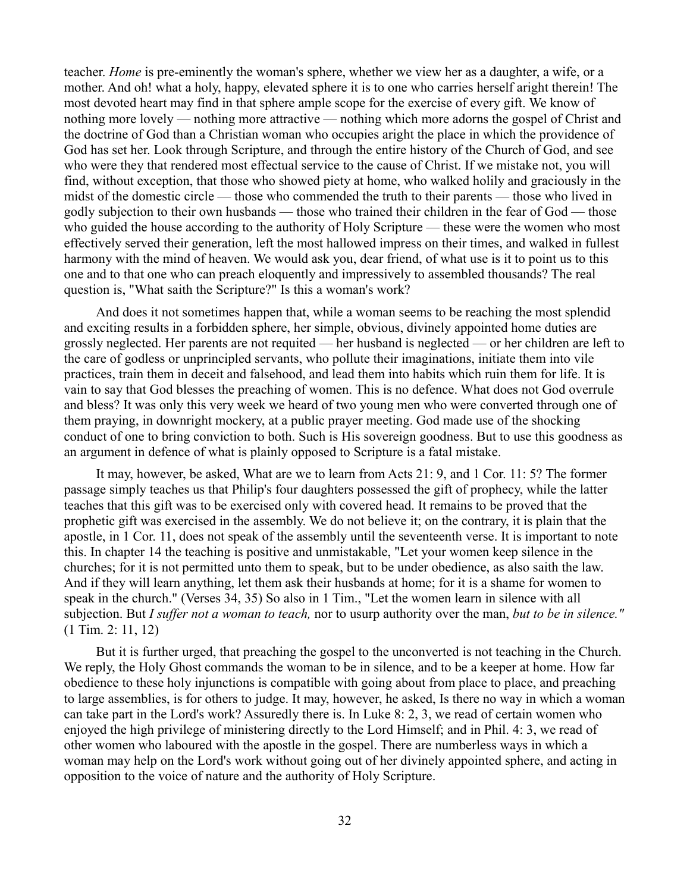teacher. *Home* is pre-eminently the woman's sphere, whether we view her as a daughter, a wife, or a mother. And oh! what a holy, happy, elevated sphere it is to one who carries herself aright therein! The most devoted heart may find in that sphere ample scope for the exercise of every gift. We know of nothing more lovely — nothing more attractive — nothing which more adorns the gospel of Christ and the doctrine of God than a Christian woman who occupies aright the place in which the providence of God has set her. Look through Scripture, and through the entire history of the Church of God, and see who were they that rendered most effectual service to the cause of Christ. If we mistake not, you will find, without exception, that those who showed piety at home, who walked holily and graciously in the midst of the domestic circle — those who commended the truth to their parents — those who lived in godly subjection to their own husbands — those who trained their children in the fear of God — those who guided the house according to the authority of Holy Scripture — these were the women who most effectively served their generation, left the most hallowed impress on their times, and walked in fullest harmony with the mind of heaven. We would ask you, dear friend, of what use is it to point us to this one and to that one who can preach eloquently and impressively to assembled thousands? The real question is, "What saith the Scripture?" Is this a woman's work?

And does it not sometimes happen that, while a woman seems to be reaching the most splendid and exciting results in a forbidden sphere, her simple, obvious, divinely appointed home duties are grossly neglected. Her parents are not requited — her husband is neglected — or her children are left to the care of godless or unprincipled servants, who pollute their imaginations, initiate them into vile practices, train them in deceit and falsehood, and lead them into habits which ruin them for life. It is vain to say that God blesses the preaching of women. This is no defence. What does not God overrule and bless? It was only this very week we heard of two young men who were converted through one of them praying, in downright mockery, at a public prayer meeting. God made use of the shocking conduct of one to bring conviction to both. Such is His sovereign goodness. But to use this goodness as an argument in defence of what is plainly opposed to Scripture is a fatal mistake.

It may, however, be asked, What are we to learn from Acts 21: 9, and 1 Cor. 11: 5? The former passage simply teaches us that Philip's four daughters possessed the gift of prophecy, while the latter teaches that this gift was to be exercised only with covered head. It remains to be proved that the prophetic gift was exercised in the assembly. We do not believe it; on the contrary, it is plain that the apostle, in 1 Cor. 11, does not speak of the assembly until the seventeenth verse. It is important to note this. In chapter 14 the teaching is positive and unmistakable, "Let your women keep silence in the churches; for it is not permitted unto them to speak, but to be under obedience, as also saith the law. And if they will learn anything, let them ask their husbands at home; for it is a shame for women to speak in the church." (Verses 34, 35) So also in 1 Tim., "Let the women learn in silence with all subjection. But *I suffer not a woman to teach,* nor to usurp authority over the man, *but to be in silence."* (1 Tim. 2: 11, 12)

But it is further urged, that preaching the gospel to the unconverted is not teaching in the Church. We reply, the Holy Ghost commands the woman to be in silence, and to be a keeper at home. How far obedience to these holy injunctions is compatible with going about from place to place, and preaching to large assemblies, is for others to judge. It may, however, he asked, Is there no way in which a woman can take part in the Lord's work? Assuredly there is. In Luke 8: 2, 3, we read of certain women who enjoyed the high privilege of ministering directly to the Lord Himself; and in Phil. 4: 3, we read of other women who laboured with the apostle in the gospel. There are numberless ways in which a woman may help on the Lord's work without going out of her divinely appointed sphere, and acting in opposition to the voice of nature and the authority of Holy Scripture.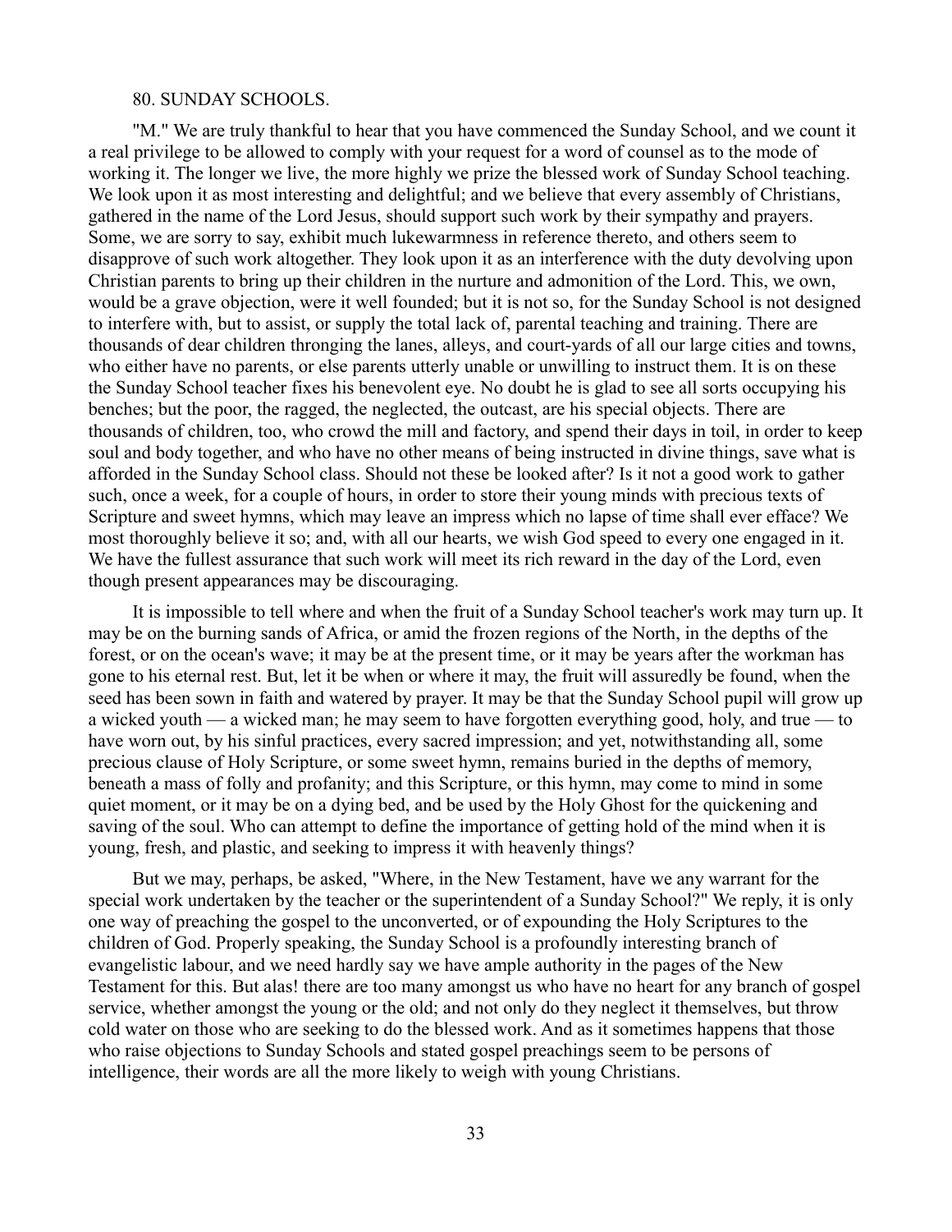## 80. SUNDAY SCHOOLS.

"M." We are truly thankful to hear that you have commenced the Sunday School, and we count it a real privilege to be allowed to comply with your request for a word of counsel as to the mode of working it. The longer we live, the more highly we prize the blessed work of Sunday School teaching. We look upon it as most interesting and delightful; and we believe that every assembly of Christians, gathered in the name of the Lord Jesus, should support such work by their sympathy and prayers. Some, we are sorry to say, exhibit much lukewarmness in reference thereto, and others seem to disapprove of such work altogether. They look upon it as an interference with the duty devolving upon Christian parents to bring up their children in the nurture and admonition of the Lord. This, we own, would be a grave objection, were it well founded; but it is not so, for the Sunday School is not designed to interfere with, but to assist, or supply the total lack of, parental teaching and training. There are thousands of dear children thronging the lanes, alleys, and court-yards of all our large cities and towns, who either have no parents, or else parents utterly unable or unwilling to instruct them. It is on these the Sunday School teacher fixes his benevolent eye. No doubt he is glad to see all sorts occupying his benches; but the poor, the ragged, the neglected, the outcast, are his special objects. There are thousands of children, too, who crowd the mill and factory, and spend their days in toil, in order to keep soul and body together, and who have no other means of being instructed in divine things, save what is afforded in the Sunday School class. Should not these be looked after? Is it not a good work to gather such, once a week, for a couple of hours, in order to store their young minds with precious texts of Scripture and sweet hymns, which may leave an impress which no lapse of time shall ever efface? We most thoroughly believe it so; and, with all our hearts, we wish God speed to every one engaged in it. We have the fullest assurance that such work will meet its rich reward in the day of the Lord, even though present appearances may be discouraging.

It is impossible to tell where and when the fruit of a Sunday School teacher's work may turn up. It may be on the burning sands of Africa, or amid the frozen regions of the North, in the depths of the forest, or on the ocean's wave; it may be at the present time, or it may be years after the workman has gone to his eternal rest. But, let it be when or where it may, the fruit will assuredly be found, when the seed has been sown in faith and watered by prayer. It may be that the Sunday School pupil will grow up a wicked youth — a wicked man; he may seem to have forgotten everything good, holy, and true — to have worn out, by his sinful practices, every sacred impression; and yet, notwithstanding all, some precious clause of Holy Scripture, or some sweet hymn, remains buried in the depths of memory, beneath a mass of folly and profanity; and this Scripture, or this hymn, may come to mind in some quiet moment, or it may be on a dying bed, and be used by the Holy Ghost for the quickening and saving of the soul. Who can attempt to define the importance of getting hold of the mind when it is young, fresh, and plastic, and seeking to impress it with heavenly things?

But we may, perhaps, be asked, "Where, in the New Testament, have we any warrant for the special work undertaken by the teacher or the superintendent of a Sunday School?" We reply, it is only one way of preaching the gospel to the unconverted, or of expounding the Holy Scriptures to the children of God. Properly speaking, the Sunday School is a profoundly interesting branch of evangelistic labour, and we need hardly say we have ample authority in the pages of the New Testament for this. But alas! there are too many amongst us who have no heart for any branch of gospel service, whether amongst the young or the old; and not only do they neglect it themselves, but throw cold water on those who are seeking to do the blessed work. And as it sometimes happens that those who raise objections to Sunday Schools and stated gospel preachings seem to be persons of intelligence, their words are all the more likely to weigh with young Christians.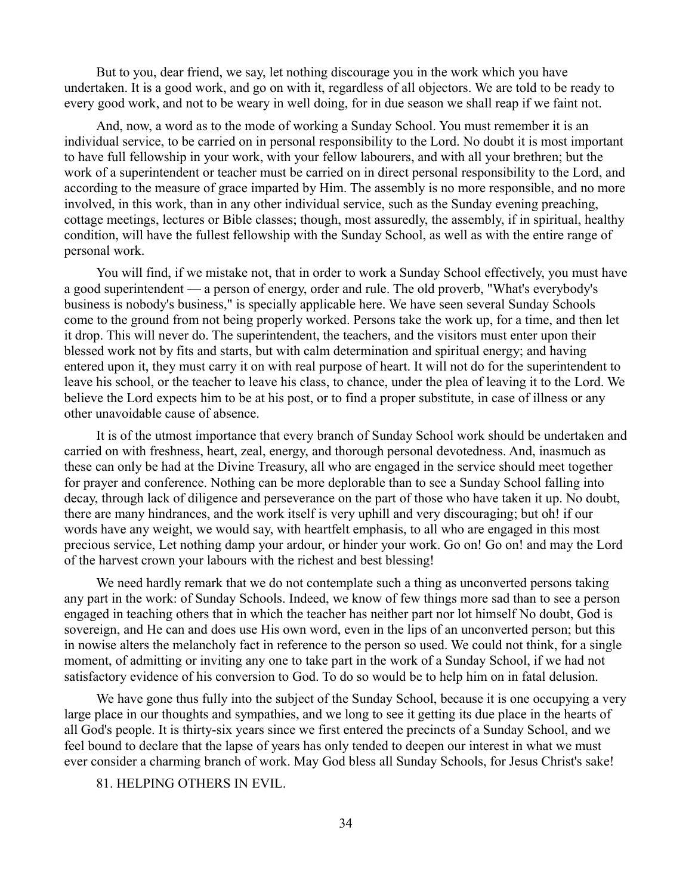But to you, dear friend, we say, let nothing discourage you in the work which you have undertaken. It is a good work, and go on with it, regardless of all objectors. We are told to be ready to every good work, and not to be weary in well doing, for in due season we shall reap if we faint not.

And, now, a word as to the mode of working a Sunday School. You must remember it is an individual service, to be carried on in personal responsibility to the Lord. No doubt it is most important to have full fellowship in your work, with your fellow labourers, and with all your brethren; but the work of a superintendent or teacher must be carried on in direct personal responsibility to the Lord, and according to the measure of grace imparted by Him. The assembly is no more responsible, and no more involved, in this work, than in any other individual service, such as the Sunday evening preaching, cottage meetings, lectures or Bible classes; though, most assuredly, the assembly, if in spiritual, healthy condition, will have the fullest fellowship with the Sunday School, as well as with the entire range of personal work.

You will find, if we mistake not, that in order to work a Sunday School effectively, you must have a good superintendent — a person of energy, order and rule. The old proverb, "What's everybody's business is nobody's business," is specially applicable here. We have seen several Sunday Schools come to the ground from not being properly worked. Persons take the work up, for a time, and then let it drop. This will never do. The superintendent, the teachers, and the visitors must enter upon their blessed work not by fits and starts, but with calm determination and spiritual energy; and having entered upon it, they must carry it on with real purpose of heart. It will not do for the superintendent to leave his school, or the teacher to leave his class, to chance, under the plea of leaving it to the Lord. We believe the Lord expects him to be at his post, or to find a proper substitute, in case of illness or any other unavoidable cause of absence.

It is of the utmost importance that every branch of Sunday School work should be undertaken and carried on with freshness, heart, zeal, energy, and thorough personal devotedness. And, inasmuch as these can only be had at the Divine Treasury, all who are engaged in the service should meet together for prayer and conference. Nothing can be more deplorable than to see a Sunday School falling into decay, through lack of diligence and perseverance on the part of those who have taken it up. No doubt, there are many hindrances, and the work itself is very uphill and very discouraging; but oh! if our words have any weight, we would say, with heartfelt emphasis, to all who are engaged in this most precious service, Let nothing damp your ardour, or hinder your work. Go on! Go on! and may the Lord of the harvest crown your labours with the richest and best blessing!

We need hardly remark that we do not contemplate such a thing as unconverted persons taking any part in the work: of Sunday Schools. Indeed, we know of few things more sad than to see a person engaged in teaching others that in which the teacher has neither part nor lot himself No doubt, God is sovereign, and He can and does use His own word, even in the lips of an unconverted person; but this in nowise alters the melancholy fact in reference to the person so used. We could not think, for a single moment, of admitting or inviting any one to take part in the work of a Sunday School, if we had not satisfactory evidence of his conversion to God. To do so would be to help him on in fatal delusion.

We have gone thus fully into the subject of the Sunday School, because it is one occupying a very large place in our thoughts and sympathies, and we long to see it getting its due place in the hearts of all God's people. It is thirty-six years since we first entered the precincts of a Sunday School, and we feel bound to declare that the lapse of years has only tended to deepen our interest in what we must ever consider a charming branch of work. May God bless all Sunday Schools, for Jesus Christ's sake!

81. HELPING OTHERS IN EVIL.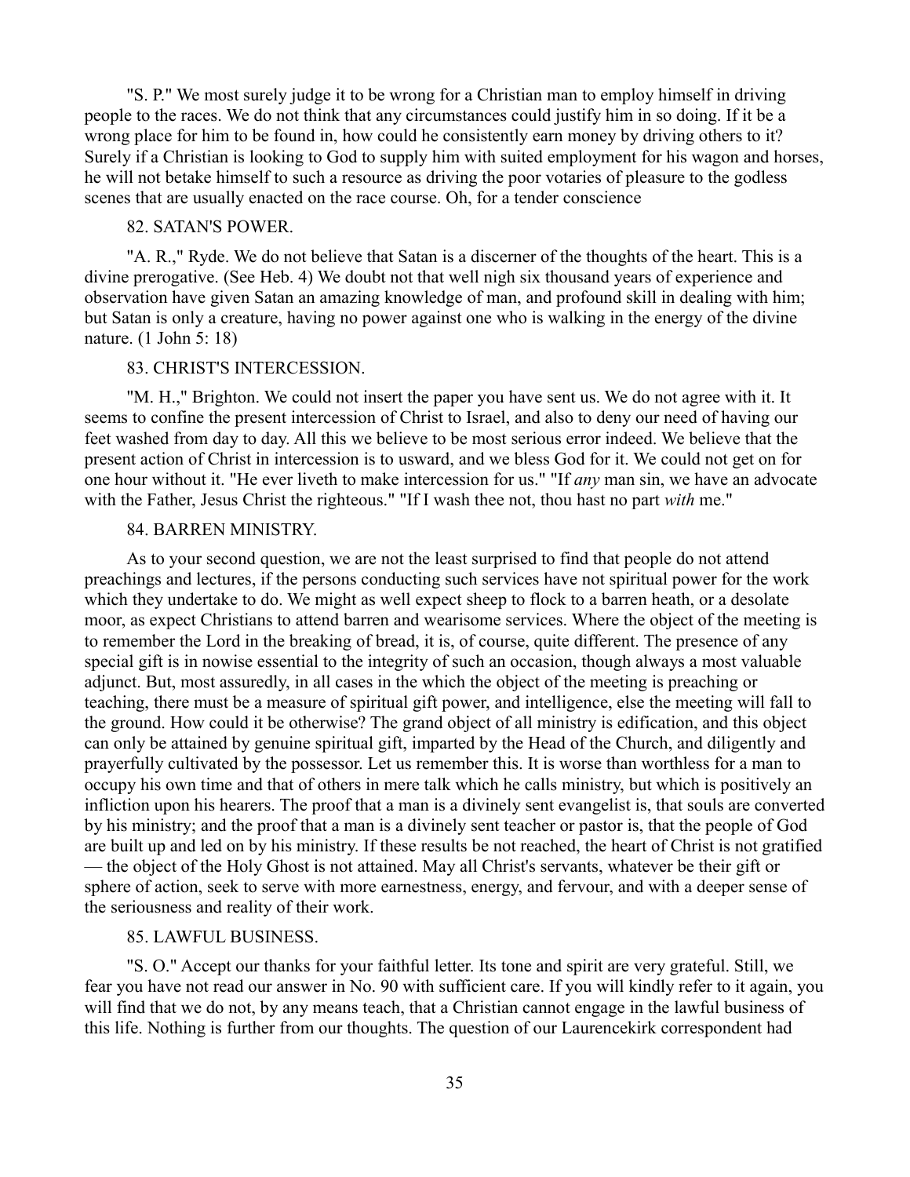"S. P." We most surely judge it to be wrong for a Christian man to employ himself in driving people to the races. We do not think that any circumstances could justify him in so doing. If it be a wrong place for him to be found in, how could he consistently earn money by driving others to it? Surely if a Christian is looking to God to supply him with suited employment for his wagon and horses, he will not betake himself to such a resource as driving the poor votaries of pleasure to the godless scenes that are usually enacted on the race course. Oh, for a tender conscience

## 82. SATAN'S POWER.

"A. R.," Ryde. We do not believe that Satan is a discerner of the thoughts of the heart. This is a divine prerogative. (See Heb. 4) We doubt not that well nigh six thousand years of experience and observation have given Satan an amazing knowledge of man, and profound skill in dealing with him; but Satan is only a creature, having no power against one who is walking in the energy of the divine nature. (1 John 5: 18)

## 83. CHRIST'S INTERCESSION.

"M. H.," Brighton. We could not insert the paper you have sent us. We do not agree with it. It seems to confine the present intercession of Christ to Israel, and also to deny our need of having our feet washed from day to day. All this we believe to be most serious error indeed. We believe that the present action of Christ in intercession is to usward, and we bless God for it. We could not get on for one hour without it. "He ever liveth to make intercession for us." "If *any* man sin, we have an advocate with the Father, Jesus Christ the righteous." "If I wash thee not, thou hast no part *with* me."

## 84. BARREN MINISTRY.

As to your second question, we are not the least surprised to find that people do not attend preachings and lectures, if the persons conducting such services have not spiritual power for the work which they undertake to do. We might as well expect sheep to flock to a barren heath, or a desolate moor, as expect Christians to attend barren and wearisome services. Where the object of the meeting is to remember the Lord in the breaking of bread, it is, of course, quite different. The presence of any special gift is in nowise essential to the integrity of such an occasion, though always a most valuable adjunct. But, most assuredly, in all cases in the which the object of the meeting is preaching or teaching, there must be a measure of spiritual gift power, and intelligence, else the meeting will fall to the ground. How could it be otherwise? The grand object of all ministry is edification, and this object can only be attained by genuine spiritual gift, imparted by the Head of the Church, and diligently and prayerfully cultivated by the possessor. Let us remember this. It is worse than worthless for a man to occupy his own time and that of others in mere talk which he calls ministry, but which is positively an infliction upon his hearers. The proof that a man is a divinely sent evangelist is, that souls are converted by his ministry; and the proof that a man is a divinely sent teacher or pastor is, that the people of God are built up and led on by his ministry. If these results be not reached, the heart of Christ is not gratified — the object of the Holy Ghost is not attained. May all Christ's servants, whatever be their gift or sphere of action, seek to serve with more earnestness, energy, and fervour, and with a deeper sense of the seriousness and reality of their work.

## 85. LAWFUL BUSINESS.

"S. O." Accept our thanks for your faithful letter. Its tone and spirit are very grateful. Still, we fear you have not read our answer in No. 90 with sufficient care. If you will kindly refer to it again, you will find that we do not, by any means teach, that a Christian cannot engage in the lawful business of this life. Nothing is further from our thoughts. The question of our Laurencekirk correspondent had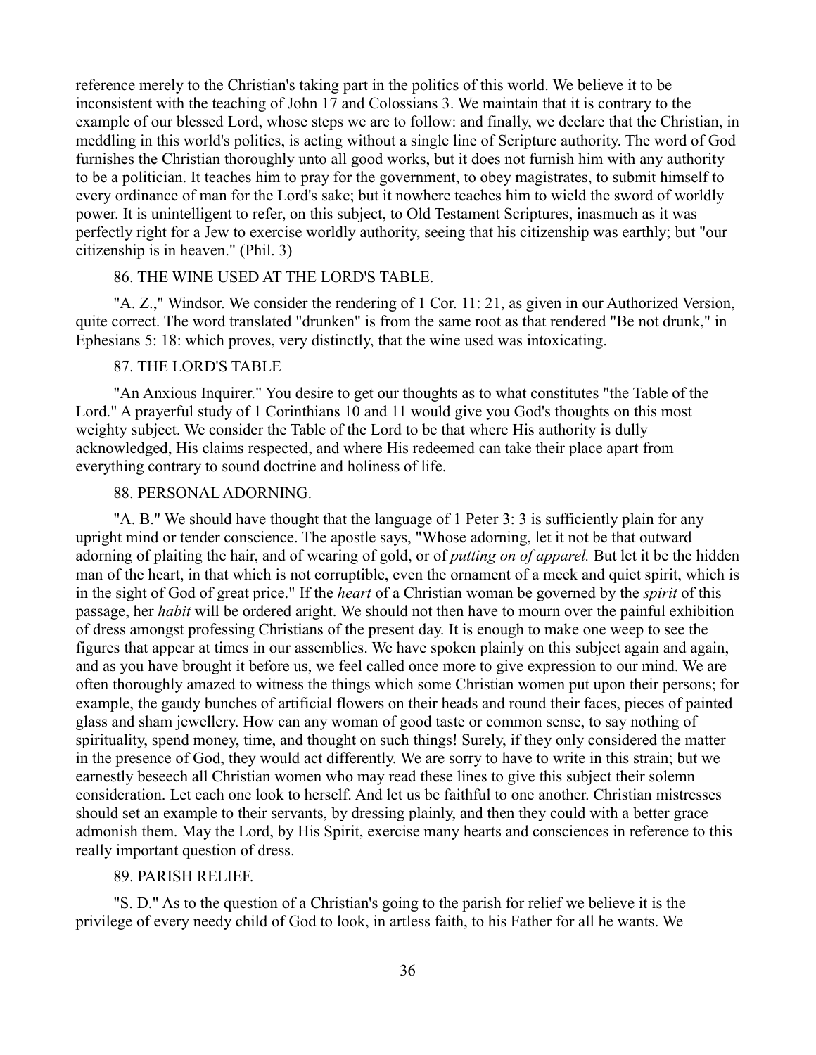reference merely to the Christian's taking part in the politics of this world. We believe it to be inconsistent with the teaching of John 17 and Colossians 3. We maintain that it is contrary to the example of our blessed Lord, whose steps we are to follow: and finally, we declare that the Christian, in meddling in this world's politics, is acting without a single line of Scripture authority. The word of God furnishes the Christian thoroughly unto all good works, but it does not furnish him with any authority to be a politician. It teaches him to pray for the government, to obey magistrates, to submit himself to every ordinance of man for the Lord's sake; but it nowhere teaches him to wield the sword of worldly power. It is unintelligent to refer, on this subject, to Old Testament Scriptures, inasmuch as it was perfectly right for a Jew to exercise worldly authority, seeing that his citizenship was earthly; but "our citizenship is in heaven." (Phil. 3)

## 86. THE WINE USED AT THE LORD'S TABLE.

"A. Z.," Windsor. We consider the rendering of 1 Cor. 11: 21, as given in our Authorized Version, quite correct. The word translated "drunken" is from the same root as that rendered "Be not drunk," in Ephesians 5: 18: which proves, very distinctly, that the wine used was intoxicating.

## 87. THE LORD'S TABLE

"An Anxious Inquirer." You desire to get our thoughts as to what constitutes "the Table of the Lord." A prayerful study of 1 Corinthians 10 and 11 would give you God's thoughts on this most weighty subject. We consider the Table of the Lord to be that where His authority is dully acknowledged, His claims respected, and where His redeemed can take their place apart from everything contrary to sound doctrine and holiness of life.

## 88. PERSONAL ADORNING.

"A. B." We should have thought that the language of 1 Peter 3: 3 is sufficiently plain for any upright mind or tender conscience. The apostle says, "Whose adorning, let it not be that outward adorning of plaiting the hair, and of wearing of gold, or of *putting on of apparel.* But let it be the hidden man of the heart, in that which is not corruptible, even the ornament of a meek and quiet spirit, which is in the sight of God of great price." If the *heart* of a Christian woman be governed by the *spirit* of this passage, her *habit* will be ordered aright. We should not then have to mourn over the painful exhibition of dress amongst professing Christians of the present day. It is enough to make one weep to see the figures that appear at times in our assemblies. We have spoken plainly on this subject again and again, and as you have brought it before us, we feel called once more to give expression to our mind. We are often thoroughly amazed to witness the things which some Christian women put upon their persons; for example, the gaudy bunches of artificial flowers on their heads and round their faces, pieces of painted glass and sham jewellery. How can any woman of good taste or common sense, to say nothing of spirituality, spend money, time, and thought on such things! Surely, if they only considered the matter in the presence of God, they would act differently. We are sorry to have to write in this strain; but we earnestly beseech all Christian women who may read these lines to give this subject their solemn consideration. Let each one look to herself. And let us be faithful to one another. Christian mistresses should set an example to their servants, by dressing plainly, and then they could with a better grace admonish them. May the Lord, by His Spirit, exercise many hearts and consciences in reference to this really important question of dress.

## 89. PARISH RELIEF.

"S. D." As to the question of a Christian's going to the parish for relief we believe it is the privilege of every needy child of God to look, in artless faith, to his Father for all he wants. We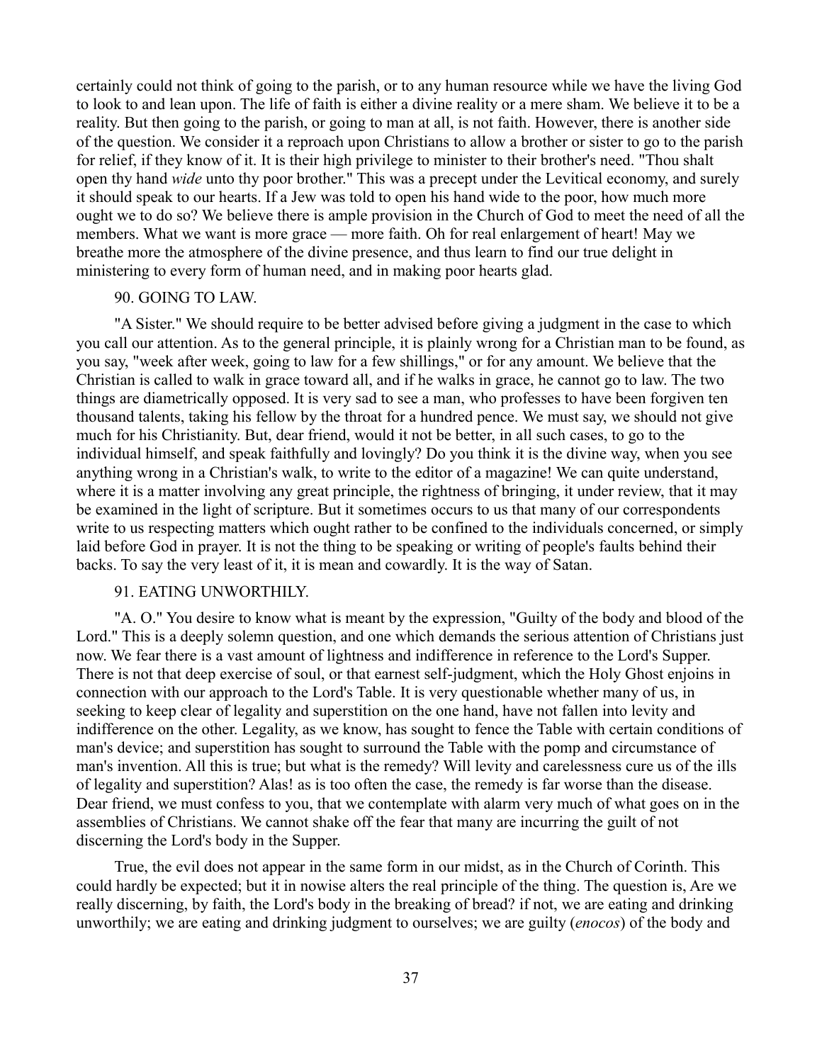certainly could not think of going to the parish, or to any human resource while we have the living God to look to and lean upon. The life of faith is either a divine reality or a mere sham. We believe it to be a reality. But then going to the parish, or going to man at all, is not faith. However, there is another side of the question. We consider it a reproach upon Christians to allow a brother or sister to go to the parish for relief, if they know of it. It is their high privilege to minister to their brother's need. "Thou shalt open thy hand *wide* unto thy poor brother." This was a precept under the Levitical economy, and surely it should speak to our hearts. If a Jew was told to open his hand wide to the poor, how much more ought we to do so? We believe there is ample provision in the Church of God to meet the need of all the members. What we want is more grace — more faith. Oh for real enlargement of heart! May we breathe more the atmosphere of the divine presence, and thus learn to find our true delight in ministering to every form of human need, and in making poor hearts glad.

## 90. GOING TO LAW.

"A Sister." We should require to be better advised before giving a judgment in the case to which you call our attention. As to the general principle, it is plainly wrong for a Christian man to be found, as you say, "week after week, going to law for a few shillings," or for any amount. We believe that the Christian is called to walk in grace toward all, and if he walks in grace, he cannot go to law. The two things are diametrically opposed. It is very sad to see a man, who professes to have been forgiven ten thousand talents, taking his fellow by the throat for a hundred pence. We must say, we should not give much for his Christianity. But, dear friend, would it not be better, in all such cases, to go to the individual himself, and speak faithfully and lovingly? Do you think it is the divine way, when you see anything wrong in a Christian's walk, to write to the editor of a magazine! We can quite understand, where it is a matter involving any great principle, the rightness of bringing, it under review, that it may be examined in the light of scripture. But it sometimes occurs to us that many of our correspondents write to us respecting matters which ought rather to be confined to the individuals concerned, or simply laid before God in prayer. It is not the thing to be speaking or writing of people's faults behind their backs. To say the very least of it, it is mean and cowardly. It is the way of Satan.

## 91. EATING UNWORTHILY.

"A. O." You desire to know what is meant by the expression, "Guilty of the body and blood of the Lord." This is a deeply solemn question, and one which demands the serious attention of Christians just now. We fear there is a vast amount of lightness and indifference in reference to the Lord's Supper. There is not that deep exercise of soul, or that earnest self-judgment, which the Holy Ghost enjoins in connection with our approach to the Lord's Table. It is very questionable whether many of us, in seeking to keep clear of legality and superstition on the one hand, have not fallen into levity and indifference on the other. Legality, as we know, has sought to fence the Table with certain conditions of man's device; and superstition has sought to surround the Table with the pomp and circumstance of man's invention. All this is true; but what is the remedy? Will levity and carelessness cure us of the ills of legality and superstition? Alas! as is too often the case, the remedy is far worse than the disease. Dear friend, we must confess to you, that we contemplate with alarm very much of what goes on in the assemblies of Christians. We cannot shake off the fear that many are incurring the guilt of not discerning the Lord's body in the Supper.

True, the evil does not appear in the same form in our midst, as in the Church of Corinth. This could hardly be expected; but it in nowise alters the real principle of the thing. The question is, Are we really discerning, by faith, the Lord's body in the breaking of bread? if not, we are eating and drinking unworthily; we are eating and drinking judgment to ourselves; we are guilty (*enocos*) of the body and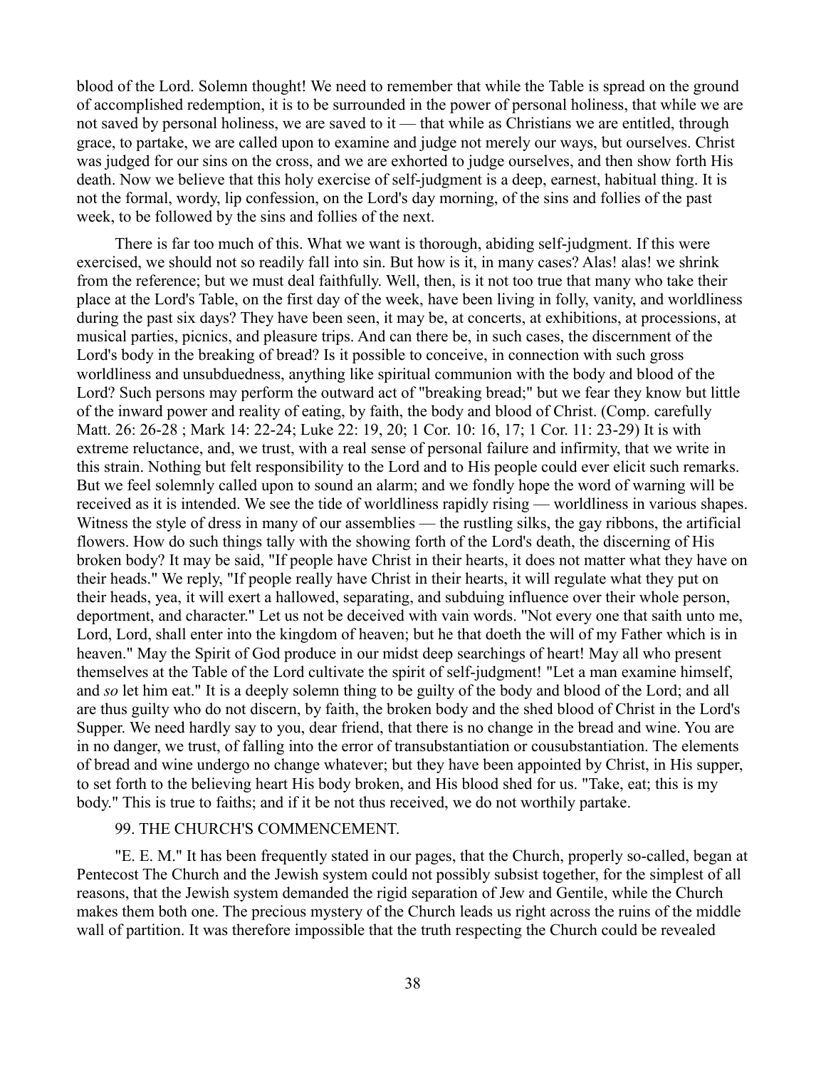blood of the Lord. Solemn thought! We need to remember that while the Table is spread on the ground of accomplished redemption, it is to be surrounded in the power of personal holiness, that while we are not saved by personal holiness, we are saved to it — that while as Christians we are entitled, through grace, to partake, we are called upon to examine and judge not merely our ways, but ourselves. Christ was judged for our sins on the cross, and we are exhorted to judge ourselves, and then show forth His death. Now we believe that this holy exercise of self-judgment is a deep, earnest, habitual thing. It is not the formal, wordy, lip confession, on the Lord's day morning, of the sins and follies of the past week, to be followed by the sins and follies of the next.

There is far too much of this. What we want is thorough, abiding self-judgment. If this were exercised, we should not so readily fall into sin. But how is it, in many cases? Alas! alas! we shrink from the reference; but we must deal faithfully. Well, then, is it not too true that many who take their place at the Lord's Table, on the first day of the week, have been living in folly, vanity, and worldliness during the past six days? They have been seen, it may be, at concerts, at exhibitions, at processions, at musical parties, picnics, and pleasure trips. And can there be, in such cases, the discernment of the Lord's body in the breaking of bread? Is it possible to conceive, in connection with such gross worldliness and unsubduedness, anything like spiritual communion with the body and blood of the Lord? Such persons may perform the outward act of "breaking bread;" but we fear they know but little of the inward power and reality of eating, by faith, the body and blood of Christ. (Comp. carefully Matt. 26: 26-28 ; Mark 14: 22-24; Luke 22: 19, 20; 1 Cor. 10: 16, 17; 1 Cor. 11: 23-29) It is with extreme reluctance, and, we trust, with a real sense of personal failure and infirmity, that we write in this strain. Nothing but felt responsibility to the Lord and to His people could ever elicit such remarks. But we feel solemnly called upon to sound an alarm; and we fondly hope the word of warning will be received as it is intended. We see the tide of worldliness rapidly rising — worldliness in various shapes. Witness the style of dress in many of our assemblies — the rustling silks, the gay ribbons, the artificial flowers. How do such things tally with the showing forth of the Lord's death, the discerning of His broken body? It may be said, "If people have Christ in their hearts, it does not matter what they have on their heads." We reply, "If people really have Christ in their hearts, it will regulate what they put on their heads, yea, it will exert a hallowed, separating, and subduing influence over their whole person, deportment, and character." Let us not be deceived with vain words. "Not every one that saith unto me, Lord, Lord, shall enter into the kingdom of heaven; but he that doeth the will of my Father which is in heaven." May the Spirit of God produce in our midst deep searchings of heart! May all who present themselves at the Table of the Lord cultivate the spirit of self-judgment! "Let a man examine himself, and *so* let him eat." It is a deeply solemn thing to be guilty of the body and blood of the Lord; and all are thus guilty who do not discern, by faith, the broken body and the shed blood of Christ in the Lord's Supper. We need hardly say to you, dear friend, that there is no change in the bread and wine. You are in no danger, we trust, of falling into the error of transubstantiation or cousubstantiation. The elements of bread and wine undergo no change whatever; but they have been appointed by Christ, in His supper, to set forth to the believing heart His body broken, and His blood shed for us. "Take, eat; this is my body." This is true to faiths; and if it be not thus received, we do not worthily partake.

## 99. THE CHURCH'S COMMENCEMENT.

"E. E. M." It has been frequently stated in our pages, that the Church, properly so-called, began at Pentecost The Church and the Jewish system could not possibly subsist together, for the simplest of all reasons, that the Jewish system demanded the rigid separation of Jew and Gentile, while the Church makes them both one. The precious mystery of the Church leads us right across the ruins of the middle wall of partition. It was therefore impossible that the truth respecting the Church could be revealed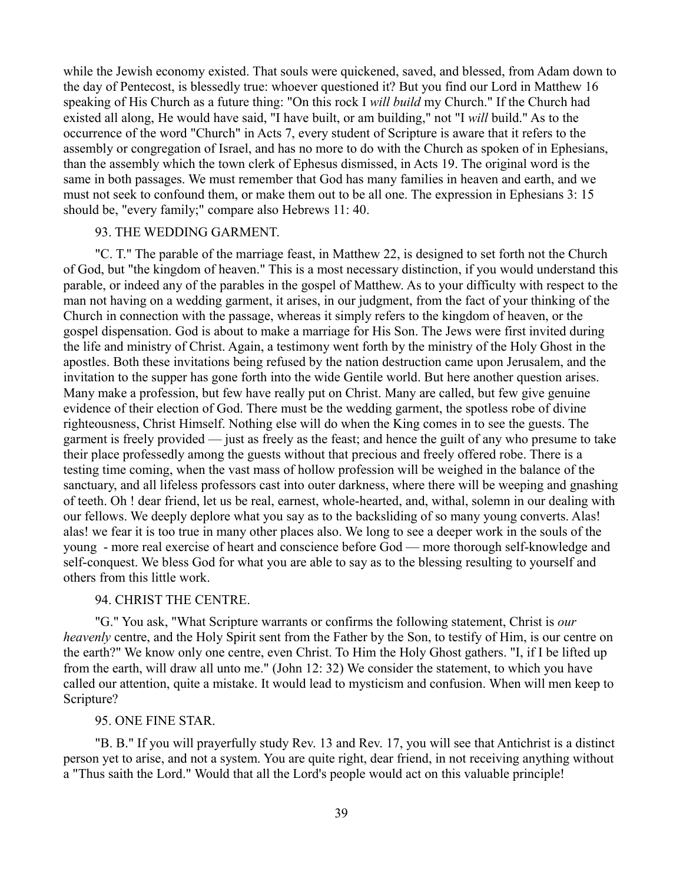while the Jewish economy existed. That souls were quickened, saved, and blessed, from Adam down to the day of Pentecost, is blessedly true: whoever questioned it? But you find our Lord in Matthew 16 speaking of His Church as a future thing: "On this rock I *will build* my Church." If the Church had existed all along, He would have said, "I have built, or am building," not "I *will* build." As to the occurrence of the word "Church" in Acts 7, every student of Scripture is aware that it refers to the assembly or congregation of Israel, and has no more to do with the Church as spoken of in Ephesians, than the assembly which the town clerk of Ephesus dismissed, in Acts 19. The original word is the same in both passages. We must remember that God has many families in heaven and earth, and we must not seek to confound them, or make them out to be all one. The expression in Ephesians 3: 15 should be, "every family;" compare also Hebrews 11: 40.

## 93. THE WEDDING GARMENT.

"C. T." The parable of the marriage feast, in Matthew 22, is designed to set forth not the Church of God, but "the kingdom of heaven." This is a most necessary distinction, if you would understand this parable, or indeed any of the parables in the gospel of Matthew. As to your difficulty with respect to the man not having on a wedding garment, it arises, in our judgment, from the fact of your thinking of the Church in connection with the passage, whereas it simply refers to the kingdom of heaven, or the gospel dispensation. God is about to make a marriage for His Son. The Jews were first invited during the life and ministry of Christ. Again, a testimony went forth by the ministry of the Holy Ghost in the apostles. Both these invitations being refused by the nation destruction came upon Jerusalem, and the invitation to the supper has gone forth into the wide Gentile world. But here another question arises. Many make a profession, but few have really put on Christ. Many are called, but few give genuine evidence of their election of God. There must be the wedding garment, the spotless robe of divine righteousness, Christ Himself. Nothing else will do when the King comes in to see the guests. The garment is freely provided — just as freely as the feast; and hence the guilt of any who presume to take their place professedly among the guests without that precious and freely offered robe. There is a testing time coming, when the vast mass of hollow profession will be weighed in the balance of the sanctuary, and all lifeless professors cast into outer darkness, where there will be weeping and gnashing of teeth. Oh ! dear friend, let us be real, earnest, whole-hearted, and, withal, solemn in our dealing with our fellows. We deeply deplore what you say as to the backsliding of so many young converts. Alas! alas! we fear it is too true in many other places also. We long to see a deeper work in the souls of the young - more real exercise of heart and conscience before God — more thorough self-knowledge and self-conquest. We bless God for what you are able to say as to the blessing resulting to yourself and others from this little work.

## 94. CHRIST THE CENTRE.

"G." You ask, "What Scripture warrants or confirms the following statement, Christ is *our heavenly* centre, and the Holy Spirit sent from the Father by the Son, to testify of Him, is our centre on the earth?" We know only one centre, even Christ. To Him the Holy Ghost gathers. "I, if I be lifted up from the earth, will draw all unto me." (John 12: 32) We consider the statement, to which you have called our attention, quite a mistake. It would lead to mysticism and confusion. When will men keep to Scripture?

## 95. ONE FINE STAR.

"B. B." If you will prayerfully study Rev. 13 and Rev. 17, you will see that Antichrist is a distinct person yet to arise, and not a system. You are quite right, dear friend, in not receiving anything without a "Thus saith the Lord." Would that all the Lord's people would act on this valuable principle!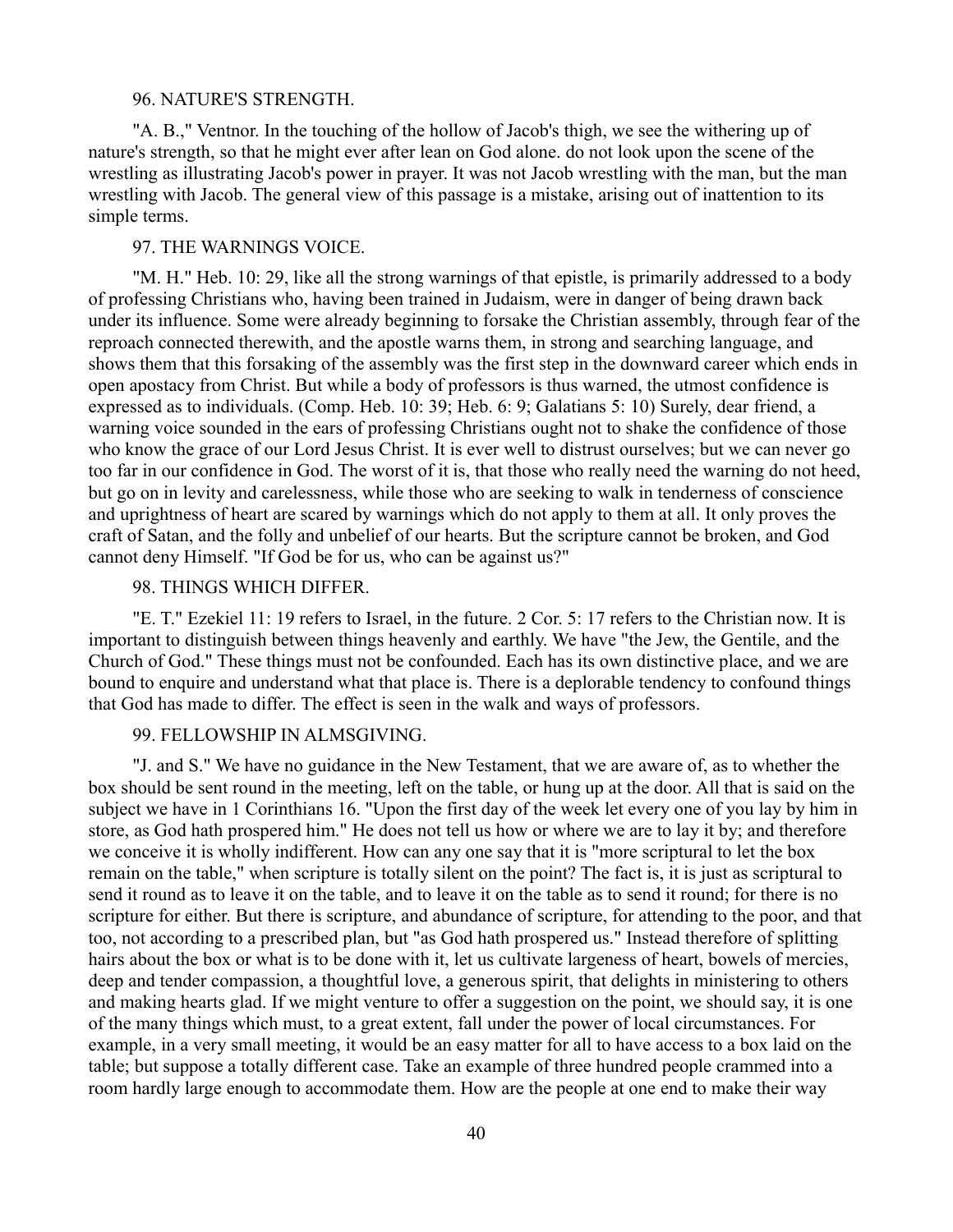### 96. NATURE'S STRENGTH.

"A. B.," Ventnor. In the touching of the hollow of Jacob's thigh, we see the withering up of nature's strength, so that he might ever after lean on God alone. do not look upon the scene of the wrestling as illustrating Jacob's power in prayer. It was not Jacob wrestling with the man, but the man wrestling with Jacob. The general view of this passage is a mistake, arising out of inattention to its simple terms.

### 97. THE WARNINGS VOICE.

"M. H." Heb. 10: 29, like all the strong warnings of that epistle, is primarily addressed to a body of professing Christians who, having been trained in Judaism, were in danger of being drawn back under its influence. Some were already beginning to forsake the Christian assembly, through fear of the reproach connected therewith, and the apostle warns them, in strong and searching language, and shows them that this forsaking of the assembly was the first step in the downward career which ends in open apostacy from Christ. But while a body of professors is thus warned, the utmost confidence is expressed as to individuals. (Comp. Heb. 10: 39; Heb. 6: 9; Galatians 5: 10) Surely, dear friend, a warning voice sounded in the ears of professing Christians ought not to shake the confidence of those who know the grace of our Lord Jesus Christ. It is ever well to distrust ourselves; but we can never go too far in our confidence in God. The worst of it is, that those who really need the warning do not heed, but go on in levity and carelessness, while those who are seeking to walk in tenderness of conscience and uprightness of heart are scared by warnings which do not apply to them at all. It only proves the craft of Satan, and the folly and unbelief of our hearts. But the scripture cannot be broken, and God cannot deny Himself. "If God be for us, who can be against us?"

### 98. THINGS WHICH DIFFER.

"E. T." Ezekiel 11: 19 refers to Israel, in the future. 2 Cor. 5: 17 refers to the Christian now. It is important to distinguish between things heavenly and earthly. We have "the Jew, the Gentile, and the Church of God." These things must not be confounded. Each has its own distinctive place, and we are bound to enquire and understand what that place is. There is a deplorable tendency to confound things that God has made to differ. The effect is seen in the walk and ways of professors.

### 99. FELLOWSHIP IN ALMSGIVING.

"J. and S." We have no guidance in the New Testament, that we are aware of, as to whether the box should be sent round in the meeting, left on the table, or hung up at the door. All that is said on the subject we have in 1 Corinthians 16. "Upon the first day of the week let every one of you lay by him in store, as God hath prospered him." He does not tell us how or where we are to lay it by; and therefore we conceive it is wholly indifferent. How can any one say that it is "more scriptural to let the box remain on the table," when scripture is totally silent on the point? The fact is, it is just as scriptural to send it round as to leave it on the table, and to leave it on the table as to send it round; for there is no scripture for either. But there is scripture, and abundance of scripture, for attending to the poor, and that too, not according to a prescribed plan, but "as God hath prospered us." Instead therefore of splitting hairs about the box or what is to be done with it, let us cultivate largeness of heart, bowels of mercies, deep and tender compassion, a thoughtful love, a generous spirit, that delights in ministering to others and making hearts glad. If we might venture to offer a suggestion on the point, we should say, it is one of the many things which must, to a great extent, fall under the power of local circumstances. For example, in a very small meeting, it would be an easy matter for all to have access to a box laid on the table; but suppose a totally different case. Take an example of three hundred people crammed into a room hardly large enough to accommodate them. How are the people at one end to make their way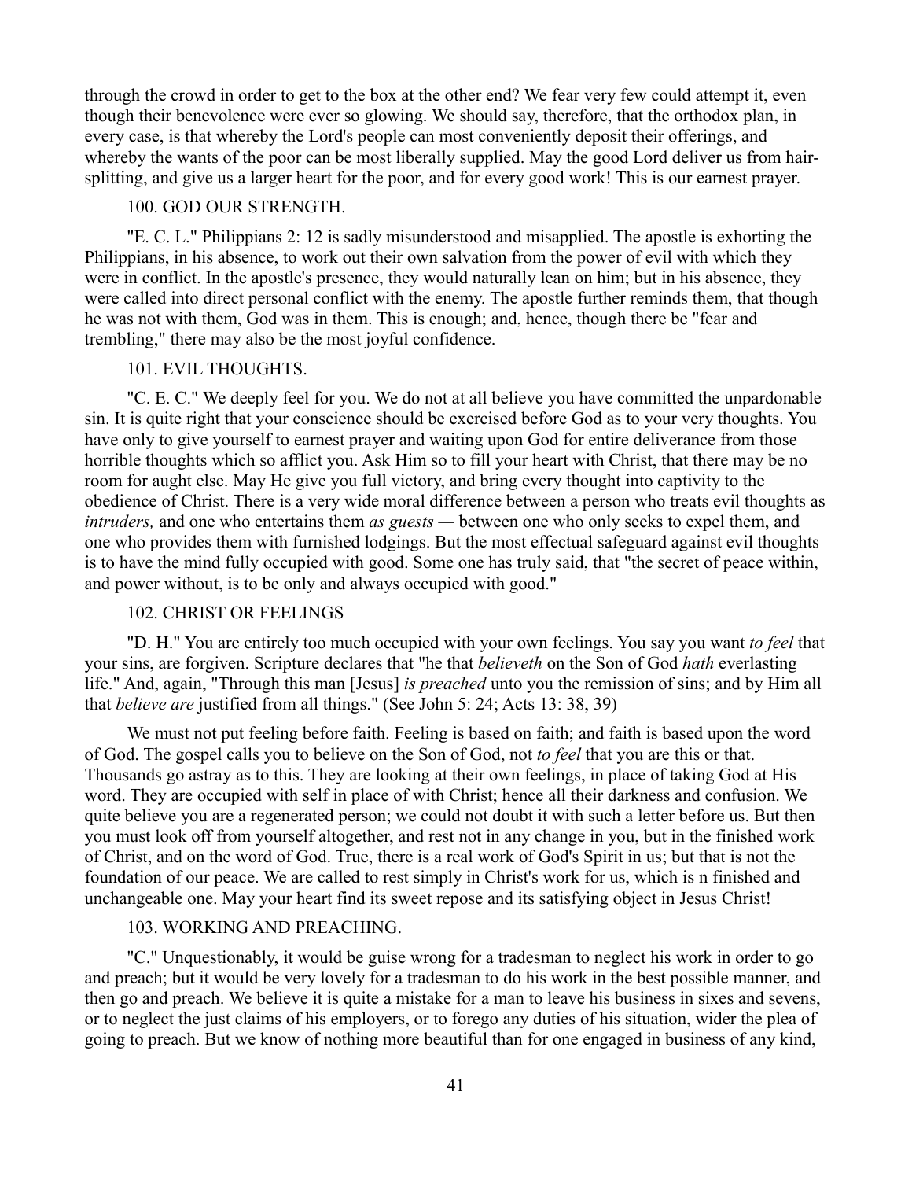through the crowd in order to get to the box at the other end? We fear very few could attempt it, even though their benevolence were ever so glowing. We should say, therefore, that the orthodox plan, in every case, is that whereby the Lord's people can most conveniently deposit their offerings, and whereby the wants of the poor can be most liberally supplied. May the good Lord deliver us from hair-splitting, and give us a larger heart for the poor, and for every good work! This is our earnest prayer.

## 100. GOD OUR STRENGTH.

"E. C. L." Philippians 2: 12 is sadly misunderstood and misapplied. The apostle is exhorting the Philippians, in his absence, to work out their own salvation from the power of evil with which they were in conflict. In the apostle's presence, they would naturally lean on him; but in his absence, they were called into direct personal conflict with the enemy. The apostle further reminds them, that though he was not with them, God was in them. This is enough; and, hence, though there be "fear and trembling," there may also be the most joyful confidence.

## 101. EVIL THOUGHTS.

"C. E. C." We deeply feel for you. We do not at all believe you have committed the unpardonable sin. It is quite right that your conscience should be exercised before God as to your very thoughts. You have only to give yourself to earnest prayer and waiting upon God for entire deliverance from those horrible thoughts which so afflict you. Ask Him so to fill your heart with Christ, that there may be no room for aught else. May He give you full victory, and bring every thought into captivity to the obedience of Christ. There is a very wide moral difference between a person who treats evil thoughts as *intruders,* and one who entertains them *as guests* — between one who only seeks to expel them, and one who provides them with furnished lodgings. But the most effectual safeguard against evil thoughts is to have the mind fully occupied with good. Some one has truly said, that "the secret of peace within, and power without, is to be only and always occupied with good."

## 102. CHRIST OR FEELINGS

"D. H." You are entirely too much occupied with your own feelings. You say you want *to feel* that your sins, are forgiven. Scripture declares that "he that *believeth* on the Son of God *hath* everlasting life." And, again, "Through this man [Jesus] *is preached* unto you the remission of sins; and by Him all that *believe are* justified from all things." (See John 5: 24; Acts 13: 38, 39)

We must not put feeling before faith. Feeling is based on faith; and faith is based upon the word of God. The gospel calls you to believe on the Son of God, not *to feel* that you are this or that. Thousands go astray as to this. They are looking at their own feelings, in place of taking God at His word. They are occupied with self in place of with Christ; hence all their darkness and confusion. We quite believe you are a regenerated person; we could not doubt it with such a letter before us. But then you must look off from yourself altogether, and rest not in any change in you, but in the finished work of Christ, and on the word of God. True, there is a real work of God's Spirit in us; but that is not the foundation of our peace. We are called to rest simply in Christ's work for us, which is n finished and unchangeable one. May your heart find its sweet repose and its satisfying object in Jesus Christ!

## 103. WORKING AND PREACHING.

"C." Unquestionably, it would be guise wrong for a tradesman to neglect his work in order to go and preach; but it would be very lovely for a tradesman to do his work in the best possible manner, and then go and preach. We believe it is quite a mistake for a man to leave his business in sixes and sevens, or to neglect the just claims of his employers, or to forego any duties of his situation, wider the plea of going to preach. But we know of nothing more beautiful than for one engaged in business of any kind,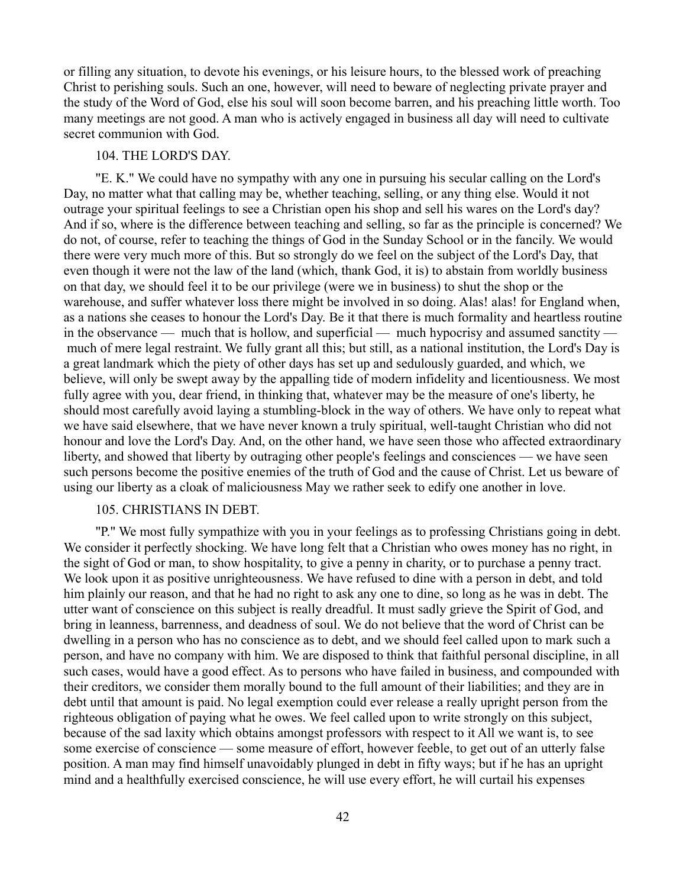or filling any situation, to devote his evenings, or his leisure hours, to the blessed work of preaching Christ to perishing souls. Such an one, however, will need to beware of neglecting private prayer and the study of the Word of God, else his soul will soon become barren, and his preaching little worth. Too many meetings are not good. A man who is actively engaged in business all day will need to cultivate secret communion with God.

## 104. THE LORD'S DAY.

"E. K." We could have no sympathy with any one in pursuing his secular calling on the Lord's Day, no matter what that calling may be, whether teaching, selling, or any thing else. Would it not outrage your spiritual feelings to see a Christian open his shop and sell his wares on the Lord's day? And if so, where is the difference between teaching and selling, so far as the principle is concerned? We do not, of course, refer to teaching the things of God in the Sunday School or in the fancily. We would there were very much more of this. But so strongly do we feel on the subject of the Lord's Day, that even though it were not the law of the land (which, thank God, it is) to abstain from worldly business on that day, we should feel it to be our privilege (were we in business) to shut the shop or the warehouse, and suffer whatever loss there might be involved in so doing. Alas! alas! for England when, as a nations she ceases to honour the Lord's Day. Be it that there is much formality and heartless routine in the observance — much that is hollow, and superficial — much hypocrisy and assumed sanctity — much of mere legal restraint. We fully grant all this; but still, as a national institution, the Lord's Day is a great landmark which the piety of other days has set up and sedulously guarded, and which, we believe, will only be swept away by the appalling tide of modern infidelity and licentiousness. We most fully agree with you, dear friend, in thinking that, whatever may be the measure of one's liberty, he should most carefully avoid laying a stumbling-block in the way of others. We have only to repeat what we have said elsewhere, that we have never known a truly spiritual, well-taught Christian who did not honour and love the Lord's Day. And, on the other hand, we have seen those who affected extraordinary liberty, and showed that liberty by outraging other people's feelings and consciences — we have seen such persons become the positive enemies of the truth of God and the cause of Christ. Let us beware of using our liberty as a cloak of maliciousness May we rather seek to edify one another in love.

## 105. CHRISTIANS IN DEBT.

"P." We most fully sympathize with you in your feelings as to professing Christians going in debt. We consider it perfectly shocking. We have long felt that a Christian who owes money has no right, in the sight of God or man, to show hospitality, to give a penny in charity, or to purchase a penny tract. We look upon it as positive unrighteousness. We have refused to dine with a person in debt, and told him plainly our reason, and that he had no right to ask any one to dine, so long as he was in debt. The utter want of conscience on this subject is really dreadful. It must sadly grieve the Spirit of God, and bring in leanness, barrenness, and deadness of soul. We do not believe that the word of Christ can be dwelling in a person who has no conscience as to debt, and we should feel called upon to mark such a person, and have no company with him. We are disposed to think that faithful personal discipline, in all such cases, would have a good effect. As to persons who have failed in business, and compounded with their creditors, we consider them morally bound to the full amount of their liabilities; and they are in debt until that amount is paid. No legal exemption could ever release a really upright person from the righteous obligation of paying what he owes. We feel called upon to write strongly on this subject, because of the sad laxity which obtains amongst professors with respect to it All we want is, to see some exercise of conscience — some measure of effort, however feeble, to get out of an utterly false position. A man may find himself unavoidably plunged in debt in fifty ways; but if he has an upright mind and a healthfully exercised conscience, he will use every effort, he will curtail his expenses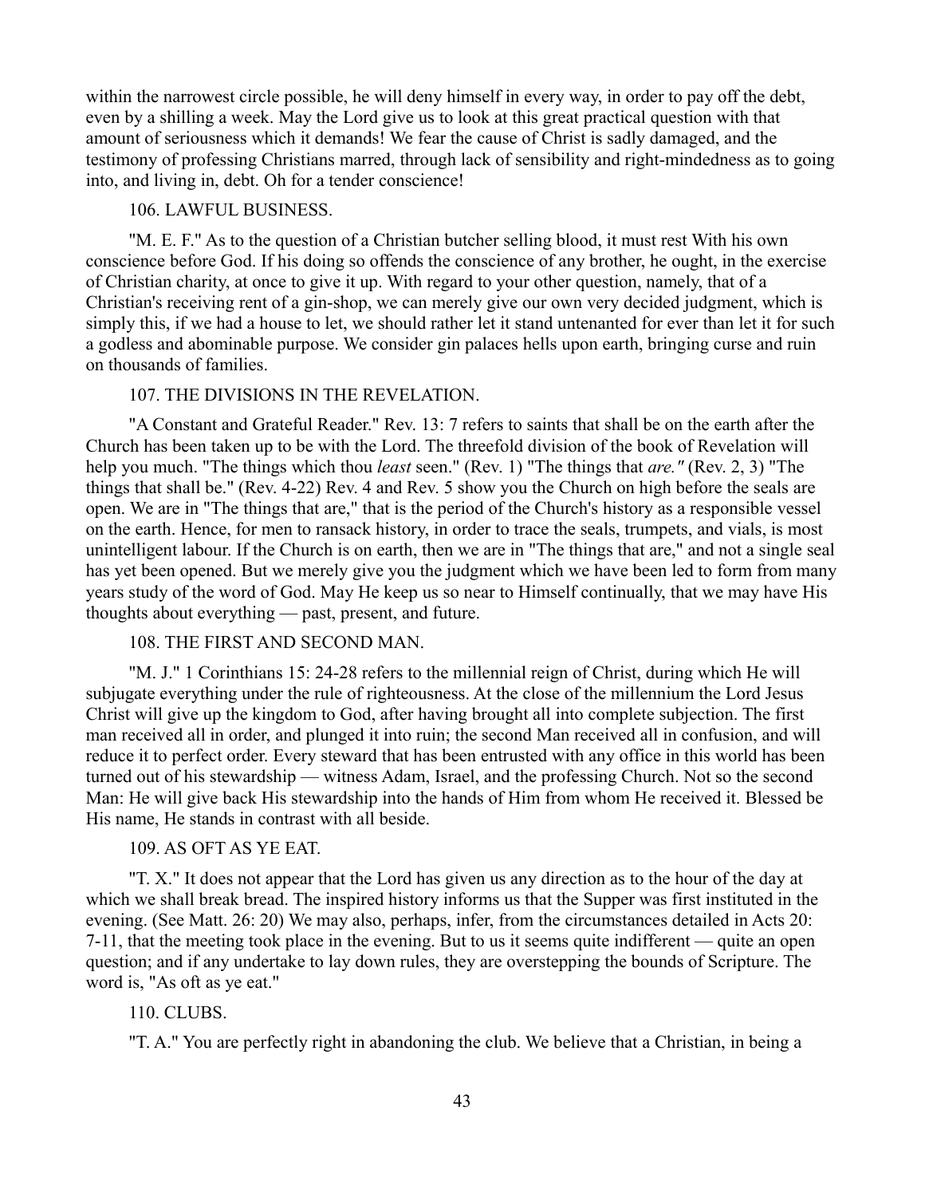within the narrowest circle possible, he will deny himself in every way, in order to pay off the debt, even by a shilling a week. May the Lord give us to look at this great practical question with that amount of seriousness which it demands! We fear the cause of Christ is sadly damaged, and the testimony of professing Christians marred, through lack of sensibility and right-mindedness as to going into, and living in, debt. Oh for a tender conscience!

106. LAWFUL BUSINESS.

"M. E. F." As to the question of a Christian butcher selling blood, it must rest With his own conscience before God. If his doing so offends the conscience of any brother, he ought, in the exercise of Christian charity, at once to give it up. With regard to your other question, namely, that of a Christian's receiving rent of a gin-shop, we can merely give our own very decided judgment, which is simply this, if we had a house to let, we should rather let it stand untenanted for ever than let it for such a godless and abominable purpose. We consider gin palaces hells upon earth, bringing curse and ruin on thousands of families.

107. THE DIVISIONS IN THE REVELATION.

"A Constant and Grateful Reader." Rev. 13: 7 refers to saints that shall be on the earth after the Church has been taken up to be with the Lord. The threefold division of the book of Revelation will help you much. "The things which thou *least* seen." (Rev. 1) "The things that *are."* (Rev. 2, 3) "The things that shall be." (Rev. 4-22) Rev. 4 and Rev. 5 show you the Church on high before the seals are open. We are in "The things that are," that is the period of the Church's history as a responsible vessel on the earth. Hence, for men to ransack history, in order to trace the seals, trumpets, and vials, is most unintelligent labour. If the Church is on earth, then we are in "The things that are," and not a single seal has yet been opened. But we merely give you the judgment which we have been led to form from many years study of the word of God. May He keep us so near to Himself continually, that we may have His thoughts about everything — past, present, and future.

108. THE FIRST AND SECOND MAN.

"M. J." 1 Corinthians 15: 24-28 refers to the millennial reign of Christ, during which He will subjugate everything under the rule of righteousness. At the close of the millennium the Lord Jesus Christ will give up the kingdom to God, after having brought all into complete subjection. The first man received all in order, and plunged it into ruin; the second Man received all in confusion, and will reduce it to perfect order. Every steward that has been entrusted with any office in this world has been turned out of his stewardship — witness Adam, Israel, and the professing Church. Not so the second Man: He will give back His stewardship into the hands of Him from whom He received it. Blessed be His name, He stands in contrast with all beside.

109. AS OFT AS YE EAT.

"T. X." It does not appear that the Lord has given us any direction as to the hour of the day at which we shall break bread. The inspired history informs us that the Supper was first instituted in the evening. (See Matt. 26: 20) We may also, perhaps, infer, from the circumstances detailed in Acts 20: 7-11, that the meeting took place in the evening. But to us it seems quite indifferent — quite an open question; and if any undertake to lay down rules, they are overstepping the bounds of Scripture. The word is, "As oft as ye eat."

110. CLUBS.

"T. A." You are perfectly right in abandoning the club. We believe that a Christian, in being a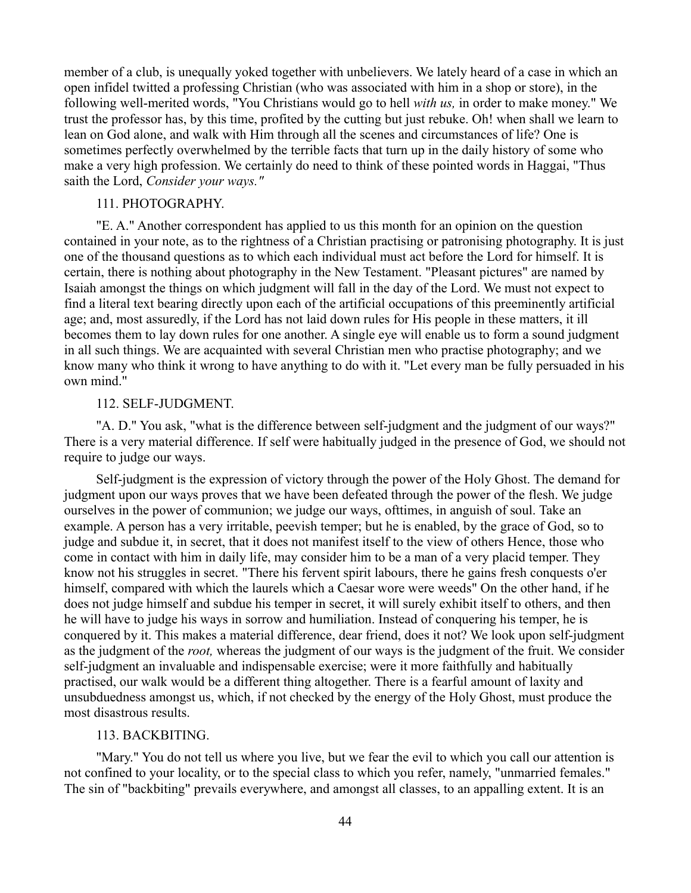member of a club, is unequally yoked together with unbelievers. We lately heard of a case in which an open infidel twitted a professing Christian (who was associated with him in a shop or store), in the following well-merited words, "You Christians would go to hell *with us,* in order to make money." We trust the professor has, by this time, profited by the cutting but just rebuke. Oh! when shall we learn to lean on God alone, and walk with Him through all the scenes and circumstances of life? One is sometimes perfectly overwhelmed by the terrible facts that turn up in the daily history of some who make a very high profession. We certainly do need to think of these pointed words in Haggai, "Thus saith the Lord, *Consider your ways."*

### 111. PHOTOGRAPHY.

"E. A." Another correspondent has applied to us this month for an opinion on the question contained in your note, as to the rightness of a Christian practising or patronising photography. It is just one of the thousand questions as to which each individual must act before the Lord for himself. It is certain, there is nothing about photography in the New Testament. "Pleasant pictures" are named by Isaiah amongst the things on which judgment will fall in the day of the Lord. We must not expect to find a literal text bearing directly upon each of the artificial occupations of this preeminently artificial age; and, most assuredly, if the Lord has not laid down rules for His people in these matters, it ill becomes them to lay down rules for one another. A single eye will enable us to form a sound judgment in all such things. We are acquainted with several Christian men who practise photography; and we know many who think it wrong to have anything to do with it. "Let every man be fully persuaded in his own mind."

### 112. SELF-JUDGMENT.

"A. D." You ask, "what is the difference between self-judgment and the judgment of our ways?" There is a very material difference. If self were habitually judged in the presence of God, we should not require to judge our ways.

Self-judgment is the expression of victory through the power of the Holy Ghost. The demand for judgment upon our ways proves that we have been defeated through the power of the flesh. We judge ourselves in the power of communion; we judge our ways, ofttimes, in anguish of soul. Take an example. A person has a very irritable, peevish temper; but he is enabled, by the grace of God, so to judge and subdue it, in secret, that it does not manifest itself to the view of others Hence, those who come in contact with him in daily life, may consider him to be a man of a very placid temper. They know not his struggles in secret. "There his fervent spirit labours, there he gains fresh conquests o'er himself, compared with which the laurels which a Caesar wore were weeds" On the other hand, if he does not judge himself and subdue his temper in secret, it will surely exhibit itself to others, and then he will have to judge his ways in sorrow and humiliation. Instead of conquering his temper, he is conquered by it. This makes a material difference, dear friend, does it not? We look upon self-judgment as the judgment of the *root,* whereas the judgment of our ways is the judgment of the fruit. We consider self-judgment an invaluable and indispensable exercise; were it more faithfully and habitually practised, our walk would be a different thing altogether. There is a fearful amount of laxity and unsubduedness amongst us, which, if not checked by the energy of the Holy Ghost, must produce the most disastrous results.

### 113. BACKBITING.

"Mary." You do not tell us where you live, but we fear the evil to which you call our attention is not confined to your locality, or to the special class to which you refer, namely, "unmarried females." The sin of "backbiting" prevails everywhere, and amongst all classes, to an appalling extent. It is an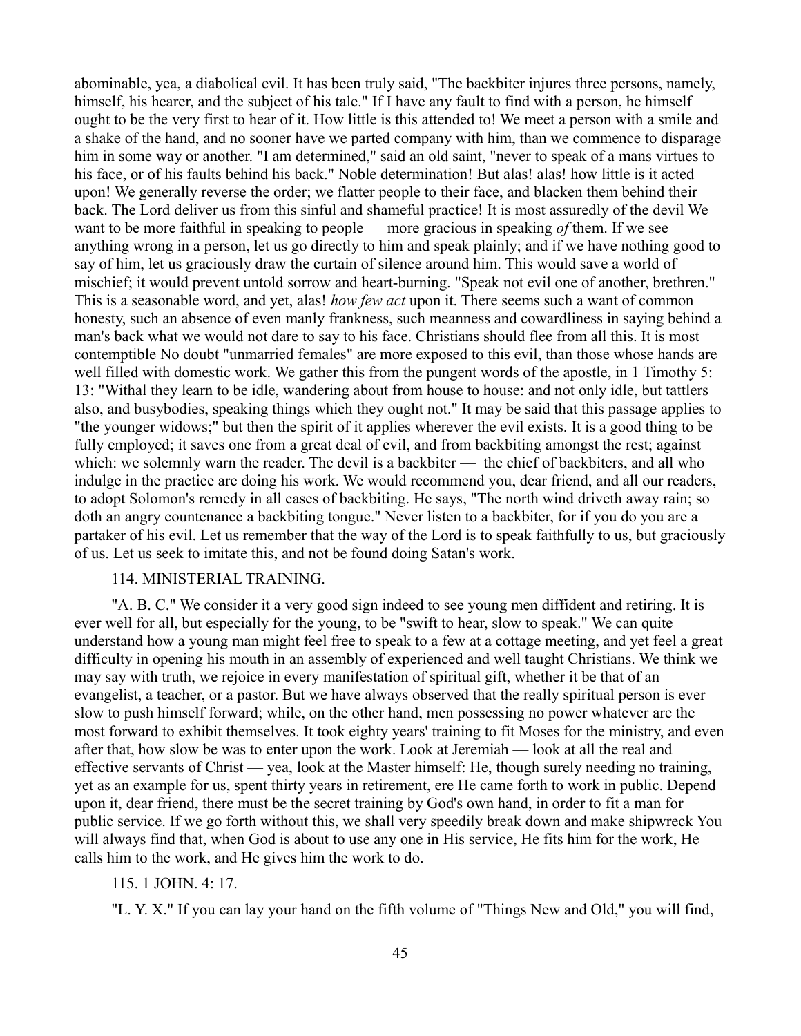abominable, yea, a diabolical evil. It has been truly said, "The backbiter injures three persons, namely, himself, his hearer, and the subject of his tale." If I have any fault to find with a person, he himself ought to be the very first to hear of it. How little is this attended to! We meet a person with a smile and a shake of the hand, and no sooner have we parted company with him, than we commence to disparage him in some way or another. "I am determined," said an old saint, "never to speak of a mans virtues to his face, or of his faults behind his back." Noble determination! But alas! alas! how little is it acted upon! We generally reverse the order; we flatter people to their face, and blacken them behind their back. The Lord deliver us from this sinful and shameful practice! It is most assuredly of the devil We want to be more faithful in speaking to people — more gracious in speaking *of* them. If we see anything wrong in a person, let us go directly to him and speak plainly; and if we have nothing good to say of him, let us graciously draw the curtain of silence around him. This would save a world of mischief; it would prevent untold sorrow and heart-burning. "Speak not evil one of another, brethren." This is a seasonable word, and yet, alas! *how few act* upon it. There seems such a want of common honesty, such an absence of even manly frankness, such meanness and cowardliness in saying behind a man's back what we would not dare to say to his face. Christians should flee from all this. It is most contemptible No doubt "unmarried females" are more exposed to this evil, than those whose hands are well filled with domestic work. We gather this from the pungent words of the apostle, in 1 Timothy 5: 13: "Withal they learn to be idle, wandering about from house to house: and not only idle, but tattlers also, and busybodies, speaking things which they ought not." It may be said that this passage applies to "the younger widows;" but then the spirit of it applies wherever the evil exists. It is a good thing to be fully employed; it saves one from a great deal of evil, and from backbiting amongst the rest; against which: we solemnly warn the reader. The devil is a backbiter — the chief of backbiters, and all who indulge in the practice are doing his work. We would recommend you, dear friend, and all our readers, to adopt Solomon's remedy in all cases of backbiting. He says, "The north wind driveth away rain; so doth an angry countenance a backbiting tongue." Never listen to a backbiter, for if you do you are a partaker of his evil. Let us remember that the way of the Lord is to speak faithfully to us, but graciously of us. Let us seek to imitate this, and not be found doing Satan's work.

114. MINISTERIAL TRAINING.

"A. B. C." We consider it a very good sign indeed to see young men diffident and retiring. It is ever well for all, but especially for the young, to be "swift to hear, slow to speak." We can quite understand how a young man might feel free to speak to a few at a cottage meeting, and yet feel a great difficulty in opening his mouth in an assembly of experienced and well taught Christians. We think we may say with truth, we rejoice in every manifestation of spiritual gift, whether it be that of an evangelist, a teacher, or a pastor. But we have always observed that the really spiritual person is ever slow to push himself forward; while, on the other hand, men possessing no power whatever are the most forward to exhibit themselves. It took eighty years' training to fit Moses for the ministry, and even after that, how slow be was to enter upon the work. Look at Jeremiah — look at all the real and effective servants of Christ — yea, look at the Master himself: He, though surely needing no training, yet as an example for us, spent thirty years in retirement, ere He came forth to work in public. Depend upon it, dear friend, there must be the secret training by God's own hand, in order to fit a man for public service. If we go forth without this, we shall very speedily break down and make shipwreck You will always find that, when God is about to use any one in His service, He fits him for the work, He calls him to the work, and He gives him the work to do.

115. 1 JOHN. 4: 17.

"L. Y. X." If you can lay your hand on the fifth volume of "Things New and Old," you will find,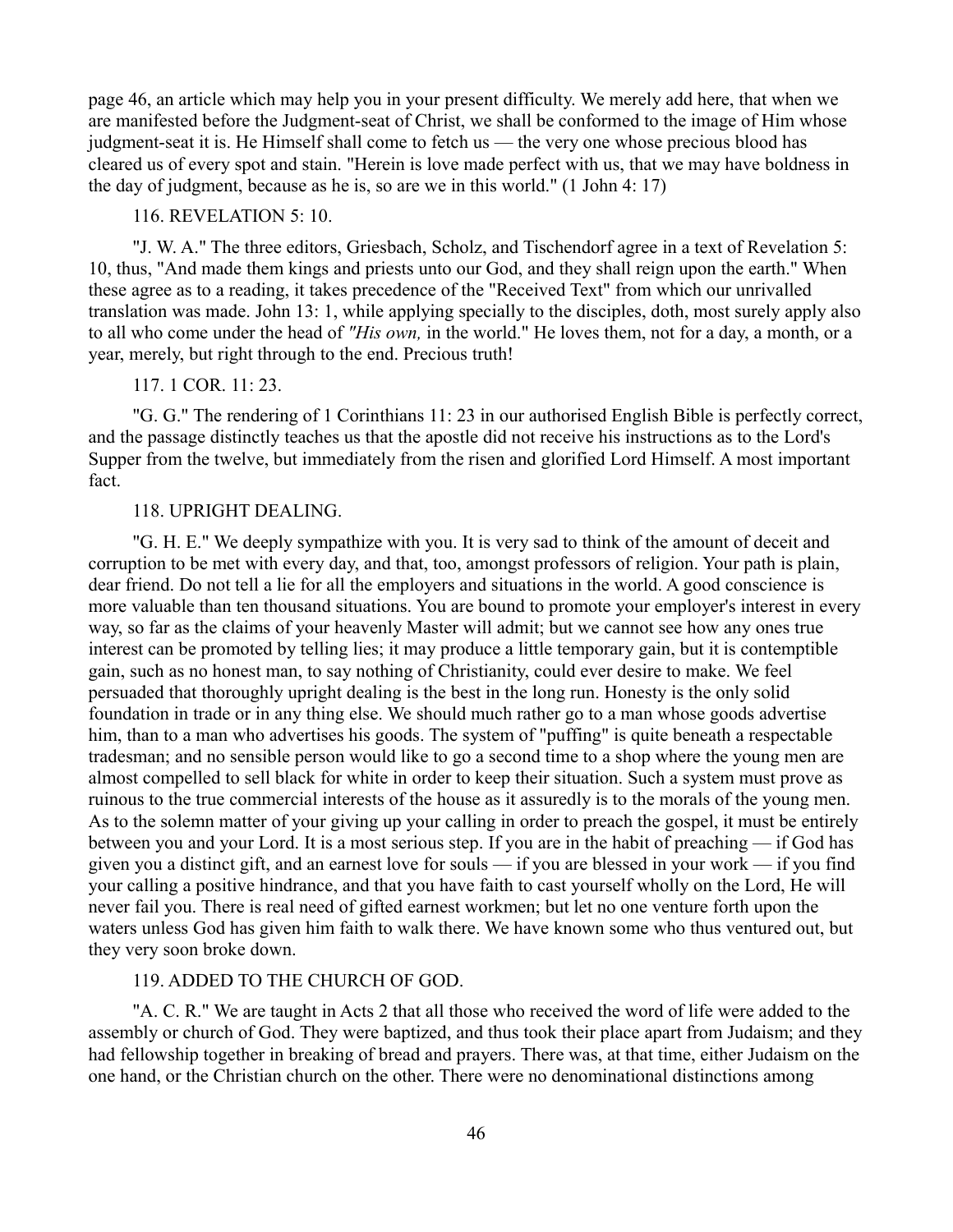page 46, an article which may help you in your present difficulty. We merely add here, that when we are manifested before the Judgment-seat of Christ, we shall be conformed to the image of Him whose judgment-seat it is. He Himself shall come to fetch us — the very one whose precious blood has cleared us of every spot and stain. "Herein is love made perfect with us, that we may have boldness in the day of judgment, because as he is, so are we in this world." (1 John 4: 17)

116. REVELATION 5: 10.

"J. W. A." The three editors, Griesbach, Scholz, and Tischendorf agree in a text of Revelation 5: 10, thus, "And made them kings and priests unto our God, and they shall reign upon the earth." When these agree as to a reading, it takes precedence of the "Received Text" from which our unrivalled translation was made. John 13: 1, while applying specially to the disciples, doth, most surely apply also to all who come under the head of *"His own,* in the world." He loves them, not for a day, a month, or a year, merely, but right through to the end. Precious truth!

117. 1 COR. 11: 23.

"G. G." The rendering of 1 Corinthians 11: 23 in our authorised English Bible is perfectly correct, and the passage distinctly teaches us that the apostle did not receive his instructions as to the Lord's Supper from the twelve, but immediately from the risen and glorified Lord Himself. A most important fact.

118. UPRIGHT DEALING.

"G. H. E." We deeply sympathize with you. It is very sad to think of the amount of deceit and corruption to be met with every day, and that, too, amongst professors of religion. Your path is plain, dear friend. Do not tell a lie for all the employers and situations in the world. A good conscience is more valuable than ten thousand situations. You are bound to promote your employer's interest in every way, so far as the claims of your heavenly Master will admit; but we cannot see how any ones true interest can be promoted by telling lies; it may produce a little temporary gain, but it is contemptible gain, such as no honest man, to say nothing of Christianity, could ever desire to make. We feel persuaded that thoroughly upright dealing is the best in the long run. Honesty is the only solid foundation in trade or in any thing else. We should much rather go to a man whose goods advertise him, than to a man who advertises his goods. The system of "puffing" is quite beneath a respectable tradesman; and no sensible person would like to go a second time to a shop where the young men are almost compelled to sell black for white in order to keep their situation. Such a system must prove as ruinous to the true commercial interests of the house as it assuredly is to the morals of the young men. As to the solemn matter of your giving up your calling in order to preach the gospel, it must be entirely between you and your Lord. It is a most serious step. If you are in the habit of preaching — if God has given you a distinct gift, and an earnest love for souls — if you are blessed in your work — if you find your calling a positive hindrance, and that you have faith to cast yourself wholly on the Lord, He will never fail you. There is real need of gifted earnest workmen; but let no one venture forth upon the waters unless God has given him faith to walk there. We have known some who thus ventured out, but they very soon broke down.

119. ADDED TO THE CHURCH OF GOD.

"A. C. R." We are taught in Acts 2 that all those who received the word of life were added to the assembly or church of God. They were baptized, and thus took their place apart from Judaism; and they had fellowship together in breaking of bread and prayers. There was, at that time, either Judaism on the one hand, or the Christian church on the other. There were no denominational distinctions among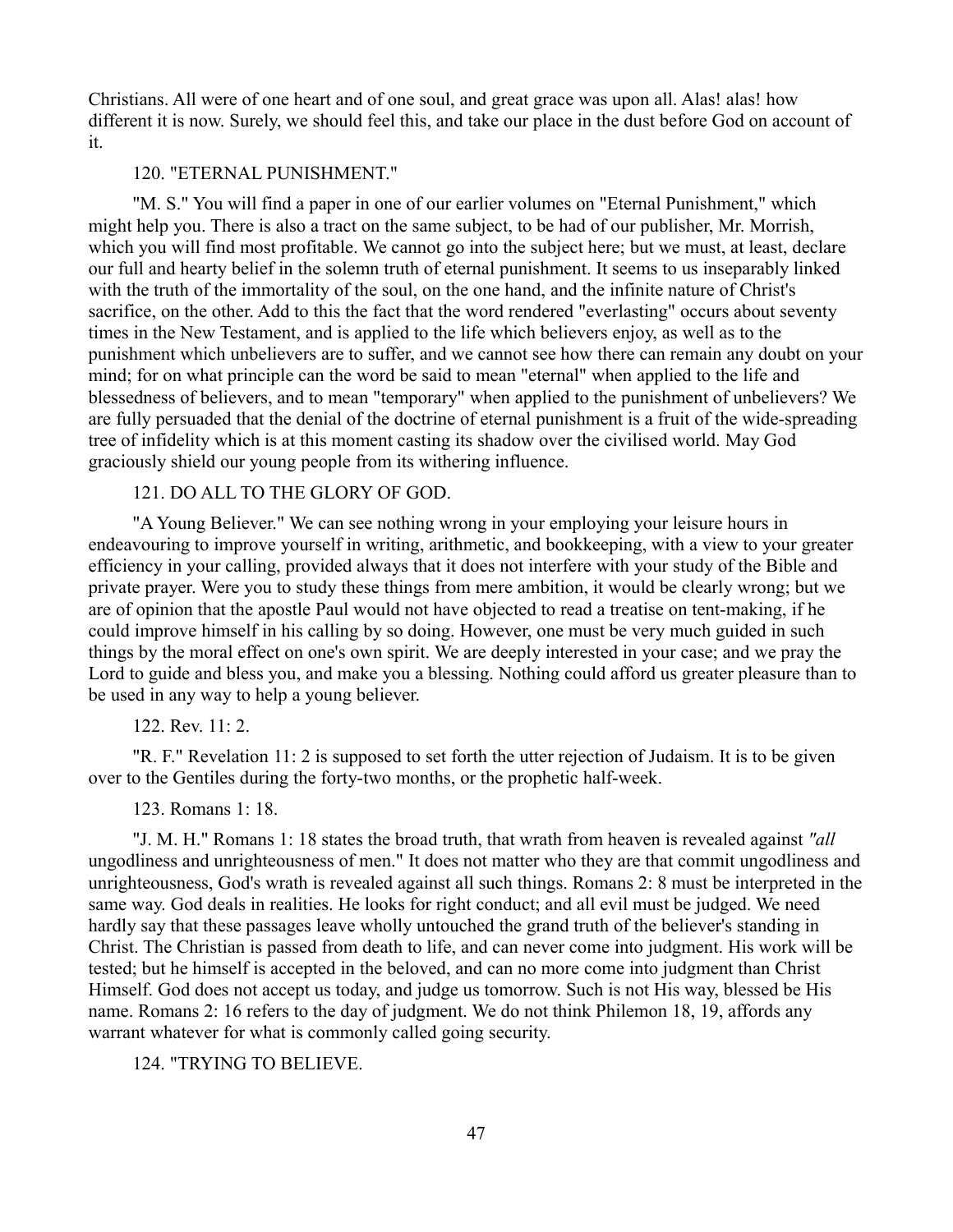Christians. All were of one heart and of one soul, and great grace was upon all. Alas! alas! how different it is now. Surely, we should feel this, and take our place in the dust before God on account of it.

## 120. "ETERNAL PUNISHMENT."

"M. S." You will find a paper in one of our earlier volumes on "Eternal Punishment," which might help you. There is also a tract on the same subject, to be had of our publisher, Mr. Morrish, which you will find most profitable. We cannot go into the subject here; but we must, at least, declare our full and hearty belief in the solemn truth of eternal punishment. It seems to us inseparably linked with the truth of the immortality of the soul, on the one hand, and the infinite nature of Christ's sacrifice, on the other. Add to this the fact that the word rendered "everlasting" occurs about seventy times in the New Testament, and is applied to the life which believers enjoy, as well as to the punishment which unbelievers are to suffer, and we cannot see how there can remain any doubt on your mind; for on what principle can the word be said to mean "eternal" when applied to the life and blessedness of believers, and to mean "temporary" when applied to the punishment of unbelievers? We are fully persuaded that the denial of the doctrine of eternal punishment is a fruit of the wide-spreading tree of infidelity which is at this moment casting its shadow over the civilised world. May God graciously shield our young people from its withering influence.

## 121. DO ALL TO THE GLORY OF GOD.

"A Young Believer." We can see nothing wrong in your employing your leisure hours in endeavouring to improve yourself in writing, arithmetic, and bookkeeping, with a view to your greater efficiency in your calling, provided always that it does not interfere with your study of the Bible and private prayer. Were you to study these things from mere ambition, it would be clearly wrong; but we are of opinion that the apostle Paul would not have objected to read a treatise on tent-making, if he could improve himself in his calling by so doing. However, one must be very much guided in such things by the moral effect on one's own spirit. We are deeply interested in your case; and we pray the Lord to guide and bless you, and make you a blessing. Nothing could afford us greater pleasure than to be used in any way to help a young believer.

## 122. Rev. 11: 2.

"R. F." Revelation 11: 2 is supposed to set forth the utter rejection of Judaism. It is to be given over to the Gentiles during the forty-two months, or the prophetic half-week.

## 123. Romans 1: 18.

"J. M. H." Romans 1: 18 states the broad truth, that wrath from heaven is revealed against *"all* ungodliness and unrighteousness of men." It does not matter who they are that commit ungodliness and unrighteousness, God's wrath is revealed against all such things. Romans 2: 8 must be interpreted in the same way. God deals in realities. He looks for right conduct; and all evil must be judged. We need hardly say that these passages leave wholly untouched the grand truth of the believer's standing in Christ. The Christian is passed from death to life, and can never come into judgment. His work will be tested; but he himself is accepted in the beloved, and can no more come into judgment than Christ Himself. God does not accept us today, and judge us tomorrow. Such is not His way, blessed be His name. Romans 2: 16 refers to the day of judgment. We do not think Philemon 18, 19, affords any warrant whatever for what is commonly called going security.

## 124. "TRYING TO BELIEVE.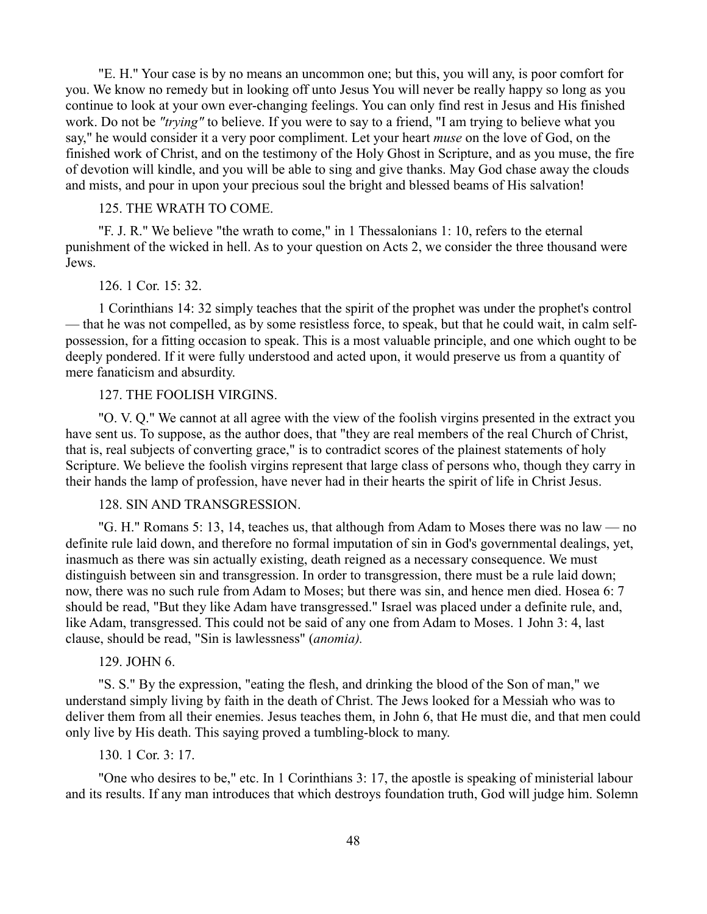"E. H." Your case is by no means an uncommon one; but this, you will any, is poor comfort for you. We know no remedy but in looking off unto Jesus You will never be really happy so long as you continue to look at your own ever-changing feelings. You can only find rest in Jesus and His finished work. Do not be *"trying"* to believe. If you were to say to a friend, "I am trying to believe what you say," he would consider it a very poor compliment. Let your heart *muse* on the love of God, on the finished work of Christ, and on the testimony of the Holy Ghost in Scripture, and as you muse, the fire of devotion will kindle, and you will be able to sing and give thanks. May God chase away the clouds and mists, and pour in upon your precious soul the bright and blessed beams of His salvation!

125. THE WRATH TO COME.

"F. J. R." We believe "the wrath to come," in 1 Thessalonians 1: 10, refers to the eternal punishment of the wicked in hell. As to your question on Acts 2, we consider the three thousand were Jews.

126. 1 Cor. 15: 32.

1 Corinthians 14: 32 simply teaches that the spirit of the prophet was under the prophet's control — that he was not compelled, as by some resistless force, to speak, but that he could wait, in calm self-possession, for a fitting occasion to speak. This is a most valuable principle, and one which ought to be deeply pondered. If it were fully understood and acted upon, it would preserve us from a quantity of mere fanaticism and absurdity.

127. THE FOOLISH VIRGINS.

"O. V. Q." We cannot at all agree with the view of the foolish virgins presented in the extract you have sent us. To suppose, as the author does, that "they are real members of the real Church of Christ, that is, real subjects of converting grace," is to contradict scores of the plainest statements of holy Scripture. We believe the foolish virgins represent that large class of persons who, though they carry in their hands the lamp of profession, have never had in their hearts the spirit of life in Christ Jesus.

128. SIN AND TRANSGRESSION.

"G. H." Romans 5: 13, 14, teaches us, that although from Adam to Moses there was no law — no definite rule laid down, and therefore no formal imputation of sin in God's governmental dealings, yet, inasmuch as there was sin actually existing, death reigned as a necessary consequence. We must distinguish between sin and transgression. In order to transgression, there must be a rule laid down; now, there was no such rule from Adam to Moses; but there was sin, and hence men died. Hosea 6: 7 should be read, "But they like Adam have transgressed." Israel was placed under a definite rule, and, like Adam, transgressed. This could not be said of any one from Adam to Moses. 1 John 3: 4, last clause, should be read, "Sin is lawlessness" (*anomia).*

129. JOHN 6.

"S. S." By the expression, "eating the flesh, and drinking the blood of the Son of man," we understand simply living by faith in the death of Christ. The Jews looked for a Messiah who was to deliver them from all their enemies. Jesus teaches them, in John 6, that He must die, and that men could only live by His death. This saying proved a tumbling-block to many.

130. 1 Cor. 3: 17.

"One who desires to be," etc. In 1 Corinthians 3: 17, the apostle is speaking of ministerial labour and its results. If any man introduces that which destroys foundation truth, God will judge him. Solemn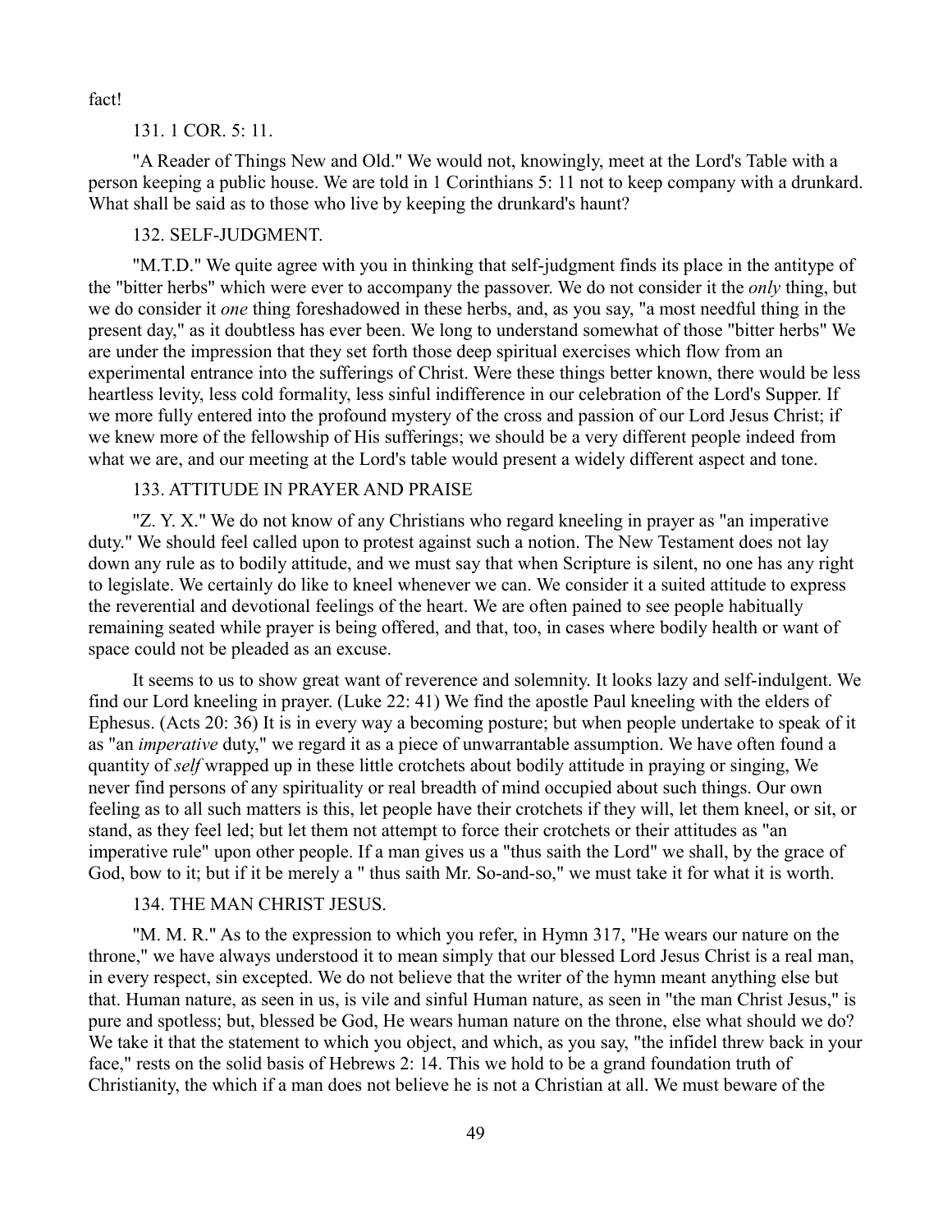fact!

### 131. 1 COR. 5: 11.

"A Reader of Things New and Old." We would not, knowingly, meet at the Lord's Table with a person keeping a public house. We are told in 1 Corinthians 5: 11 not to keep company with a drunkard. What shall be said as to those who live by keeping the drunkard's haunt?

### 132. SELF-JUDGMENT.

"M.T.D." We quite agree with you in thinking that self-judgment finds its place in the antitype of the "bitter herbs" which were ever to accompany the passover. We do not consider it the *only* thing, but we do consider it *one* thing foreshadowed in these herbs, and, as you say, "a most needful thing in the present day," as it doubtless has ever been. We long to understand somewhat of those "bitter herbs" We are under the impression that they set forth those deep spiritual exercises which flow from an experimental entrance into the sufferings of Christ. Were these things better known, there would be less heartless levity, less cold formality, less sinful indifference in our celebration of the Lord's Supper. If we more fully entered into the profound mystery of the cross and passion of our Lord Jesus Christ; if we knew more of the fellowship of His sufferings; we should be a very different people indeed from what we are, and our meeting at the Lord's table would present a widely different aspect and tone.

### 133. ATTITUDE IN PRAYER AND PRAISE

"Z. Y. X." We do not know of any Christians who regard kneeling in prayer as "an imperative duty." We should feel called upon to protest against such a notion. The New Testament does not lay down any rule as to bodily attitude, and we must say that when Scripture is silent, no one has any right to legislate. We certainly do like to kneel whenever we can. We consider it a suited attitude to express the reverential and devotional feelings of the heart. We are often pained to see people habitually remaining seated while prayer is being offered, and that, too, in cases where bodily health or want of space could not be pleaded as an excuse.

It seems to us to show great want of reverence and solemnity. It looks lazy and self-indulgent. We find our Lord kneeling in prayer. (Luke 22: 41) We find the apostle Paul kneeling with the elders of Ephesus. (Acts 20: 36) It is in every way a becoming posture; but when people undertake to speak of it as "an *imperative* duty," we regard it as a piece of unwarrantable assumption. We have often found a quantity of *self* wrapped up in these little crotchets about bodily attitude in praying or singing, We never find persons of any spirituality or real breadth of mind occupied about such things. Our own feeling as to all such matters is this, let people have their crotchets if they will, let them kneel, or sit, or stand, as they feel led; but let them not attempt to force their crotchets or their attitudes as "an imperative rule" upon other people. If a man gives us a "thus saith the Lord" we shall, by the grace of God, bow to it; but if it be merely a " thus saith Mr. So-and-so," we must take it for what it is worth.

### 134. THE MAN CHRIST JESUS.

"M. M. R." As to the expression to which you refer, in Hymn 317, "He wears our nature on the throne," we have always understood it to mean simply that our blessed Lord Jesus Christ is a real man, in every respect, sin excepted. We do not believe that the writer of the hymn meant anything else but that. Human nature, as seen in us, is vile and sinful Human nature, as seen in "the man Christ Jesus," is pure and spotless; but, blessed be God, He wears human nature on the throne, else what should we do? We take it that the statement to which you object, and which, as you say, "the infidel threw back in your face," rests on the solid basis of Hebrews 2: 14. This we hold to be a grand foundation truth of Christianity, the which if a man does not believe he is not a Christian at all. We must beware of the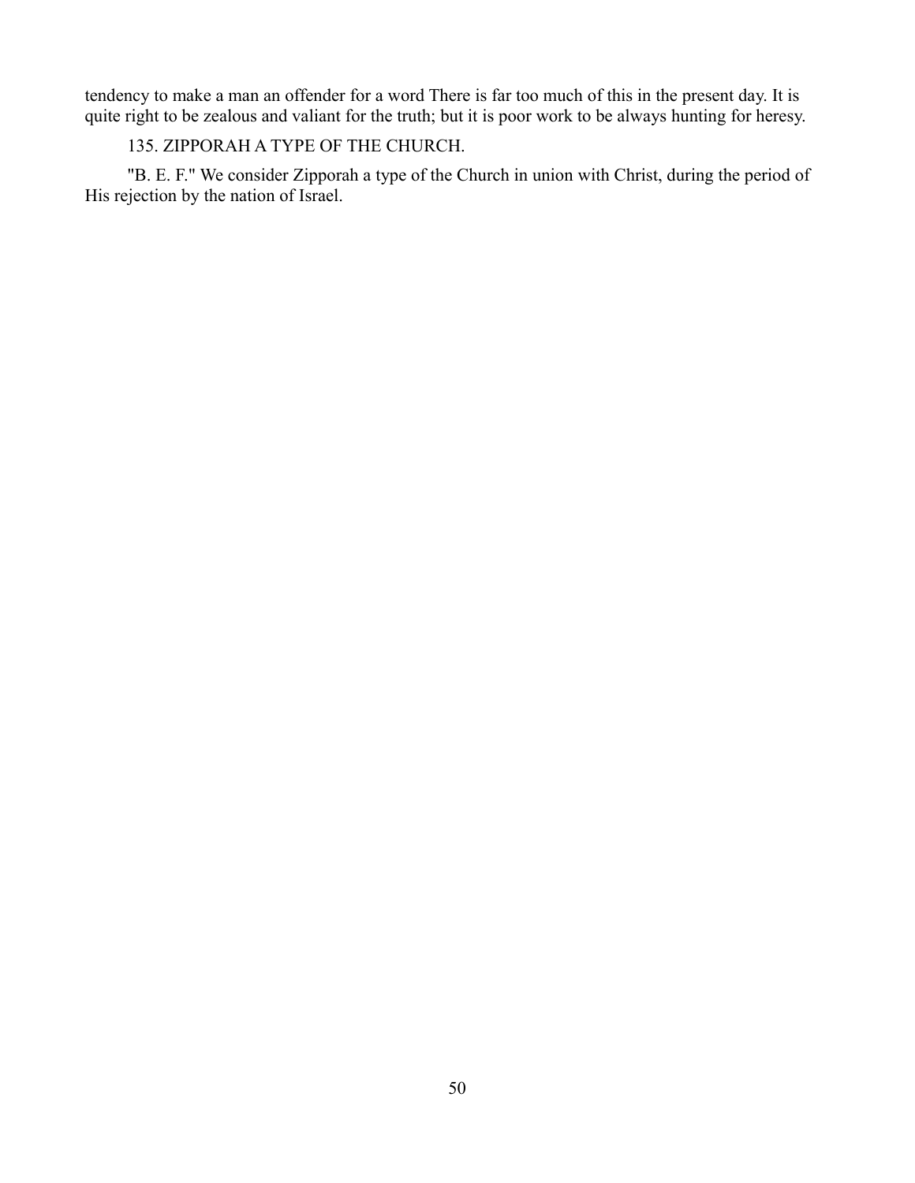tendency to make a man an offender for a word There is far too much of this in the present day. It is quite right to be zealous and valiant for the truth; but it is poor work to be always hunting for heresy.

### 135. ZIPPORAH A TYPE OF THE CHURCH.

"B. E. F." We consider Zipporah a type of the Church in union with Christ, during the period of His rejection by the nation of Israel.